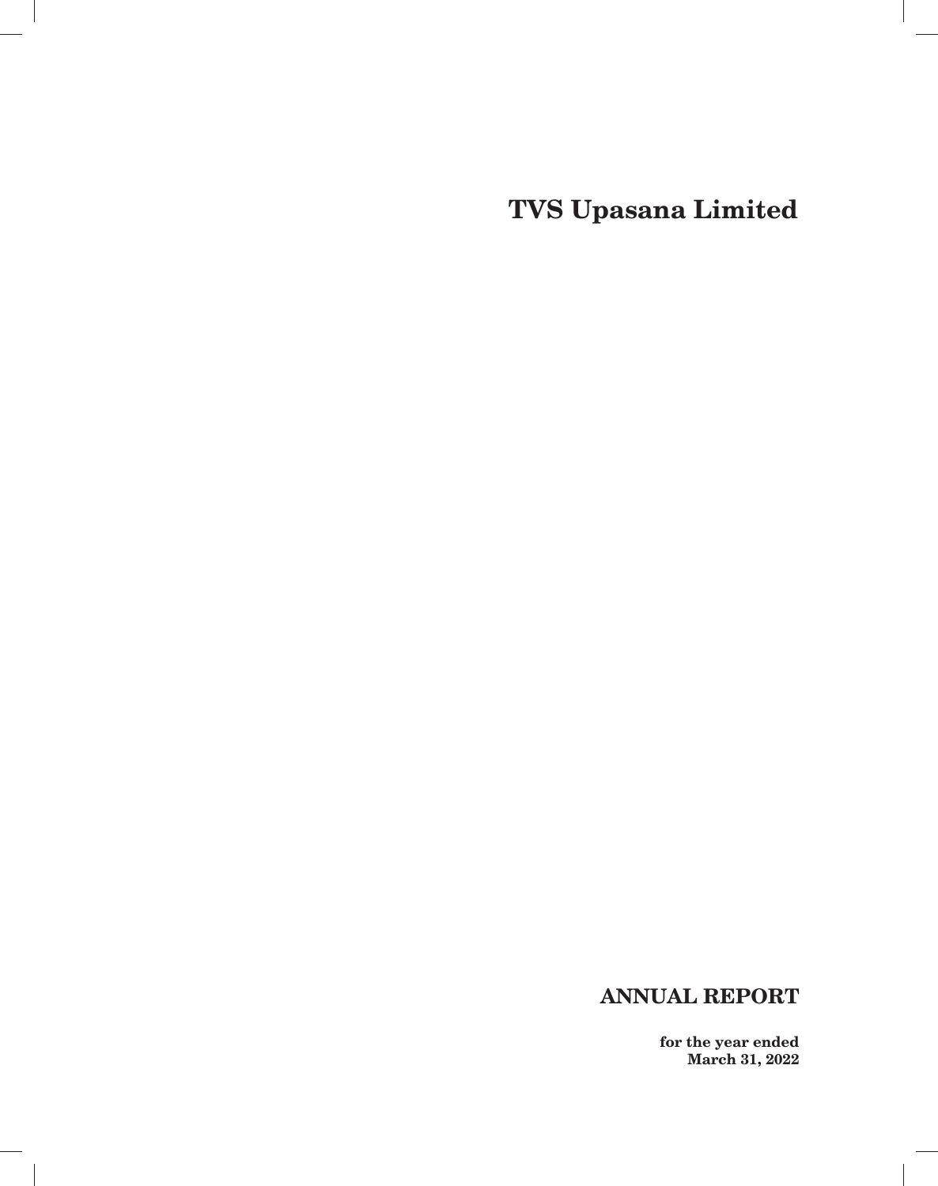# TVS Upasana Limited

## ANNUAL REPORT

**for the year ended**
**March 31, 2022**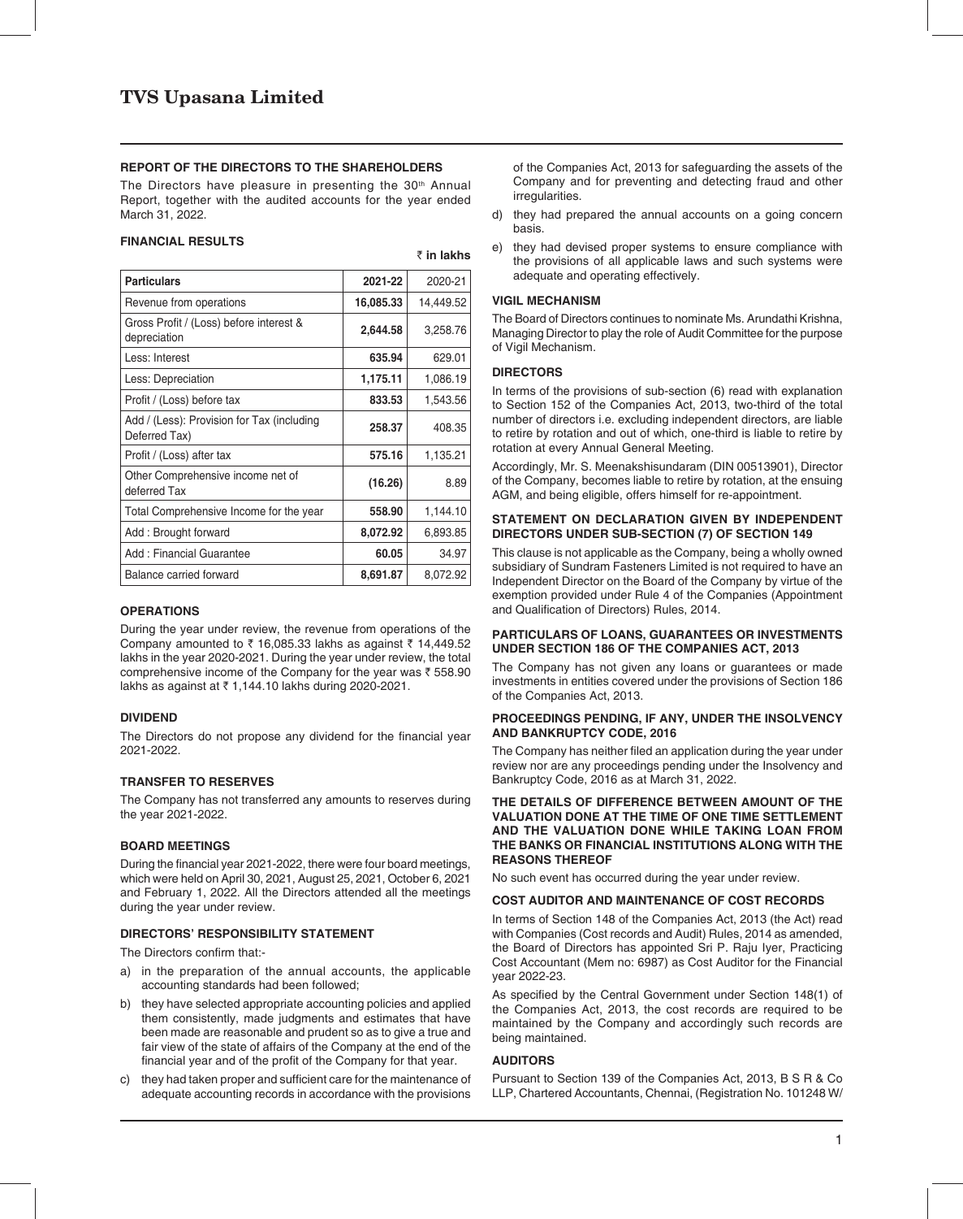# TVS Upasana Limited

## REPORT OF THE DIRECTORS TO THE SHAREHOLDERS

The Directors have pleasure in presenting the 30th Annual Report, together with the audited accounts for the year ended March 31, 2022.

### FINANCIAL RESULTS

₹ **in lakhs**

| Particulars | 2021-22 | 2020-21 |
|---|---|---|
| Revenue from operations | **16,085.33** | 14,449.52 |
| Gross Profit / (Loss) before interest & depreciation | **2,644.58** | 3,258.76 |
| Less: Interest | **635.94** | 629.01 |
| Less: Depreciation | **1,175.11** | 1,086.19 |
| Profit / (Loss) before tax | **833.53** | 1,543.56 |
| Add / (Less): Provision for Tax (including Deferred Tax) | **258.37** | 408.35 |
| Profit / (Loss) after tax | **575.16** | 1,135.21 |
| Other Comprehensive income net of deferred Tax | **(16.26)** | 8.89 |
| Total Comprehensive Income for the year | **558.90** | 1,144.10 |
| Add : Brought forward | **8,072.92** | 6,893.85 |
| Add : Financial Guarantee | **60.05** | 34.97 |
| Balance carried forward | **8,691.87** | 8,072.92 |

### OPERATIONS

During the year under review, the revenue from operations of the Company amounted to ₹ 16,085.33 lakhs as against ₹ 14,449.52 lakhs in the year 2020-2021. During the year under review, the total comprehensive income of the Company for the year was ₹ 558.90 lakhs as against at ₹ 1,144.10 lakhs during 2020-2021.

### DIVIDEND

The Directors do not propose any dividend for the financial year 2021-2022.

### TRANSFER TO RESERVES

The Company has not transferred any amounts to reserves during the year 2021-2022.

### BOARD MEETINGS

During the financial year 2021-2022, there were four board meetings, which were held on April 30, 2021, August 25, 2021, October 6, 2021 and February 1, 2022. All the Directors attended all the meetings during the year under review.

### DIRECTORS' RESPONSIBILITY STATEMENT

The Directors confirm that:-

a) in the preparation of the annual accounts, the applicable accounting standards had been followed;

b) they have selected appropriate accounting policies and applied them consistently, made judgments and estimates that have been made are reasonable and prudent so as to give a true and fair view of the state of affairs of the Company at the end of the financial year and of the profit of the Company for that year.

c) they had taken proper and sufficient care for the maintenance of adequate accounting records in accordance with the provisions of the Companies Act, 2013 for safeguarding the assets of the Company and for preventing and detecting fraud and other irregularities.

d) they had prepared the annual accounts on a going concern basis.

e) they had devised proper systems to ensure compliance with the provisions of all applicable laws and such systems were adequate and operating effectively.

### VIGIL MECHANISM

The Board of Directors continues to nominate Ms. Arundathi Krishna, Managing Director to play the role of Audit Committee for the purpose of Vigil Mechanism.

### DIRECTORS

In terms of the provisions of sub-section (6) read with explanation to Section 152 of the Companies Act, 2013, two-third of the total number of directors i.e. excluding independent directors, are liable to retire by rotation and out of which, one-third is liable to retire by rotation at every Annual General Meeting.

Accordingly, Mr. S. Meenakshisundaram (DIN 00513901), Director of the Company, becomes liable to retire by rotation, at the ensuing AGM, and being eligible, offers himself for re-appointment.

### STATEMENT ON DECLARATION GIVEN BY INDEPENDENT DIRECTORS UNDER SUB-SECTION (7) OF SECTION 149

This clause is not applicable as the Company, being a wholly owned subsidiary of Sundram Fasteners Limited is not required to have an Independent Director on the Board of the Company by virtue of the exemption provided under Rule 4 of the Companies (Appointment and Qualification of Directors) Rules, 2014.

### PARTICULARS OF LOANS, GUARANTEES OR INVESTMENTS UNDER SECTION 186 OF THE COMPANIES ACT, 2013

The Company has not given any loans or guarantees or made investments in entities covered under the provisions of Section 186 of the Companies Act, 2013.

### PROCEEDINGS PENDING, IF ANY, UNDER THE INSOLVENCY AND BANKRUPTCY CODE, 2016

The Company has neither filed an application during the year under review nor are any proceedings pending under the Insolvency and Bankruptcy Code, 2016 as at March 31, 2022.

### THE DETAILS OF DIFFERENCE BETWEEN AMOUNT OF THE VALUATION DONE AT THE TIME OF ONE TIME SETTLEMENT AND THE VALUATION DONE WHILE TAKING LOAN FROM THE BANKS OR FINANCIAL INSTITUTIONS ALONG WITH THE REASONS THEREOF

No such event has occurred during the year under review.

### COST AUDITOR AND MAINTENANCE OF COST RECORDS

In terms of Section 148 of the Companies Act, 2013 (the Act) read with Companies (Cost records and Audit) Rules, 2014 as amended, the Board of Directors has appointed Sri P. Raju Iyer, Practicing Cost Accountant (Mem no: 6987) as Cost Auditor for the Financial year 2022-23.

As specified by the Central Government under Section 148(1) of the Companies Act, 2013, the cost records are required to be maintained by the Company and accordingly such records are being maintained.

### AUDITORS

Pursuant to Section 139 of the Companies Act, 2013, B S R & Co LLP, Chartered Accountants, Chennai, (Registration No. 101248 W/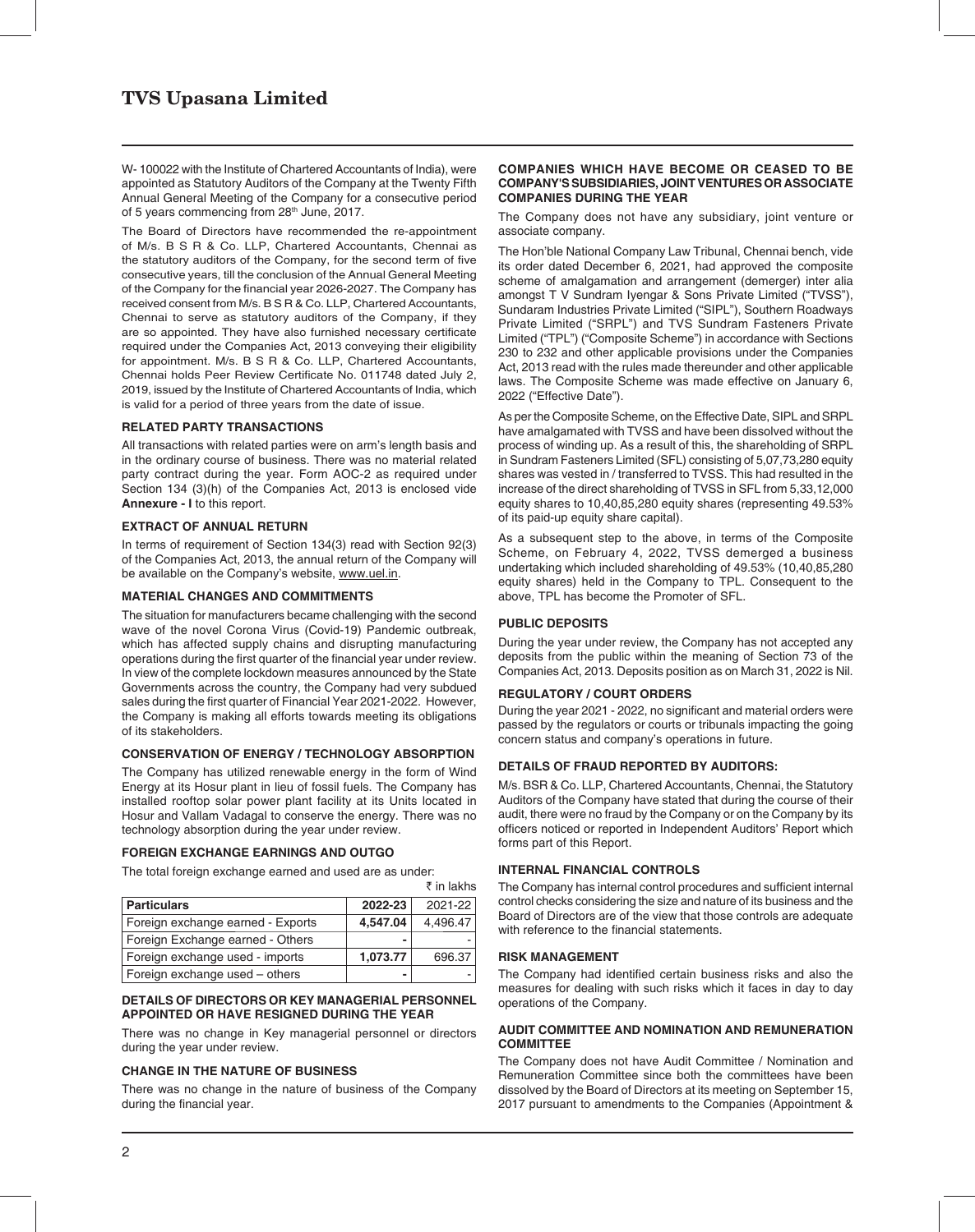W- 100022 with the Institute of Chartered Accountants of India), were appointed as Statutory Auditors of the Company at the Twenty Fifth Annual General Meeting of the Company for a consecutive period of 5 years commencing from 28th June, 2017.

The Board of Directors have recommended the re-appointment of M/s. B S R & Co. LLP, Chartered Accountants, Chennai as the statutory auditors of the Company, for the second term of five consecutive years, till the conclusion of the Annual General Meeting of the Company for the financial year 2026-2027. The Company has received consent from M/s. B S R & Co. LLP, Chartered Accountants, Chennai to serve as statutory auditors of the Company, if they are so appointed. They have also furnished necessary certificate required under the Companies Act, 2013 conveying their eligibility for appointment. M/s. B S R & Co. LLP, Chartered Accountants, Chennai holds Peer Review Certificate No. 011748 dated July 2, 2019, issued by the Institute of Chartered Accountants of India, which is valid for a period of three years from the date of issue.

## RELATED PARTY TRANSACTIONS

All transactions with related parties were on arm's length basis and in the ordinary course of business. There was no material related party contract during the year. Form AOC-2 as required under Section 134 (3)(h) of the Companies Act, 2013 is enclosed vide **Annexure - I** to this report.

## EXTRACT OF ANNUAL RETURN

In terms of requirement of Section 134(3) read with Section 92(3) of the Companies Act, 2013, the annual return of the Company will be available on the Company's website, www.uel.in.

## MATERIAL CHANGES AND COMMITMENTS

The situation for manufacturers became challenging with the second wave of the novel Corona Virus (Covid-19) Pandemic outbreak, which has affected supply chains and disrupting manufacturing operations during the first quarter of the financial year under review. In view of the complete lockdown measures announced by the State Governments across the country, the Company had very subdued sales during the first quarter of Financial Year 2021-2022. However, the Company is making all efforts towards meeting its obligations of its stakeholders.

## CONSERVATION OF ENERGY / TECHNOLOGY ABSORPTION

The Company has utilized renewable energy in the form of Wind Energy at its Hosur plant in lieu of fossil fuels. The Company has installed rooftop solar power plant facility at its Units located in Hosur and Vallam Vadagal to conserve the energy. There was no technology absorption during the year under review.

## FOREIGN EXCHANGE EARNINGS AND OUTGO

The total foreign exchange earned and used are as under:

₹ in lakhs

| Particulars | 2022-23 | 2021-22 |
|---|---|---|
| Foreign exchange earned - Exports | **4,547.04** | 4,496.47 |
| Foreign Exchange earned - Others | **-** | - |
| Foreign exchange used - imports | **1,073.77** | 696.37 |
| Foreign exchange used – others | **-** | - |

## DETAILS OF DIRECTORS OR KEY MANAGERIAL PERSONNEL APPOINTED OR HAVE RESIGNED DURING THE YEAR

There was no change in Key managerial personnel or directors during the year under review.

## CHANGE IN THE NATURE OF BUSINESS

There was no change in the nature of business of the Company during the financial year.

## COMPANIES WHICH HAVE BECOME OR CEASED TO BE COMPANY'S SUBSIDIARIES, JOINT VENTURES OR ASSOCIATE COMPANIES DURING THE YEAR

The Company does not have any subsidiary, joint venture or associate company.

The Hon'ble National Company Law Tribunal, Chennai bench, vide its order dated December 6, 2021, had approved the composite scheme of amalgamation and arrangement (demerger) inter alia amongst T V Sundram Iyengar & Sons Private Limited ("TVSS"), Sundaram Industries Private Limited ("SIPL"), Southern Roadways Private Limited ("SRPL") and TVS Sundram Fasteners Private Limited ("TPL") ("Composite Scheme") in accordance with Sections 230 to 232 and other applicable provisions under the Companies Act, 2013 read with the rules made thereunder and other applicable laws. The Composite Scheme was made effective on January 6, 2022 ("Effective Date").

As per the Composite Scheme, on the Effective Date, SIPL and SRPL have amalgamated with TVSS and have been dissolved without the process of winding up. As a result of this, the shareholding of SRPL in Sundram Fasteners Limited (SFL) consisting of 5,07,73,280 equity shares was vested in / transferred to TVSS. This had resulted in the increase of the direct shareholding of TVSS in SFL from 5,33,12,000 equity shares to 10,40,85,280 equity shares (representing 49.53% of its paid-up equity share capital).

As a subsequent step to the above, in terms of the Composite Scheme, on February 4, 2022, TVSS demerged a business undertaking which included shareholding of 49.53% (10,40,85,280 equity shares) held in the Company to TPL. Consequent to the above, TPL has become the Promoter of SFL.

## PUBLIC DEPOSITS

During the year under review, the Company has not accepted any deposits from the public within the meaning of Section 73 of the Companies Act, 2013. Deposits position as on March 31, 2022 is Nil.

## REGULATORY / COURT ORDERS

During the year 2021 - 2022, no significant and material orders were passed by the regulators or courts or tribunals impacting the going concern status and company's operations in future.

## DETAILS OF FRAUD REPORTED BY AUDITORS:

M/s. BSR & Co. LLP, Chartered Accountants, Chennai, the Statutory Auditors of the Company have stated that during the course of their audit, there were no fraud by the Company or on the Company by its officers noticed or reported in Independent Auditors' Report which forms part of this Report.

## INTERNAL FINANCIAL CONTROLS

The Company has internal control procedures and sufficient internal control checks considering the size and nature of its business and the Board of Directors are of the view that those controls are adequate with reference to the financial statements.

## RISK MANAGEMENT

The Company had identified certain business risks and also the measures for dealing with such risks which it faces in day to day operations of the Company.

## AUDIT COMMITTEE AND NOMINATION AND REMUNERATION COMMITTEE

The Company does not have Audit Committee / Nomination and Remuneration Committee since both the committees have been dissolved by the Board of Directors at its meeting on September 15, 2017 pursuant to amendments to the Companies (Appointment &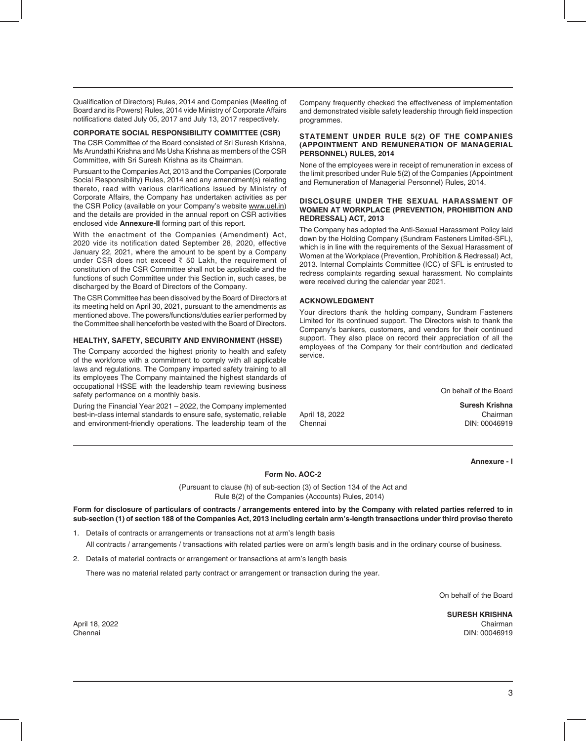Qualification of Directors) Rules, 2014 and Companies (Meeting of Board and its Powers) Rules, 2014 vide Ministry of Corporate Affairs notifications dated July 05, 2017 and July 13, 2017 respectively.

**CORPORATE SOCIAL RESPONSIBILITY COMMITTEE (CSR)**

The CSR Committee of the Board consisted of Sri Suresh Krishna, Ms Arundathi Krishna and Ms Usha Krishna as members of the CSR Committee, with Sri Suresh Krishna as its Chairman.

Pursuant to the Companies Act, 2013 and the Companies (Corporate Social Responsibility) Rules, 2014 and any amendment(s) relating thereto, read with various clarifications issued by Ministry of Corporate Affairs, the Company has undertaken activities as per the CSR Policy (available on your Company's website www.uel.in) and the details are provided in the annual report on CSR activities enclosed vide **Annexure-II** forming part of this report.

With the enactment of the Companies (Amendment) Act, 2020 vide its notification dated September 28, 2020, effective January 22, 2021, where the amount to be spent by a Company under CSR does not exceed ₹ 50 Lakh, the requirement of constitution of the CSR Committee shall not be applicable and the functions of such Committee under this Section in, such cases, be discharged by the Board of Directors of the Company.

The CSR Committee has been dissolved by the Board of Directors at its meeting held on April 30, 2021, pursuant to the amendments as mentioned above. The powers/functions/duties earlier performed by the Committee shall henceforth be vested with the Board of Directors.

**HEALTHY, SAFETY, SECURITY AND ENVIRONMENT (HSSE)**

The Company accorded the highest priority to health and safety of the workforce with a commitment to comply with all applicable laws and regulations. The Company imparted safety training to all its employees The Company maintained the highest standards of occupational HSSE with the leadership team reviewing business safety performance on a monthly basis.

During the Financial Year 2021 – 2022, the Company implemented best-in-class internal standards to ensure safe, systematic, reliable and environment-friendly operations. The leadership team of the Company frequently checked the effectiveness of implementation and demonstrated visible safety leadership through field inspection programmes.

**STATEMENT UNDER RULE 5(2) OF THE COMPANIES (APPOINTMENT AND REMUNERATION OF MANAGERIAL PERSONNEL) RULES, 2014**

None of the employees were in receipt of remuneration in excess of the limit prescribed under Rule 5(2) of the Companies (Appointment and Remuneration of Managerial Personnel) Rules, 2014.

**DISCLOSURE UNDER THE SEXUAL HARASSMENT OF WOMEN AT WORKPLACE (PREVENTION, PROHIBITION AND REDRESSAL) ACT, 2013**

The Company has adopted the Anti-Sexual Harassment Policy laid down by the Holding Company (Sundram Fasteners Limited-SFL), which is in line with the requirements of the Sexual Harassment of Women at the Workplace (Prevention, Prohibition & Redressal) Act, 2013. Internal Complaints Committee (ICC) of SFL is entrusted to redress complaints regarding sexual harassment. No complaints were received during the calendar year 2021.

**ACKNOWLEDGMENT**

Your directors thank the holding company, Sundram Fasteners Limited for its continued support. The Directors wish to thank the Company's bankers, customers, and vendors for their continued support. They also place on record their appreciation of all the employees of the Company for their contribution and dedicated service.

On behalf of the Board

**Suresh Krishna**
Chairman
DIN: 00046919

April 18, 2022
Chennai

---

**Annexure - I**

**Form No. AOC-2**

(Pursuant to clause (h) of sub-section (3) of Section 134 of the Act and Rule 8(2) of the Companies (Accounts) Rules, 2014)

**Form for disclosure of particulars of contracts / arrangements entered into by the Company with related parties referred to in sub-section (1) of section 188 of the Companies Act, 2013 including certain arm's-length transactions under third proviso thereto**

1. Details of contracts or arrangements or transactions not at arm's length basis

   All contracts / arrangements / transactions with related parties were on arm's length basis and in the ordinary course of business.

2. Details of material contracts or arrangement or transactions at arm's length basis

   There was no material related party contract or arrangement or transaction during the year.

On behalf of the Board

**SURESH KRISHNA**
Chairman
DIN: 00046919

April 18, 2022
Chennai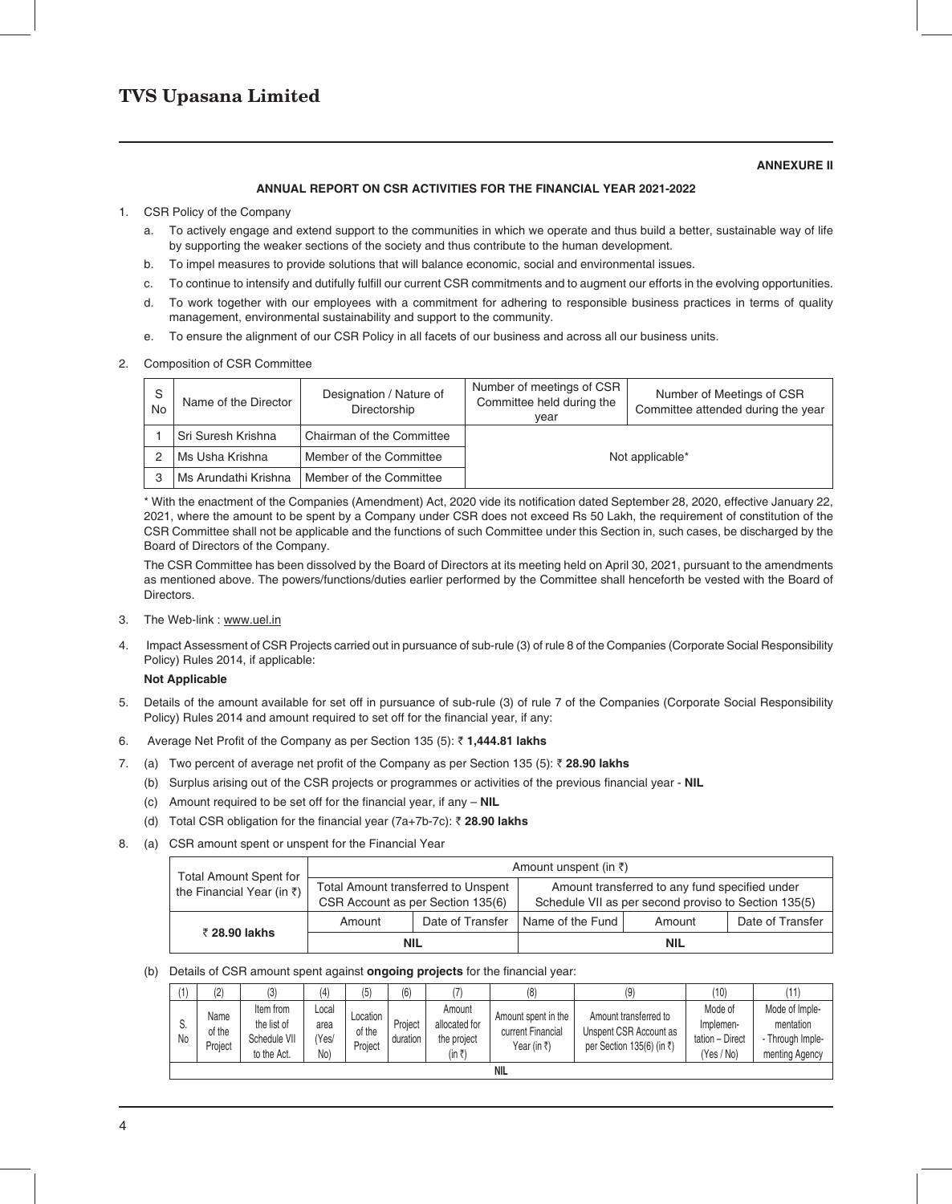**ANNEXURE II**

**ANNUAL REPORT ON CSR ACTIVITIES FOR THE FINANCIAL YEAR 2021-2022**

1. CSR Policy of the Company
   a. To actively engage and extend support to the communities in which we operate and thus build a better, sustainable way of life by supporting the weaker sections of the society and thus contribute to the human development.
   b. To impel measures to provide solutions that will balance economic, social and environmental issues.
   c. To continue to intensify and dutifully fulfill our current CSR commitments and to augment our efforts in the evolving opportunities.
   d. To work together with our employees with a commitment for adhering to responsible business practices in terms of quality management, environmental sustainability and support to the community.
   e. To ensure the alignment of our CSR Policy in all facets of our business and across all our business units.

2. Composition of CSR Committee

| S No | Name of the Director | Designation / Nature of Directorship | Number of meetings of CSR Committee held during the year | Number of Meetings of CSR Committee attended during the year |
|---|---|---|---|---|
| 1 | Sri Suresh Krishna | Chairman of the Committee | Not applicable* | |
| 2 | Ms Usha Krishna | Member of the Committee | | |
| 3 | Ms Arundathi Krishna | Member of the Committee | | |

\* With the enactment of the Companies (Amendment) Act, 2020 vide its notification dated September 28, 2020, effective January 22, 2021, where the amount to be spent by a Company under CSR does not exceed Rs 50 Lakh, the requirement of constitution of the CSR Committee shall not be applicable and the functions of such Committee under this Section in, such cases, be discharged by the Board of Directors of the Company.

The CSR Committee has been dissolved by the Board of Directors at its meeting held on April 30, 2021, pursuant to the amendments as mentioned above. The powers/functions/duties earlier performed by the Committee shall henceforth be vested with the Board of Directors.

3. The Web-link : www.uel.in

4. Impact Assessment of CSR Projects carried out in pursuance of sub-rule (3) of rule 8 of the Companies (Corporate Social Responsibility Policy) Rules 2014, if applicable:

   **Not Applicable**

5. Details of the amount available for set off in pursuance of sub-rule (3) of rule 7 of the Companies (Corporate Social Responsibility Policy) Rules 2014 and amount required to set off for the financial year, if any:

6. Average Net Profit of the Company as per Section 135 (5): ₹ **1,444.81 lakhs**

7. (a) Two percent of average net profit of the Company as per Section 135 (5): ₹ **28.90 lakhs**
   (b) Surplus arising out of the CSR projects or programmes or activities of the previous financial year - **NIL**
   (c) Amount required to be set off for the financial year, if any – **NIL**
   (d) Total CSR obligation for the financial year (7a+7b-7c): ₹ **28.90 lakhs**

8. (a) CSR amount spent or unspent for the Financial Year

| Total Amount Spent for the Financial Year (in ₹) | Amount unspent (in ₹) | | | | |
|---|---|---|---|---|---|
| | Total Amount transferred to Unspent CSR Account as per Section 135(6) | | Amount transferred to any fund specified under Schedule VII as per second proviso to Section 135(5) | | |
| | Amount | Date of Transfer | Name of the Fund | Amount | Date of Transfer |
| ₹ **28.90 lakhs** | **NIL** | | **NIL** | | |

   (b) Details of CSR amount spent against **ongoing projects** for the financial year:

| (1) | (2) | (3) | (4) | (5) | (6) | (7) | (8) | (9) | (10) | (11) |
|---|---|---|---|---|---|---|---|---|---|---|
| S. No | Name of the Project | Item from the list of Schedule VII to the Act. | Local area (Yes/ No) | Location of the Project | Project duration | Amount allocated for the project (in ₹) | Amount spent in the current Financial Year (in ₹) | Amount transferred to Unspent CSR Account as per Section 135(6) (in ₹) | Mode of Implemen-tation – Direct (Yes / No) | Mode of Imple-mentation - Through Imple-menting Agency |
| **NIL** | | | | | | | | | | |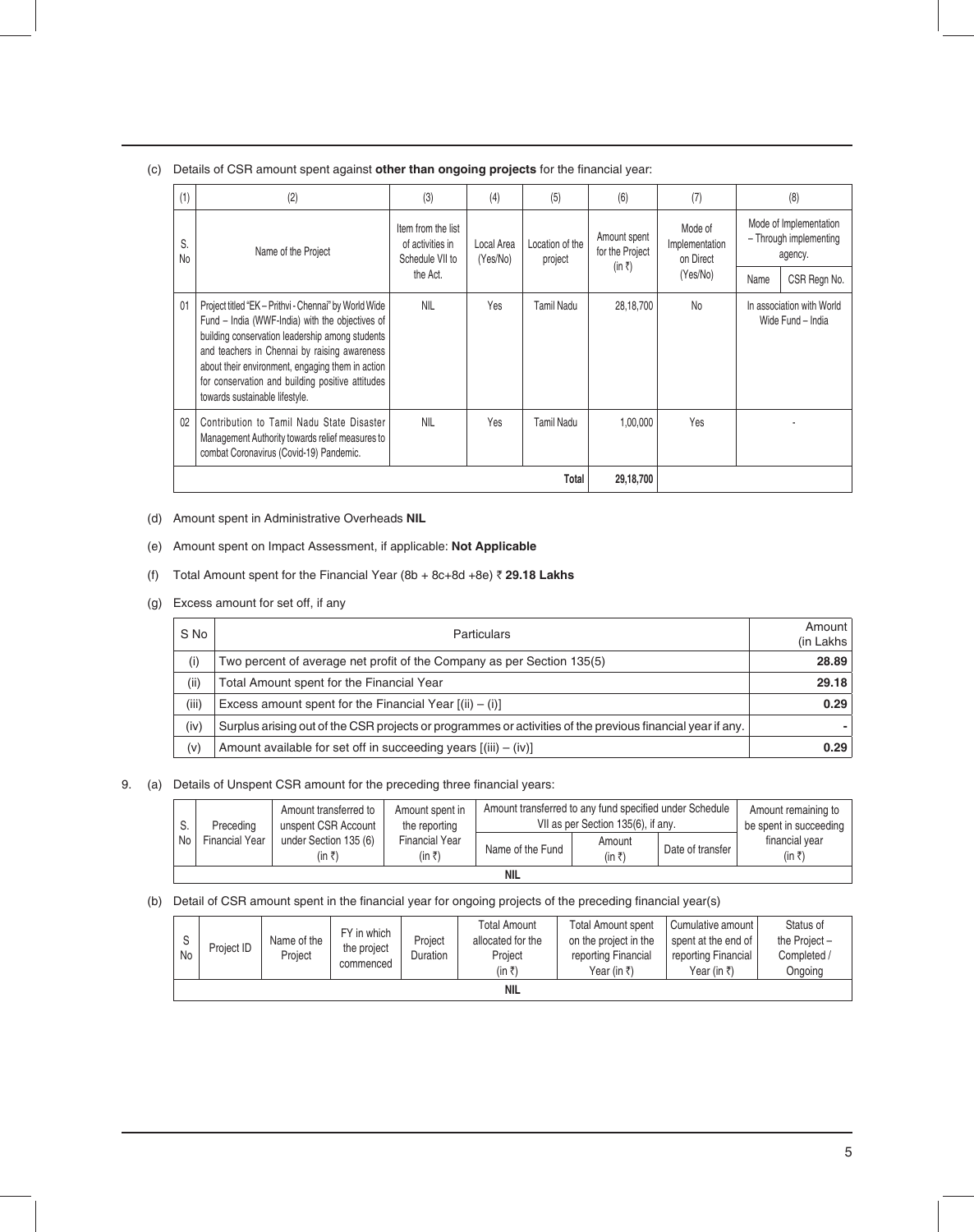(c) Details of CSR amount spent against **other than ongoing projects** for the financial year:

| (1) | (2) | (3) | (4) | (5) | (6) | (7) | (8) | |
|---|---|---|---|---|---|---|---|---|
| S. No | Name of the Project | Item from the list of activities in Schedule VII to the Act. | Local Area (Yes/No) | Location of the project | Amount spent for the Project (in ₹) | Mode of Implementation on Direct (Yes/No) | Mode of Implementation – Through implementing agency. | |
| | | | | | | | Name | CSR Regn No. |
| 01 | Project titled "EK – Prithvi - Chennai" by World Wide Fund – India (WWF-India) with the objectives of building conservation leadership among students and teachers in Chennai by raising awareness about their environment, engaging them in action for conservation and building positive attitudes towards sustainable lifestyle. | NIL | Yes | Tamil Nadu | 28,18,700 | No | In association with World Wide Fund – India | |
| 02 | Contribution to Tamil Nadu State Disaster Management Authority towards relief measures to combat Coronavirus (Covid-19) Pandemic. | NIL | Yes | Tamil Nadu | 1,00,000 | Yes | - | |
| | | | | **Total** | **29,18,700** | | | |

(d) Amount spent in Administrative Overheads **NIL**

(e) Amount spent on Impact Assessment, if applicable: **Not Applicable**

(f) Total Amount spent for the Financial Year (8b + 8c+8d +8e) ₹ **29.18 Lakhs**

(g) Excess amount for set off, if any

| S No | Particulars | Amount (in Lakhs |
|---|---|---|
| (i) | Two percent of average net profit of the Company as per Section 135(5) | **28.89** |
| (ii) | Total Amount spent for the Financial Year | **29.18** |
| (iii) | Excess amount spent for the Financial Year [(ii) – (i)] | **0.29** |
| (iv) | Surplus arising out of the CSR projects or programmes or activities of the previous financial year if any. | **-** |
| (v) | Amount available for set off in succeeding years [(iii) – (iv)] | **0.29** |

9. (a) Details of Unspent CSR amount for the preceding three financial years:

| S. No | Preceding Financial Year | Amount transferred to unspent CSR Account under Section 135 (6) (in ₹) | Amount spent in the reporting Financial Year (in ₹) | Amount transferred to any fund specified under Schedule VII as per Section 135(6), if any. | | | Amount remaining to be spent in succeeding financial year (in ₹) |
|---|---|---|---|---|---|---|---|
| | | | | Name of the Fund | Amount (in ₹) | Date of transfer | |
| **NIL** | | | | | | | |

(b) Detail of CSR amount spent in the financial year for ongoing projects of the preceding financial year(s)

| S No | Project ID | Name of the Project | FY in which the project commenced | Project Duration | Total Amount allocated for the Project (in ₹) | Total Amount spent on the project in the reporting Financial Year (in ₹) | Cumulative amount spent at the end of reporting Financial Year (in ₹) | Status of the Project – Completed / Ongoing |
|---|---|---|---|---|---|---|---|---|
| **NIL** | | | | | | | | |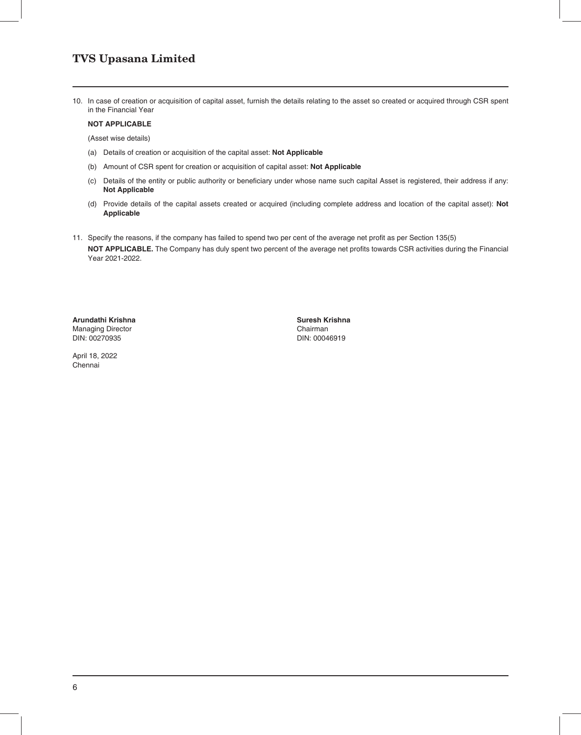10. In case of creation or acquisition of capital asset, furnish the details relating to the asset so created or acquired through CSR spent in the Financial Year

    **NOT APPLICABLE**

    (Asset wise details)

    (a) Details of creation or acquisition of the capital asset: **Not Applicable**

    (b) Amount of CSR spent for creation or acquisition of capital asset: **Not Applicable**

    (c) Details of the entity or public authority or beneficiary under whose name such capital Asset is registered, their address if any: **Not Applicable**

    (d) Provide details of the capital assets created or acquired (including complete address and location of the capital asset): **Not Applicable**

11. Specify the reasons, if the company has failed to spend two per cent of the average net profit as per Section 135(5)

    **NOT APPLICABLE.** The Company has duly spent two percent of the average net profits towards CSR activities during the Financial Year 2021-2022.

**Arundathi Krishna**
Managing Director
DIN: 00270935

**Suresh Krishna**
Chairman
DIN: 00046919

April 18, 2022
Chennai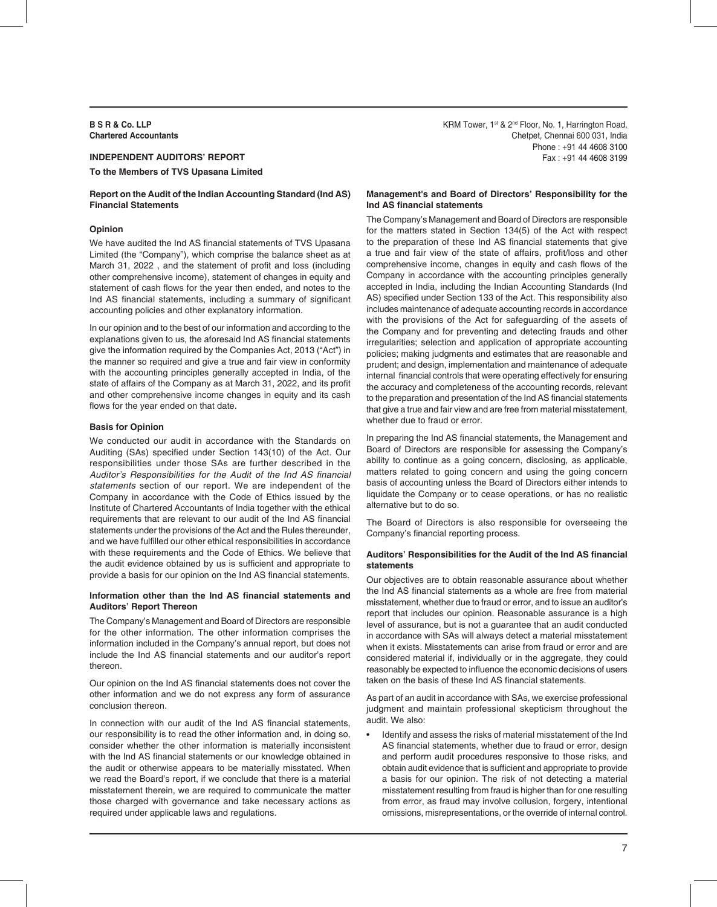**B S R & Co. LLP**
**Chartered Accountants**

KRM Tower, 1st & 2nd Floor, No. 1, Harrington Road,
Chetpet, Chennai 600 031, India
Phone : +91 44 4608 3100
Fax : +91 44 4608 3199

## INDEPENDENT AUDITORS' REPORT

**To the Members of TVS Upasana Limited**

### Report on the Audit of the Indian Accounting Standard (Ind AS) Financial Statements

#### Opinion

We have audited the Ind AS financial statements of TVS Upasana Limited (the "Company"), which comprise the balance sheet as at March 31, 2022 , and the statement of profit and loss (including other comprehensive income), statement of changes in equity and statement of cash flows for the year then ended, and notes to the Ind AS financial statements, including a summary of significant accounting policies and other explanatory information.

In our opinion and to the best of our information and according to the explanations given to us, the aforesaid Ind AS financial statements give the information required by the Companies Act, 2013 ("Act") in the manner so required and give a true and fair view in conformity with the accounting principles generally accepted in India, of the state of affairs of the Company as at March 31, 2022, and its profit and other comprehensive income changes in equity and its cash flows for the year ended on that date.

#### Basis for Opinion

We conducted our audit in accordance with the Standards on Auditing (SAs) specified under Section 143(10) of the Act. Our responsibilities under those SAs are further described in the *Auditor's Responsibilities for the Audit of the Ind AS financial statements* section of our report. We are independent of the Company in accordance with the Code of Ethics issued by the Institute of Chartered Accountants of India together with the ethical requirements that are relevant to our audit of the Ind AS financial statements under the provisions of the Act and the Rules thereunder, and we have fulfilled our other ethical responsibilities in accordance with these requirements and the Code of Ethics. We believe that the audit evidence obtained by us is sufficient and appropriate to provide a basis for our opinion on the Ind AS financial statements.

#### Information other than the Ind AS financial statements and Auditors' Report Thereon

The Company's Management and Board of Directors are responsible for the other information. The other information comprises the information included in the Company's annual report, but does not include the Ind AS financial statements and our auditor's report thereon.

Our opinion on the Ind AS financial statements does not cover the other information and we do not express any form of assurance conclusion thereon.

In connection with our audit of the Ind AS financial statements, our responsibility is to read the other information and, in doing so, consider whether the other information is materially inconsistent with the Ind AS financial statements or our knowledge obtained in the audit or otherwise appears to be materially misstated. When we read the Board's report, if we conclude that there is a material misstatement therein, we are required to communicate the matter those charged with governance and take necessary actions as required under applicable laws and regulations.

#### Management's and Board of Directors' Responsibility for the Ind AS financial statements

The Company's Management and Board of Directors are responsible for the matters stated in Section 134(5) of the Act with respect to the preparation of these Ind AS financial statements that give a true and fair view of the state of affairs, profit/loss and other comprehensive income, changes in equity and cash flows of the Company in accordance with the accounting principles generally accepted in India, including the Indian Accounting Standards (Ind AS) specified under Section 133 of the Act. This responsibility also includes maintenance of adequate accounting records in accordance with the provisions of the Act for safeguarding of the assets of the Company and for preventing and detecting frauds and other irregularities; selection and application of appropriate accounting policies; making judgments and estimates that are reasonable and prudent; and design, implementation and maintenance of adequate internal financial controls that were operating effectively for ensuring the accuracy and completeness of the accounting records, relevant to the preparation and presentation of the Ind AS financial statements that give a true and fair view and are free from material misstatement, whether due to fraud or error.

In preparing the Ind AS financial statements, the Management and Board of Directors are responsible for assessing the Company's ability to continue as a going concern, disclosing, as applicable, matters related to going concern and using the going concern basis of accounting unless the Board of Directors either intends to liquidate the Company or to cease operations, or has no realistic alternative but to do so.

The Board of Directors is also responsible for overseeing the Company's financial reporting process.

#### Auditors' Responsibilities for the Audit of the Ind AS financial statements

Our objectives are to obtain reasonable assurance about whether the Ind AS financial statements as a whole are free from material misstatement, whether due to fraud or error, and to issue an auditor's report that includes our opinion. Reasonable assurance is a high level of assurance, but is not a guarantee that an audit conducted in accordance with SAs will always detect a material misstatement when it exists. Misstatements can arise from fraud or error and are considered material if, individually or in the aggregate, they could reasonably be expected to influence the economic decisions of users taken on the basis of these Ind AS financial statements.

As part of an audit in accordance with SAs, we exercise professional judgment and maintain professional skepticism throughout the audit. We also:

- Identify and assess the risks of material misstatement of the Ind AS financial statements, whether due to fraud or error, design and perform audit procedures responsive to those risks, and obtain audit evidence that is sufficient and appropriate to provide a basis for our opinion. The risk of not detecting a material misstatement resulting from fraud is higher than for one resulting from error, as fraud may involve collusion, forgery, intentional omissions, misrepresentations, or the override of internal control.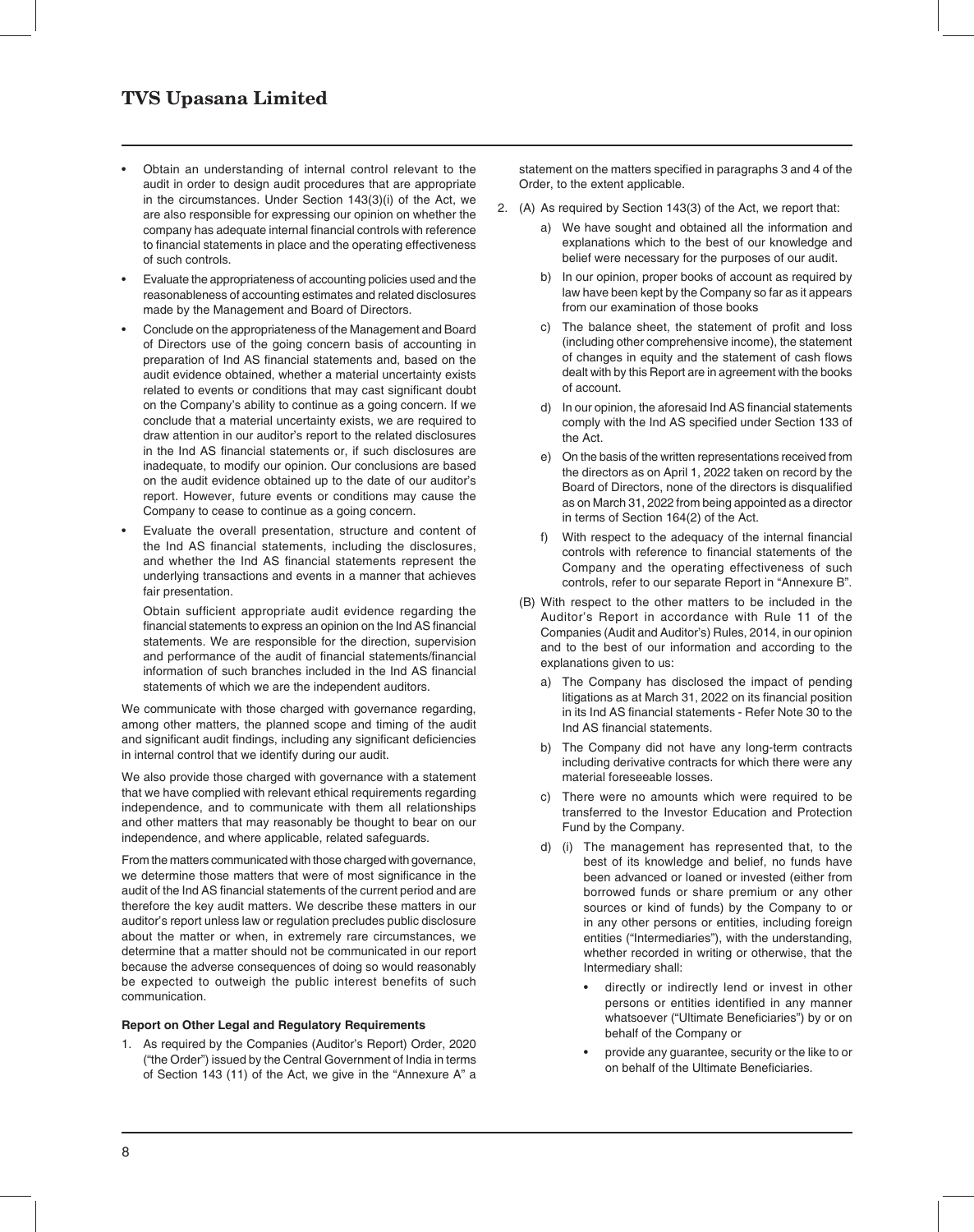- Obtain an understanding of internal control relevant to the audit in order to design audit procedures that are appropriate in the circumstances. Under Section 143(3)(i) of the Act, we are also responsible for expressing our opinion on whether the company has adequate internal financial controls with reference to financial statements in place and the operating effectiveness of such controls.
- Evaluate the appropriateness of accounting policies used and the reasonableness of accounting estimates and related disclosures made by the Management and Board of Directors.
- Conclude on the appropriateness of the Management and Board of Directors use of the going concern basis of accounting in preparation of Ind AS financial statements and, based on the audit evidence obtained, whether a material uncertainty exists related to events or conditions that may cast significant doubt on the Company's ability to continue as a going concern. If we conclude that a material uncertainty exists, we are required to draw attention in our auditor's report to the related disclosures in the Ind AS financial statements or, if such disclosures are inadequate, to modify our opinion. Our conclusions are based on the audit evidence obtained up to the date of our auditor's report. However, future events or conditions may cause the Company to cease to continue as a going concern.
- Evaluate the overall presentation, structure and content of the Ind AS financial statements, including the disclosures, and whether the Ind AS financial statements represent the underlying transactions and events in a manner that achieves fair presentation.

  Obtain sufficient appropriate audit evidence regarding the financial statements to express an opinion on the Ind AS financial statements. We are responsible for the direction, supervision and performance of the audit of financial statements/financial information of such branches included in the Ind AS financial statements of which we are the independent auditors.

We communicate with those charged with governance regarding, among other matters, the planned scope and timing of the audit and significant audit findings, including any significant deficiencies in internal control that we identify during our audit.

We also provide those charged with governance with a statement that we have complied with relevant ethical requirements regarding independence, and to communicate with them all relationships and other matters that may reasonably be thought to bear on our independence, and where applicable, related safeguards.

From the matters communicated with those charged with governance, we determine those matters that were of most significance in the audit of the Ind AS financial statements of the current period and are therefore the key audit matters. We describe these matters in our auditor's report unless law or regulation precludes public disclosure about the matter or when, in extremely rare circumstances, we determine that a matter should not be communicated in our report because the adverse consequences of doing so would reasonably be expected to outweigh the public interest benefits of such communication.

**Report on Other Legal and Regulatory Requirements**

1. As required by the Companies (Auditor's Report) Order, 2020 ("the Order") issued by the Central Government of India in terms of Section 143 (11) of the Act, we give in the "Annexure A" a statement on the matters specified in paragraphs 3 and 4 of the Order, to the extent applicable.

2. (A) As required by Section 143(3) of the Act, we report that:

   a) We have sought and obtained all the information and explanations which to the best of our knowledge and belief were necessary for the purposes of our audit.

   b) In our opinion, proper books of account as required by law have been kept by the Company so far as it appears from our examination of those books

   c) The balance sheet, the statement of profit and loss (including other comprehensive income), the statement of changes in equity and the statement of cash flows dealt with by this Report are in agreement with the books of account.

   d) In our opinion, the aforesaid Ind AS financial statements comply with the Ind AS specified under Section 133 of the Act.

   e) On the basis of the written representations received from the directors as on April 1, 2022 taken on record by the Board of Directors, none of the directors is disqualified as on March 31, 2022 from being appointed as a director in terms of Section 164(2) of the Act.

   f) With respect to the adequacy of the internal financial controls with reference to financial statements of the Company and the operating effectiveness of such controls, refer to our separate Report in "Annexure B".

   (B) With respect to the other matters to be included in the Auditor's Report in accordance with Rule 11 of the Companies (Audit and Auditor's) Rules, 2014, in our opinion and to the best of our information and according to the explanations given to us:

   a) The Company has disclosed the impact of pending litigations as at March 31, 2022 on its financial position in its Ind AS financial statements - Refer Note 30 to the Ind AS financial statements.

   b) The Company did not have any long-term contracts including derivative contracts for which there were any material foreseeable losses.

   c) There were no amounts which were required to be transferred to the Investor Education and Protection Fund by the Company.

   d) (i) The management has represented that, to the best of its knowledge and belief, no funds have been advanced or loaned or invested (either from borrowed funds or share premium or any other sources or kind of funds) by the Company to or in any other persons or entities, including foreign entities ("Intermediaries"), with the understanding, whether recorded in writing or otherwise, that the Intermediary shall:

      - directly or indirectly lend or invest in other persons or entities identified in any manner whatsoever ("Ultimate Beneficiaries") by or on behalf of the Company or
      - provide any guarantee, security or the like to or on behalf of the Ultimate Beneficiaries.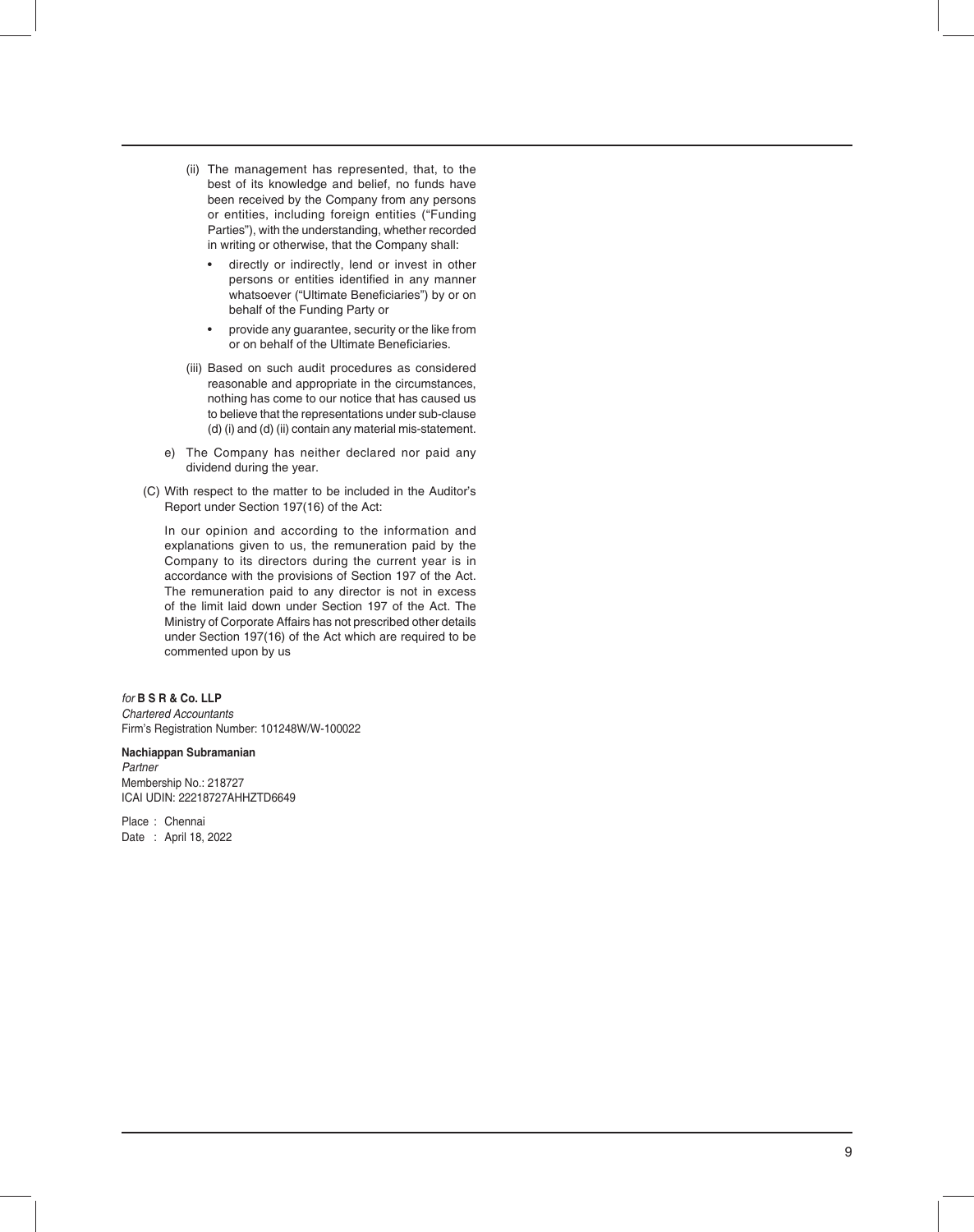(ii) The management has represented, that, to the best of its knowledge and belief, no funds have been received by the Company from any persons or entities, including foreign entities ("Funding Parties"), with the understanding, whether recorded in writing or otherwise, that the Company shall:

- directly or indirectly, lend or invest in other persons or entities identified in any manner whatsoever ("Ultimate Beneficiaries") by or on behalf of the Funding Party or
- provide any guarantee, security or the like from or on behalf of the Ultimate Beneficiaries.

(iii) Based on such audit procedures as considered reasonable and appropriate in the circumstances, nothing has come to our notice that has caused us to believe that the representations under sub-clause (d) (i) and (d) (ii) contain any material mis-statement.

e) The Company has neither declared nor paid any dividend during the year.

(C) With respect to the matter to be included in the Auditor's Report under Section 197(16) of the Act:

In our opinion and according to the information and explanations given to us, the remuneration paid by the Company to its directors during the current year is in accordance with the provisions of Section 197 of the Act. The remuneration paid to any director is not in excess of the limit laid down under Section 197 of the Act. The Ministry of Corporate Affairs has not prescribed other details under Section 197(16) of the Act which are required to be commented upon by us

*for* **B S R & Co. LLP**
*Chartered Accountants*
Firm's Registration Number: 101248W/W-100022

**Nachiappan Subramanian**
*Partner*
Membership No.: 218727
ICAI UDIN: 22218727AHHZTD6649

Place : Chennai
Date : April 18, 2022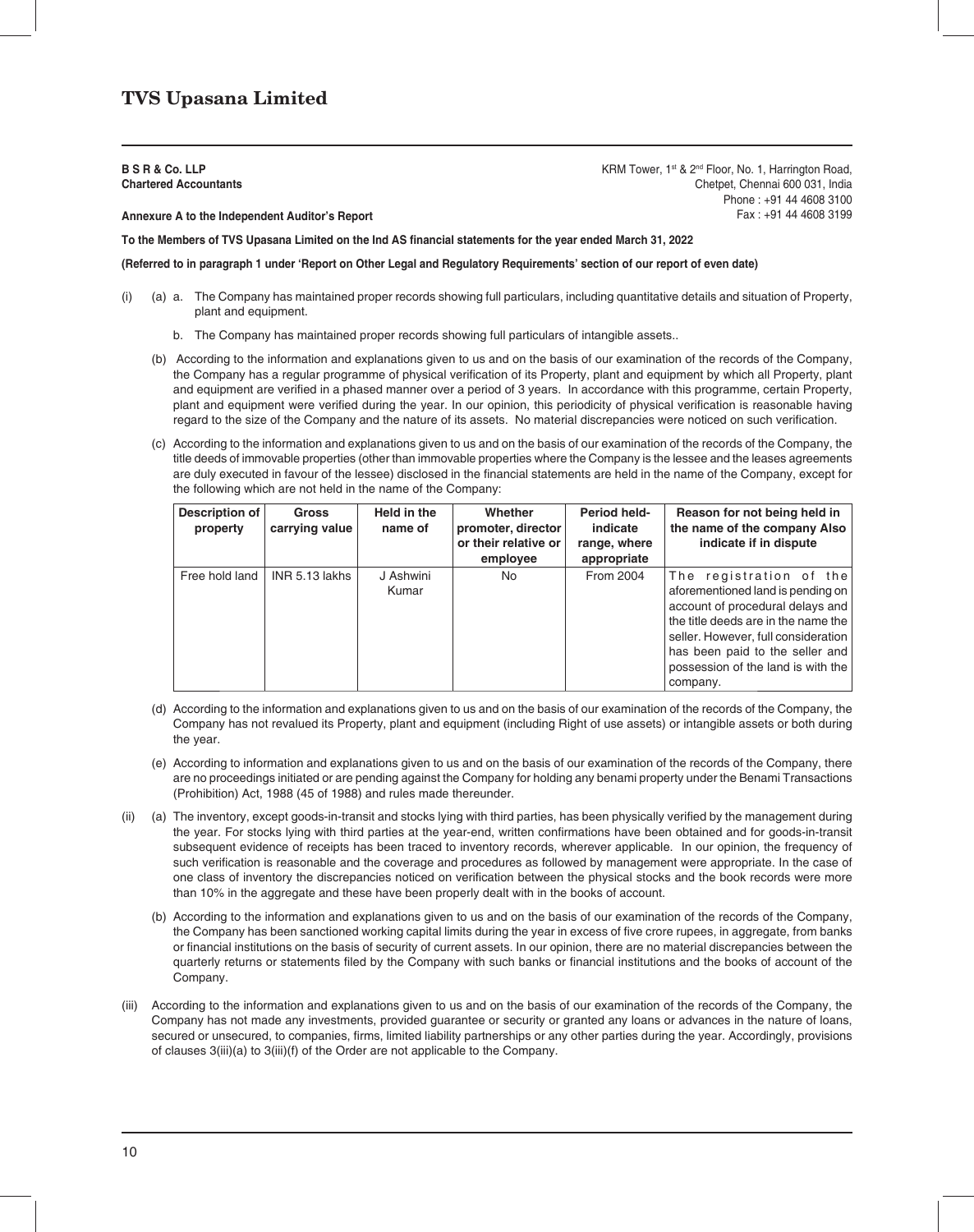**B S R & Co. LLP**
**Chartered Accountants**

KRM Tower, 1st & 2nd Floor, No. 1, Harrington Road,
Chetpet, Chennai 600 031, India
Phone : +91 44 4608 3100
Fax : +91 44 4608 3199

**Annexure A to the Independent Auditor's Report**

**To the Members of TVS Upasana Limited on the Ind AS financial statements for the year ended March 31, 2022**

**(Referred to in paragraph 1 under 'Report on Other Legal and Regulatory Requirements' section of our report of even date)**

(i) (a) a. The Company has maintained proper records showing full particulars, including quantitative details and situation of Property, plant and equipment.

b. The Company has maintained proper records showing full particulars of intangible assets..

(b) According to the information and explanations given to us and on the basis of our examination of the records of the Company, the Company has a regular programme of physical verification of its Property, plant and equipment by which all Property, plant and equipment are verified in a phased manner over a period of 3 years. In accordance with this programme, certain Property, plant and equipment were verified during the year. In our opinion, this periodicity of physical verification is reasonable having regard to the size of the Company and the nature of its assets. No material discrepancies were noticed on such verification.

(c) According to the information and explanations given to us and on the basis of our examination of the records of the Company, the title deeds of immovable properties (other than immovable properties where the Company is the lessee and the leases agreements are duly executed in favour of the lessee) disclosed in the financial statements are held in the name of the Company, except for the following which are not held in the name of the Company:

| Description of property | Gross carrying value | Held in the name of | Whether promoter, director or their relative or employee | Period held- indicate range, where appropriate | Reason for not being held in the name of the company Also indicate if in dispute |
|---|---|---|---|---|---|
| Free hold land | INR 5.13 lakhs | J Ashwini Kumar | No | From 2004 | The registration of the aforementioned land is pending on account of procedural delays and the title deeds are in the name the seller. However, full consideration has been paid to the seller and possession of the land is with the company. |

(d) According to the information and explanations given to us and on the basis of our examination of the records of the Company, the Company has not revalued its Property, plant and equipment (including Right of use assets) or intangible assets or both during the year.

(e) According to information and explanations given to us and on the basis of our examination of the records of the Company, there are no proceedings initiated or are pending against the Company for holding any benami property under the Benami Transactions (Prohibition) Act, 1988 (45 of 1988) and rules made thereunder.

(ii) (a) The inventory, except goods-in-transit and stocks lying with third parties, has been physically verified by the management during the year. For stocks lying with third parties at the year-end, written confirmations have been obtained and for goods-in-transit subsequent evidence of receipts has been traced to inventory records, wherever applicable. In our opinion, the frequency of such verification is reasonable and the coverage and procedures as followed by management were appropriate. In the case of one class of inventory the discrepancies noticed on verification between the physical stocks and the book records were more than 10% in the aggregate and these have been properly dealt with in the books of account.

(b) According to the information and explanations given to us and on the basis of our examination of the records of the Company, the Company has been sanctioned working capital limits during the year in excess of five crore rupees, in aggregate, from banks or financial institutions on the basis of security of current assets. In our opinion, there are no material discrepancies between the quarterly returns or statements filed by the Company with such banks or financial institutions and the books of account of the Company.

(iii) According to the information and explanations given to us and on the basis of our examination of the records of the Company, the Company has not made any investments, provided guarantee or security or granted any loans or advances in the nature of loans, secured or unsecured, to companies, firms, limited liability partnerships or any other parties during the year. Accordingly, provisions of clauses 3(iii)(a) to 3(iii)(f) of the Order are not applicable to the Company.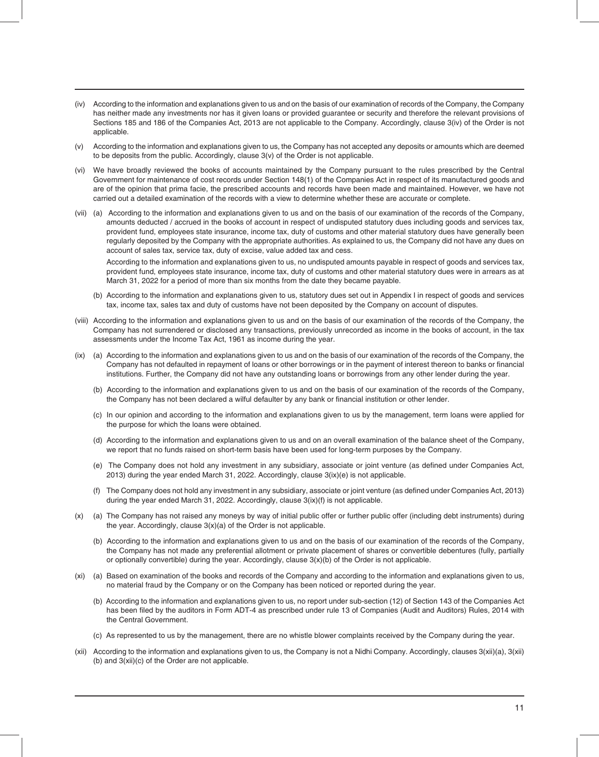(iv) According to the information and explanations given to us and on the basis of our examination of records of the Company, the Company has neither made any investments nor has it given loans or provided guarantee or security and therefore the relevant provisions of Sections 185 and 186 of the Companies Act, 2013 are not applicable to the Company. Accordingly, clause 3(iv) of the Order is not applicable.

(v) According to the information and explanations given to us, the Company has not accepted any deposits or amounts which are deemed to be deposits from the public. Accordingly, clause 3(v) of the Order is not applicable.

(vi) We have broadly reviewed the books of accounts maintained by the Company pursuant to the rules prescribed by the Central Government for maintenance of cost records under Section 148(1) of the Companies Act in respect of its manufactured goods and are of the opinion that prima facie, the prescribed accounts and records have been made and maintained. However, we have not carried out a detailed examination of the records with a view to determine whether these are accurate or complete.

(vii) (a) According to the information and explanations given to us and on the basis of our examination of the records of the Company, amounts deducted / accrued in the books of account in respect of undisputed statutory dues including goods and services tax, provident fund, employees state insurance, income tax, duty of customs and other material statutory dues have generally been regularly deposited by the Company with the appropriate authorities. As explained to us, the Company did not have any dues on account of sales tax, service tax, duty of excise, value added tax and cess.

According to the information and explanations given to us, no undisputed amounts payable in respect of goods and services tax, provident fund, employees state insurance, income tax, duty of customs and other material statutory dues were in arrears as at March 31, 2022 for a period of more than six months from the date they became payable.

(b) According to the information and explanations given to us, statutory dues set out in Appendix I in respect of goods and services tax, income tax, sales tax and duty of customs have not been deposited by the Company on account of disputes.

(viii) According to the information and explanations given to us and on the basis of our examination of the records of the Company, the Company has not surrendered or disclosed any transactions, previously unrecorded as income in the books of account, in the tax assessments under the Income Tax Act, 1961 as income during the year.

(ix) (a) According to the information and explanations given to us and on the basis of our examination of the records of the Company, the Company has not defaulted in repayment of loans or other borrowings or in the payment of interest thereon to banks or financial institutions. Further, the Company did not have any outstanding loans or borrowings from any other lender during the year.

(b) According to the information and explanations given to us and on the basis of our examination of the records of the Company, the Company has not been declared a wilful defaulter by any bank or financial institution or other lender.

(c) In our opinion and according to the information and explanations given to us by the management, term loans were applied for the purpose for which the loans were obtained.

(d) According to the information and explanations given to us and on an overall examination of the balance sheet of the Company, we report that no funds raised on short-term basis have been used for long-term purposes by the Company.

(e) The Company does not hold any investment in any subsidiary, associate or joint venture (as defined under Companies Act, 2013) during the year ended March 31, 2022. Accordingly, clause 3(ix)(e) is not applicable.

(f) The Company does not hold any investment in any subsidiary, associate or joint venture (as defined under Companies Act, 2013) during the year ended March 31, 2022. Accordingly, clause 3(ix)(f) is not applicable.

(x) (a) The Company has not raised any moneys by way of initial public offer or further public offer (including debt instruments) during the year. Accordingly, clause 3(x)(a) of the Order is not applicable.

(b) According to the information and explanations given to us and on the basis of our examination of the records of the Company, the Company has not made any preferential allotment or private placement of shares or convertible debentures (fully, partially or optionally convertible) during the year. Accordingly, clause 3(x)(b) of the Order is not applicable.

(xi) (a) Based on examination of the books and records of the Company and according to the information and explanations given to us, no material fraud by the Company or on the Company has been noticed or reported during the year.

(b) According to the information and explanations given to us, no report under sub-section (12) of Section 143 of the Companies Act has been filed by the auditors in Form ADT-4 as prescribed under rule 13 of Companies (Audit and Auditors) Rules, 2014 with the Central Government.

(c) As represented to us by the management, there are no whistle blower complaints received by the Company during the year.

(xii) According to the information and explanations given to us, the Company is not a Nidhi Company. Accordingly, clauses 3(xii)(a), 3(xii)(b) and 3(xii)(c) of the Order are not applicable.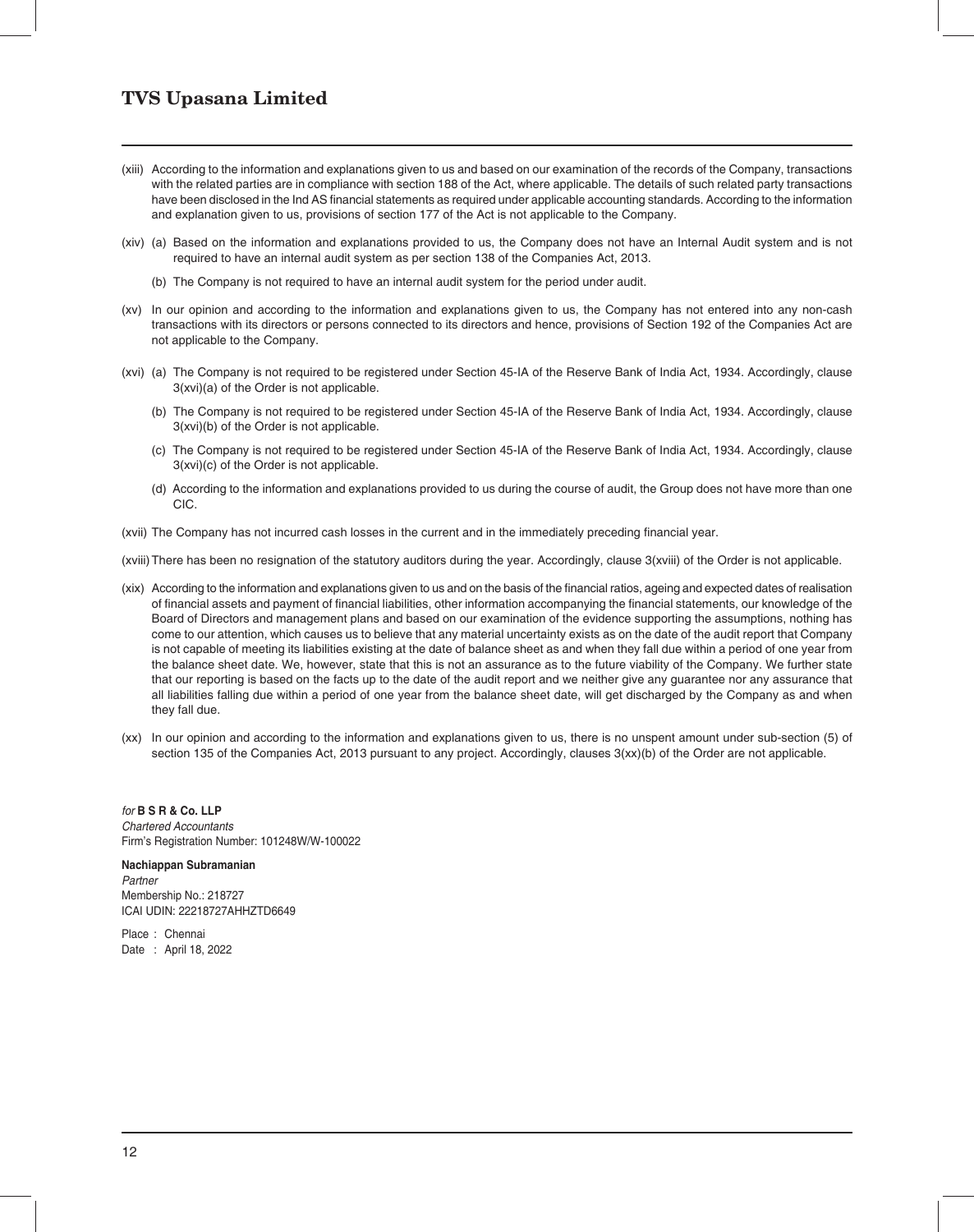(xiii) According to the information and explanations given to us and based on our examination of the records of the Company, transactions with the related parties are in compliance with section 188 of the Act, where applicable. The details of such related party transactions have been disclosed in the Ind AS financial statements as required under applicable accounting standards. According to the information and explanation given to us, provisions of section 177 of the Act is not applicable to the Company.

(xiv) (a) Based on the information and explanations provided to us, the Company does not have an Internal Audit system and is not required to have an internal audit system as per section 138 of the Companies Act, 2013.

(b) The Company is not required to have an internal audit system for the period under audit.

(xv) In our opinion and according to the information and explanations given to us, the Company has not entered into any non-cash transactions with its directors or persons connected to its directors and hence, provisions of Section 192 of the Companies Act are not applicable to the Company.

(xvi) (a) The Company is not required to be registered under Section 45-IA of the Reserve Bank of India Act, 1934. Accordingly, clause 3(xvi)(a) of the Order is not applicable.

(b) The Company is not required to be registered under Section 45-IA of the Reserve Bank of India Act, 1934. Accordingly, clause 3(xvi)(b) of the Order is not applicable.

(c) The Company is not required to be registered under Section 45-IA of the Reserve Bank of India Act, 1934. Accordingly, clause 3(xvi)(c) of the Order is not applicable.

(d) According to the information and explanations provided to us during the course of audit, the Group does not have more than one CIC.

(xvii) The Company has not incurred cash losses in the current and in the immediately preceding financial year.

(xviii) There has been no resignation of the statutory auditors during the year. Accordingly, clause 3(xviii) of the Order is not applicable.

(xix) According to the information and explanations given to us and on the basis of the financial ratios, ageing and expected dates of realisation of financial assets and payment of financial liabilities, other information accompanying the financial statements, our knowledge of the Board of Directors and management plans and based on our examination of the evidence supporting the assumptions, nothing has come to our attention, which causes us to believe that any material uncertainty exists as on the date of the audit report that Company is not capable of meeting its liabilities existing at the date of balance sheet as and when they fall due within a period of one year from the balance sheet date. We, however, state that this is not an assurance as to the future viability of the Company. We further state that our reporting is based on the facts up to the date of the audit report and we neither give any guarantee nor any assurance that all liabilities falling due within a period of one year from the balance sheet date, will get discharged by the Company as and when they fall due.

(xx) In our opinion and according to the information and explanations given to us, there is no unspent amount under sub-section (5) of section 135 of the Companies Act, 2013 pursuant to any project. Accordingly, clauses 3(xx)(b) of the Order are not applicable.

*for* **B S R & Co. LLP**
*Chartered Accountants*
Firm's Registration Number: 101248W/W-100022

**Nachiappan Subramanian**
*Partner*
Membership No.: 218727
ICAI UDIN: 22218727AHHZTD6649

Place : Chennai
Date : April 18, 2022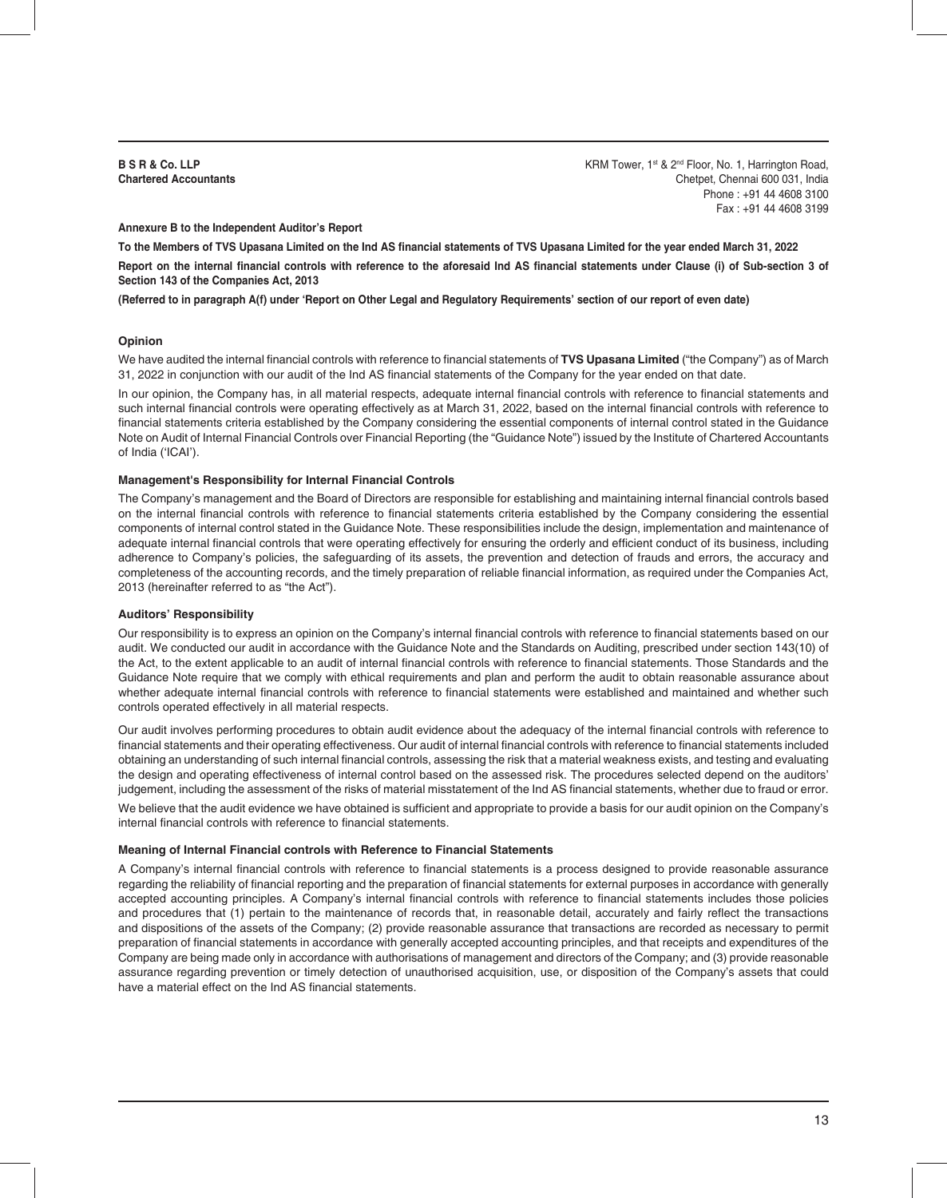**B S R & Co. LLP**
**Chartered Accountants**

KRM Tower, 1st & 2nd Floor, No. 1, Harrington Road,
Chetpet, Chennai 600 031, India
Phone : +91 44 4608 3100
Fax : +91 44 4608 3199

**Annexure B to the Independent Auditor's Report**

**To the Members of TVS Upasana Limited on the Ind AS financial statements of TVS Upasana Limited for the year ended March 31, 2022**

**Report on the internal financial controls with reference to the aforesaid Ind AS financial statements under Clause (i) of Sub-section 3 of Section 143 of the Companies Act, 2013**

**(Referred to in paragraph A(f) under 'Report on Other Legal and Regulatory Requirements' section of our report of even date)**

### Opinion

We have audited the internal financial controls with reference to financial statements of **TVS Upasana Limited** ("the Company") as of March 31, 2022 in conjunction with our audit of the Ind AS financial statements of the Company for the year ended on that date.

In our opinion, the Company has, in all material respects, adequate internal financial controls with reference to financial statements and such internal financial controls were operating effectively as at March 31, 2022, based on the internal financial controls with reference to financial statements criteria established by the Company considering the essential components of internal control stated in the Guidance Note on Audit of Internal Financial Controls over Financial Reporting (the "Guidance Note") issued by the Institute of Chartered Accountants of India ('ICAI').

### Management's Responsibility for Internal Financial Controls

The Company's management and the Board of Directors are responsible for establishing and maintaining internal financial controls based on the internal financial controls with reference to financial statements criteria established by the Company considering the essential components of internal control stated in the Guidance Note. These responsibilities include the design, implementation and maintenance of adequate internal financial controls that were operating effectively for ensuring the orderly and efficient conduct of its business, including adherence to Company's policies, the safeguarding of its assets, the prevention and detection of frauds and errors, the accuracy and completeness of the accounting records, and the timely preparation of reliable financial information, as required under the Companies Act, 2013 (hereinafter referred to as "the Act").

### Auditors' Responsibility

Our responsibility is to express an opinion on the Company's internal financial controls with reference to financial statements based on our audit. We conducted our audit in accordance with the Guidance Note and the Standards on Auditing, prescribed under section 143(10) of the Act, to the extent applicable to an audit of internal financial controls with reference to financial statements. Those Standards and the Guidance Note require that we comply with ethical requirements and plan and perform the audit to obtain reasonable assurance about whether adequate internal financial controls with reference to financial statements were established and maintained and whether such controls operated effectively in all material respects.

Our audit involves performing procedures to obtain audit evidence about the adequacy of the internal financial controls with reference to financial statements and their operating effectiveness. Our audit of internal financial controls with reference to financial statements included obtaining an understanding of such internal financial controls, assessing the risk that a material weakness exists, and testing and evaluating the design and operating effectiveness of internal control based on the assessed risk. The procedures selected depend on the auditors' judgement, including the assessment of the risks of material misstatement of the Ind AS financial statements, whether due to fraud or error.

We believe that the audit evidence we have obtained is sufficient and appropriate to provide a basis for our audit opinion on the Company's internal financial controls with reference to financial statements.

### Meaning of Internal Financial controls with Reference to Financial Statements

A Company's internal financial controls with reference to financial statements is a process designed to provide reasonable assurance regarding the reliability of financial reporting and the preparation of financial statements for external purposes in accordance with generally accepted accounting principles. A Company's internal financial controls with reference to financial statements includes those policies and procedures that (1) pertain to the maintenance of records that, in reasonable detail, accurately and fairly reflect the transactions and dispositions of the assets of the Company; (2) provide reasonable assurance that transactions are recorded as necessary to permit preparation of financial statements in accordance with generally accepted accounting principles, and that receipts and expenditures of the Company are being made only in accordance with authorisations of management and directors of the Company; and (3) provide reasonable assurance regarding prevention or timely detection of unauthorised acquisition, use, or disposition of the Company's assets that could have a material effect on the Ind AS financial statements.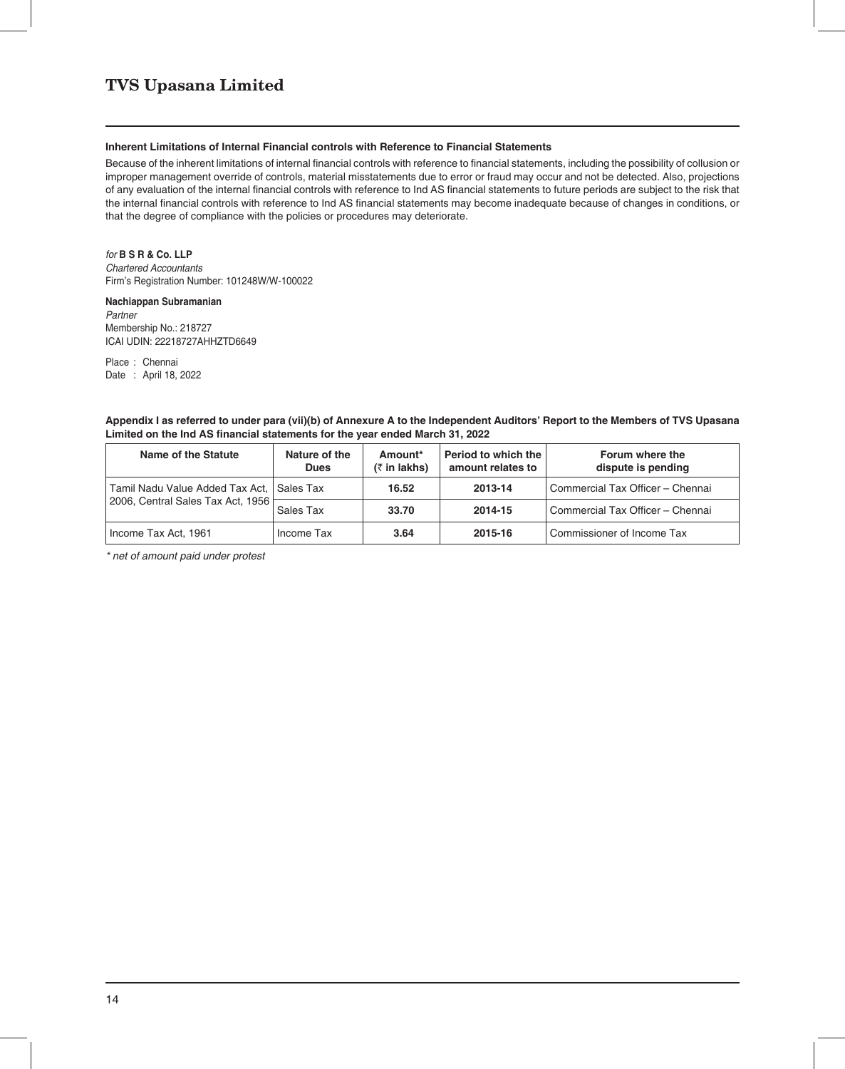### Inherent Limitations of Internal Financial controls with Reference to Financial Statements

Because of the inherent limitations of internal financial controls with reference to financial statements, including the possibility of collusion or improper management override of controls, material misstatements due to error or fraud may occur and not be detected. Also, projections of any evaluation of the internal financial controls with reference to Ind AS financial statements to future periods are subject to the risk that the internal financial controls with reference to Ind AS financial statements may become inadequate because of changes in conditions, or that the degree of compliance with the policies or procedures may deteriorate.

*for* **B S R & Co. LLP**
*Chartered Accountants*
Firm's Registration Number: 101248W/W-100022

**Nachiappan Subramanian**
*Partner*
Membership No.: 218727
ICAI UDIN: 22218727AHHZTD6649

Place : Chennai
Date : April 18, 2022

**Appendix I as referred to under para (vii)(b) of Annexure A to the Independent Auditors' Report to the Members of TVS Upasana Limited on the Ind AS financial statements for the year ended March 31, 2022**

| Name of the Statute | Nature of the Dues | Amount* (₹ in lakhs) | Period to which the amount relates to | Forum where the dispute is pending |
|---|---|---|---|---|
| Tamil Nadu Value Added Tax Act, 2006, Central Sales Tax Act, 1956 | Sales Tax | **16.52** | **2013-14** | Commercial Tax Officer – Chennai |
| | Sales Tax | **33.70** | **2014-15** | Commercial Tax Officer – Chennai |
| Income Tax Act, 1961 | Income Tax | **3.64** | **2015-16** | Commissioner of Income Tax |

*\* net of amount paid under protest*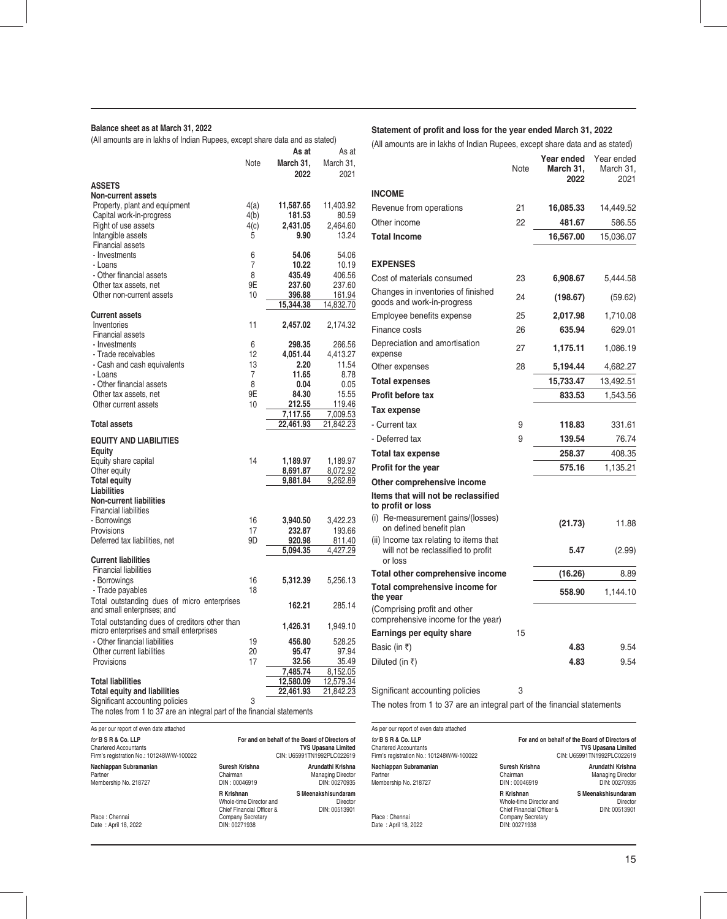## Balance sheet as at March 31, 2022

(All amounts are in lakhs of Indian Rupees, except share data and as stated)

| | Note | As at March 31, 2022 | As at March 31, 2021 |
|---|---|---|---|
| **ASSETS** | | | |
| **Non-current assets** | | | |
| Property, plant and equipment | 4(a) | **11,587.65** | 11,403.92 |
| Capital work-in-progress | 4(b) | **181.53** | 80.59 |
| Right of use assets | 4(c) | **2,431.05** | 2,464.60 |
| Intangible assets | 5 | **9.90** | 13.24 |
| Financial assets | | | |
| - Investments | 6 | **54.06** | 54.06 |
| - Loans | 7 | **10.22** | 10.19 |
| - Other financial assets | 8 | **435.49** | 406.56 |
| Other tax assets, net | 9E | **237.60** | 237.60 |
| Other non-current assets | 10 | **396.88** | 161.94 |
| | | **15,344.38** | 14,832.70 |
| **Current assets** | | | |
| Inventories | 11 | **2,457.02** | 2,174.32 |
| Financial assets | | | |
| - Investments | 6 | **298.35** | 266.56 |
| - Trade receivables | 12 | **4,051.44** | 4,413.27 |
| - Cash and cash equivalents | 13 | **2.20** | 11.54 |
| - Loans | 7 | **11.65** | 8.78 |
| - Other financial assets | 8 | **0.04** | 0.05 |
| Other tax assets, net | 9E | **84.30** | 15.55 |
| Other current assets | 10 | **212.55** | 119.46 |
| | | **7,117.55** | 7,009.53 |
| **Total assets** | | **22,461.93** | 21,842.23 |
| **EQUITY AND LIABILITIES** | | | |
| **Equity** | | | |
| Equity share capital | 14 | **1,189.97** | 1,189.97 |
| Other equity | | **8,691.87** | 8,072.92 |
| **Total equity** | | **9,881.84** | 9,262.89 |
| **Liabilities** | | | |
| **Non-current liabilities** | | | |
| Financial liabilities | | | |
| - Borrowings | 16 | **3,940.50** | 3,422.23 |
| Provisions | 17 | **232.87** | 193.66 |
| Deferred tax liabilities, net | 9D | **920.98** | 811.40 |
| | | **5,094.35** | 4,427.29 |
| **Current liabilities** | | | |
| Financial liabilities | | | |
| - Borrowings | 16 | **5,312.39** | 5,256.13 |
| - Trade payables | 18 | | |
| Total outstanding dues of micro enterprises and small enterprises; and | | **162.21** | 285.14 |
| Total outstanding dues of creditors other than micro enterprises and small enterprises | | **1,426.31** | 1,949.10 |
| - Other financial liabilities | 19 | **456.80** | 528.25 |
| Other current liabilities | 20 | **95.47** | 97.94 |
| Provisions | 17 | **32.56** | 35.49 |
| | | **7,485.74** | 8,152.05 |
| **Total liabilities** | | **12,580.09** | 12,579.34 |
| **Total equity and liabilities** | | **22,461.93** | 21,842.23 |
| Significant accounting policies | 3 | | |

The notes from 1 to 37 are an integral part of the financial statements

As per our report of even date attached

*for* **B S R & Co. LLP**
Chartered Accountants
Firm's registration No.: 101248W/W-100022

**Nachiappan Subramanian**
Partner
Membership No. 218727

Place : Chennai
Date : April 18, 2022

**For and on behalf of the Board of Directors of TVS Upasana Limited**
CIN: U65991TN1992PLC022619

**Suresh Krishna**
Chairman
DIN : 00046919

**Arundathi Krishna**
Managing Director
DIN: 00270935

**R Krishnan**
Whole-time Director and Chief Financial Officer & Company Secretary
DIN: 00271938

**S Meenakshisundaram**
Director
DIN: 00513901

## Statement of profit and loss for the year ended March 31, 2022

(All amounts are in lakhs of Indian Rupees, except share data and as stated)

| | Note | Year ended March 31, 2022 | Year ended March 31, 2021 |
|---|---|---|---|
| **INCOME** | | | |
| Revenue from operations | 21 | **16,085.33** | 14,449.52 |
| Other income | 22 | **481.67** | 586.55 |
| **Total Income** | | **16,567.00** | 15,036.07 |
| **EXPENSES** | | | |
| Cost of materials consumed | 23 | **6,908.67** | 5,444.58 |
| Changes in inventories of finished goods and work-in-progress | 24 | **(198.67)** | (59.62) |
| Employee benefits expense | 25 | **2,017.98** | 1,710.08 |
| Finance costs | 26 | **635.94** | 629.01 |
| Depreciation and amortisation expense | 27 | **1,175.11** | 1,086.19 |
| Other expenses | 28 | **5,194.44** | 4,682.27 |
| **Total expenses** | | **15,733.47** | 13,492.51 |
| **Profit before tax** | | **833.53** | 1,543.56 |
| **Tax expense** | | | |
| - Current tax | 9 | **118.83** | 331.61 |
| - Deferred tax | 9 | **139.54** | 76.74 |
| **Total tax expense** | | **258.37** | 408.35 |
| **Profit for the year** | | **575.16** | 1,135.21 |
| **Other comprehensive income** | | | |
| **Items that will not be reclassified to profit or loss** | | | |
| (i) Re-measurement gains/(losses) on defined benefit plan | | **(21.73)** | 11.88 |
| (ii) Income tax relating to items that will not be reclassified to profit or loss | | **5.47** | (2.99) |
| **Total other comprehensive income** | | **(16.26)** | 8.89 |
| **Total comprehensive income for the year** | | **558.90** | 1,144.10 |
| (Comprising profit and other comprehensive income for the year) | | | |
| **Earnings per equity share** | 15 | | |
| Basic (in ₹) | | **4.83** | 9.54 |
| Diluted (in ₹) | | **4.83** | 9.54 |
| Significant accounting policies | 3 | | |

The notes from 1 to 37 are an integral part of the financial statements

As per our report of even date attached

*for* **B S R & Co. LLP**
Chartered Accountants
Firm's registration No.: 101248W/W-100022

**Nachiappan Subramanian**
Partner
Membership No. 218727

Place : Chennai
Date : April 18, 2022

**For and on behalf of the Board of Directors of TVS Upasana Limited**
CIN: U65991TN1992PLC022619

**Suresh Krishna**
Chairman
DIN : 00046919

**Arundathi Krishna**
Managing Director
DIN: 00270935

**R Krishnan**
Whole-time Director and Chief Financial Officer & Company Secretary
DIN: 00271938

**S Meenakshisundaram**
Director
DIN: 00513901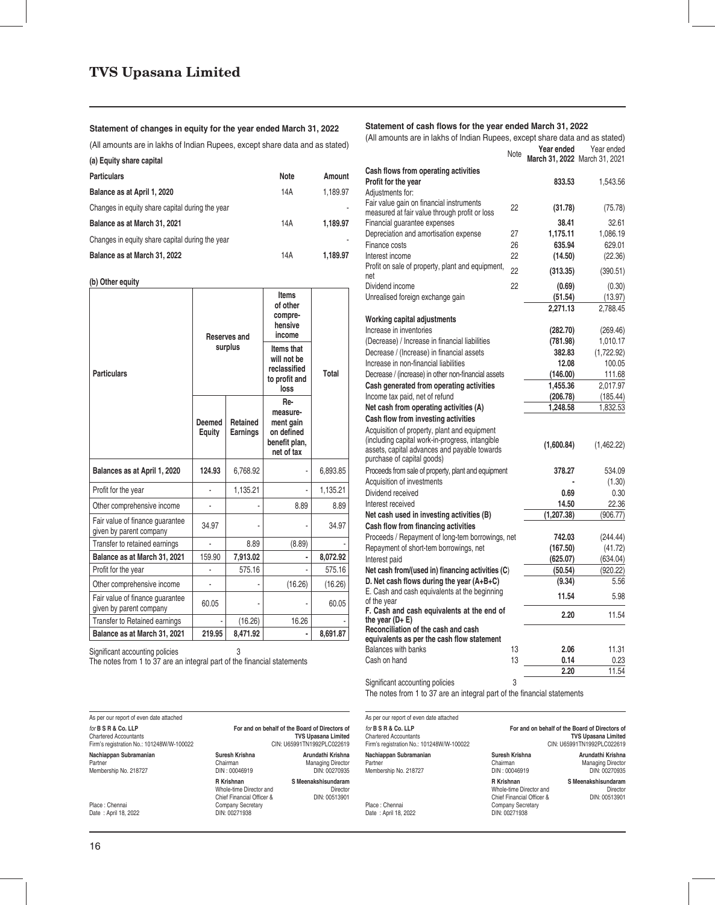## TVS Upasana Limited

### Statement of changes in equity for the year ended March 31, 2022

(All amounts are in lakhs of Indian Rupees, except share data and as stated)

**(a) Equity share capital**

| Particulars | Note | Amount |
|---|---|---|
| **Balance as at April 1, 2020** | 14A | 1,189.97 |
| Changes in equity share capital during the year | | - |
| **Balance as at March 31, 2021** | 14A | **1,189.97** |
| Changes in equity share capital during the year | | - |
| **Balance as at March 31, 2022** | 14A | **1,189.97** |

**(b) Other equity**

| Particulars | Reserves and surplus | | Items of other comprehensive income | Total |
|---|---|---|---|---|
| | | | Items that will not be reclassified to profit and loss | |
| | Deemed Equity | Retained Earnings | Re-measurement gain on defined benefit plan, net of tax | |
| **Balances as at April 1, 2020** | **124.93** | 6,768.92 | - | 6,893.85 |
| Profit for the year | - | 1,135.21 | - | 1,135.21 |
| Other comprehensive income | - | - | 8.89 | 8.89 |
| Fair value of finance guarantee given by parent company | 34.97 | - | - | 34.97 |
| Transfer to retained earnings | - | 8.89 | (8.89) | - |
| **Balance as at March 31, 2021** | **159.90** | **7,913.02** | **-** | **8,072.92** |
| Profit for the year | - | 575.16 | - | 575.16 |
| Other comprehensive income | - | - | (16.26) | (16.26) |
| Fair value of finance guarantee given by parent company | 60.05 | - | - | 60.05 |
| Transfer to Retained earnings | - | (16.26) | 16.26 | - |
| **Balance as at March 31, 2021** | **219.95** | **8,471.92** | **-** | **8,691.87** |

Significant accounting policies 3

The notes from 1 to 37 are an integral part of the financial statements

As per our report of even date attached

*for* **B S R & Co. LLP**
Chartered Accountants
Firm's registration No.: 101248W/W-100022

**Nachiappan Subramanian**
Partner
Membership No. 218727

Place : Chennai
Date : April 18, 2022

**For and on behalf of the Board of Directors of TVS Upasana Limited**
CIN: U65991TN1992PLC022619

**Suresh Krishna**
Chairman
DIN : 00046919

**Arundathi Krishna**
Managing Director
DIN: 00270935

**R Krishnan**
Whole-time Director and Chief Financial Officer & Company Secretary
DIN: 00271938

**S Meenakshisundaram**
Director
DIN: 00513901

### Statement of cash flows for the year ended March 31, 2022

(All amounts are in lakhs of Indian Rupees, except share data and as stated)

| | Note | **Year ended March 31, 2022** | Year ended March 31, 2021 |
|---|---|---|---|
| **Cash flows from operating activities** | | | |
| **Profit for the year** | | **833.53** | 1,543.56 |
| Adjustments for: | | | |
| Fair value gain on financial instruments measured at fair value through profit or loss | 22 | **(31.78)** | (75.78) |
| Financial guarantee expenses | | **38.41** | 32.61 |
| Depreciation and amortisation expense | 27 | **1,175.11** | 1,086.19 |
| Finance costs | 26 | **635.94** | 629.01 |
| Interest income | 22 | **(14.50)** | (22.36) |
| Profit on sale of property, plant and equipment, net | 22 | **(313.35)** | (390.51) |
| Dividend income | 22 | **(0.69)** | (0.30) |
| Unrealised foreign exchange gain | | **(51.54)** | (13.97) |
| | | **2,271.13** | 2,788.45 |
| **Working capital adjustments** | | | |
| Increase in inventories | | **(282.70)** | (269.46) |
| (Decrease) / Increase in financial liabilities | | **(781.98)** | 1,010.17 |
| Decrease / (Increase) in financial assets | | **382.83** | (1,722.92) |
| Increase in non-financial liabilities | | **12.08** | 100.05 |
| Decrease / (increase) in other non-financial assets | | **(146.00)** | 111.68 |
| **Cash generated from operating activities** | | **1,455.36** | 2,017.97 |
| Income tax paid, net of refund | | **(206.78)** | (185.44) |
| **Net cash from operating activities (A)** | | **1,248.58** | 1,832.53 |
| **Cash flow from investing activities** | | | |
| Acquisition of property, plant and equipment (including capital work-in-progress, intangible assets, capital advances and payable towards purchase of capital goods) | | **(1,600.84)** | (1,462.22) |
| Proceeds from sale of property, plant and equipment | | **378.27** | 534.09 |
| Acquisition of investments | | **-** | (1.30) |
| Dividend received | | **0.69** | 0.30 |
| Interest received | | **14.50** | 22.36 |
| **Net cash used in investing activities (B)** | | **(1,207.38)** | (906.77) |
| **Cash flow from financing activities** | | | |
| Proceeds / Repayment of long-tem borrowings, net | | **742.03** | (244.44) |
| Repayment of short-tem borrowings, net | | **(167.50)** | (41.72) |
| Interest paid | | **(625.07)** | (634.04) |
| **Net cash from/(used in) financing activities (C)** | | **(50.54)** | (920.22) |
| **D. Net cash flows during the year (A+B+C)** | | **(9.34)** | 5.56 |
| E. Cash and cash equivalents at the beginning of the year | | **11.54** | 5.98 |
| **F. Cash and cash equivalents at the end of the year (D+ E)** | | **2.20** | 11.54 |
| **Reconciliation of the cash and cash equivalents as per the cash flow statement** | | | |
| Balances with banks | 13 | **2.06** | 11.31 |
| Cash on hand | 13 | **0.14** | 0.23 |
| | | **2.20** | 11.54 |

Significant accounting policies 3

The notes from 1 to 37 are an integral part of the financial statements

As per our report of even date attached

*for* **B S R & Co. LLP**
Chartered Accountants
Firm's registration No.: 101248W/W-100022

**Nachiappan Subramanian**
Partner
Membership No. 218727

Place : Chennai
Date : April 18, 2022

**For and on behalf of the Board of Directors of TVS Upasana Limited**
CIN: U65991TN1992PLC022619

**Suresh Krishna**
Chairman
DIN : 00046919

**Arundathi Krishna**
Managing Director
DIN: 00270935

**R Krishnan**
Whole-time Director and Chief Financial Officer & Company Secretary
DIN: 00271938

**S Meenakshisundaram**
Director
DIN: 00513901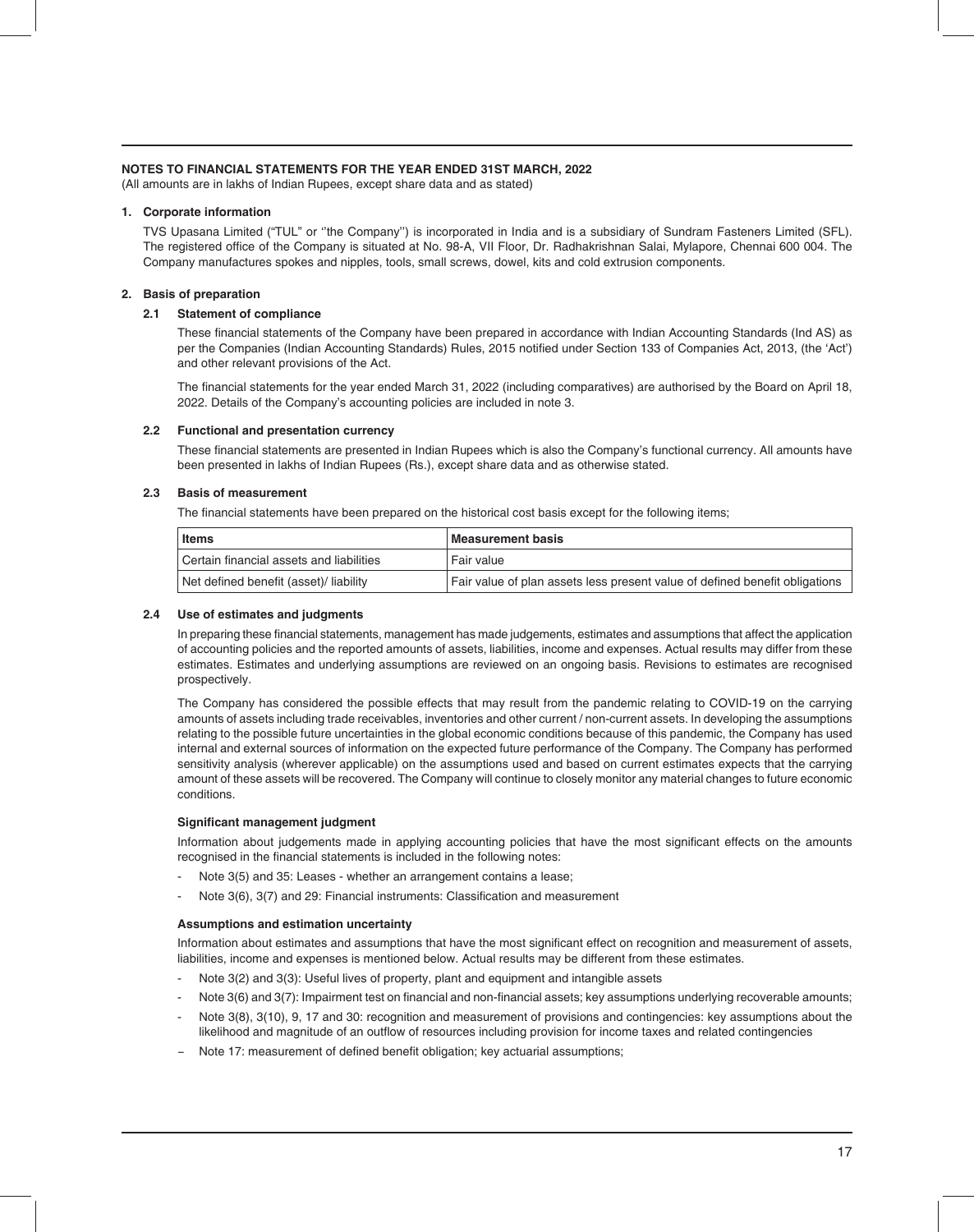**NOTES TO FINANCIAL STATEMENTS FOR THE YEAR ENDED 31ST MARCH, 2022**
(All amounts are in lakhs of Indian Rupees, except share data and as stated)

**1. Corporate information**

TVS Upasana Limited ("TUL" or ''the Company'') is incorporated in India and is a subsidiary of Sundram Fasteners Limited (SFL). The registered office of the Company is situated at No. 98-A, VII Floor, Dr. Radhakrishnan Salai, Mylapore, Chennai 600 004. The Company manufactures spokes and nipples, tools, small screws, dowel, kits and cold extrusion components.

**2. Basis of preparation**

**2.1 Statement of compliance**

These financial statements of the Company have been prepared in accordance with Indian Accounting Standards (Ind AS) as per the Companies (Indian Accounting Standards) Rules, 2015 notified under Section 133 of Companies Act, 2013, (the 'Act') and other relevant provisions of the Act.

The financial statements for the year ended March 31, 2022 (including comparatives) are authorised by the Board on April 18, 2022. Details of the Company's accounting policies are included in note 3.

**2.2 Functional and presentation currency**

These financial statements are presented in Indian Rupees which is also the Company's functional currency. All amounts have been presented in lakhs of Indian Rupees (Rs.), except share data and as otherwise stated.

**2.3 Basis of measurement**

The financial statements have been prepared on the historical cost basis except for the following items;

| Items | Measurement basis |
|---|---|
| Certain financial assets and liabilities | Fair value |
| Net defined benefit (asset)/ liability | Fair value of plan assets less present value of defined benefit obligations |

**2.4 Use of estimates and judgments**

In preparing these financial statements, management has made judgements, estimates and assumptions that affect the application of accounting policies and the reported amounts of assets, liabilities, income and expenses. Actual results may differ from these estimates. Estimates and underlying assumptions are reviewed on an ongoing basis. Revisions to estimates are recognised prospectively.

The Company has considered the possible effects that may result from the pandemic relating to COVID-19 on the carrying amounts of assets including trade receivables, inventories and other current / non-current assets. In developing the assumptions relating to the possible future uncertainties in the global economic conditions because of this pandemic, the Company has used internal and external sources of information on the expected future performance of the Company. The Company has performed sensitivity analysis (wherever applicable) on the assumptions used and based on current estimates expects that the carrying amount of these assets will be recovered. The Company will continue to closely monitor any material changes to future economic conditions.

**Significant management judgment**

Information about judgements made in applying accounting policies that have the most significant effects on the amounts recognised in the financial statements is included in the following notes:

- Note 3(5) and 35: Leases - whether an arrangement contains a lease;
- Note 3(6), 3(7) and 29: Financial instruments: Classification and measurement

**Assumptions and estimation uncertainty**

Information about estimates and assumptions that have the most significant effect on recognition and measurement of assets, liabilities, income and expenses is mentioned below. Actual results may be different from these estimates.

- Note 3(2) and 3(3): Useful lives of property, plant and equipment and intangible assets
- Note 3(6) and 3(7): Impairment test on financial and non-financial assets; key assumptions underlying recoverable amounts;
- Note 3(8), 3(10), 9, 17 and 30: recognition and measurement of provisions and contingencies: key assumptions about the likelihood and magnitude of an outflow of resources including provision for income taxes and related contingencies
- Note 17: measurement of defined benefit obligation; key actuarial assumptions;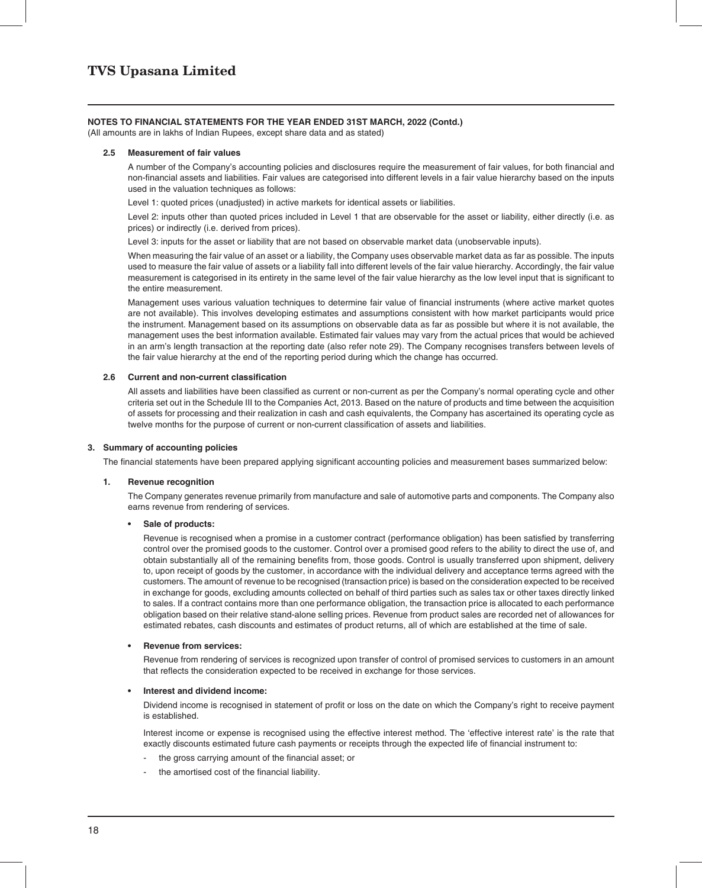**NOTES TO FINANCIAL STATEMENTS FOR THE YEAR ENDED 31ST MARCH, 2022 (Contd.)**
(All amounts are in lakhs of Indian Rupees, except share data and as stated)

**2.5 Measurement of fair values**

A number of the Company's accounting policies and disclosures require the measurement of fair values, for both financial and non-financial assets and liabilities. Fair values are categorised into different levels in a fair value hierarchy based on the inputs used in the valuation techniques as follows:

Level 1: quoted prices (unadjusted) in active markets for identical assets or liabilities.

Level 2: inputs other than quoted prices included in Level 1 that are observable for the asset or liability, either directly (i.e. as prices) or indirectly (i.e. derived from prices).

Level 3: inputs for the asset or liability that are not based on observable market data (unobservable inputs).

When measuring the fair value of an asset or a liability, the Company uses observable market data as far as possible. The inputs used to measure the fair value of assets or a liability fall into different levels of the fair value hierarchy. Accordingly, the fair value measurement is categorised in its entirety in the same level of the fair value hierarchy as the low level input that is significant to the entire measurement.

Management uses various valuation techniques to determine fair value of financial instruments (where active market quotes are not available). This involves developing estimates and assumptions consistent with how market participants would price the instrument. Management based on its assumptions on observable data as far as possible but where it is not available, the management uses the best information available. Estimated fair values may vary from the actual prices that would be achieved in an arm's length transaction at the reporting date (also refer note 29). The Company recognises transfers between levels of the fair value hierarchy at the end of the reporting period during which the change has occurred.

**2.6 Current and non-current classification**

All assets and liabilities have been classified as current or non-current as per the Company's normal operating cycle and other criteria set out in the Schedule III to the Companies Act, 2013. Based on the nature of products and time between the acquisition of assets for processing and their realization in cash and cash equivalents, the Company has ascertained its operating cycle as twelve months for the purpose of current or non-current classification of assets and liabilities.

## 3. Summary of accounting policies

The financial statements have been prepared applying significant accounting policies and measurement bases summarized below:

**1. Revenue recognition**

The Company generates revenue primarily from manufacture and sale of automotive parts and components. The Company also earns revenue from rendering of services.

- **Sale of products:**

  Revenue is recognised when a promise in a customer contract (performance obligation) has been satisfied by transferring control over the promised goods to the customer. Control over a promised good refers to the ability to direct the use of, and obtain substantially all of the remaining benefits from, those goods. Control is usually transferred upon shipment, delivery to, upon receipt of goods by the customer, in accordance with the individual delivery and acceptance terms agreed with the customers. The amount of revenue to be recognised (transaction price) is based on the consideration expected to be received in exchange for goods, excluding amounts collected on behalf of third parties such as sales tax or other taxes directly linked to sales. If a contract contains more than one performance obligation, the transaction price is allocated to each performance obligation based on their relative stand-alone selling prices. Revenue from product sales are recorded net of allowances for estimated rebates, cash discounts and estimates of product returns, all of which are established at the time of sale.

- **Revenue from services:**

  Revenue from rendering of services is recognized upon transfer of control of promised services to customers in an amount that reflects the consideration expected to be received in exchange for those services.

- **Interest and dividend income:**

  Dividend income is recognised in statement of profit or loss on the date on which the Company's right to receive payment is established.

  Interest income or expense is recognised using the effective interest method. The 'effective interest rate' is the rate that exactly discounts estimated future cash payments or receipts through the expected life of financial instrument to:

  - the gross carrying amount of the financial asset; or
  - the amortised cost of the financial liability.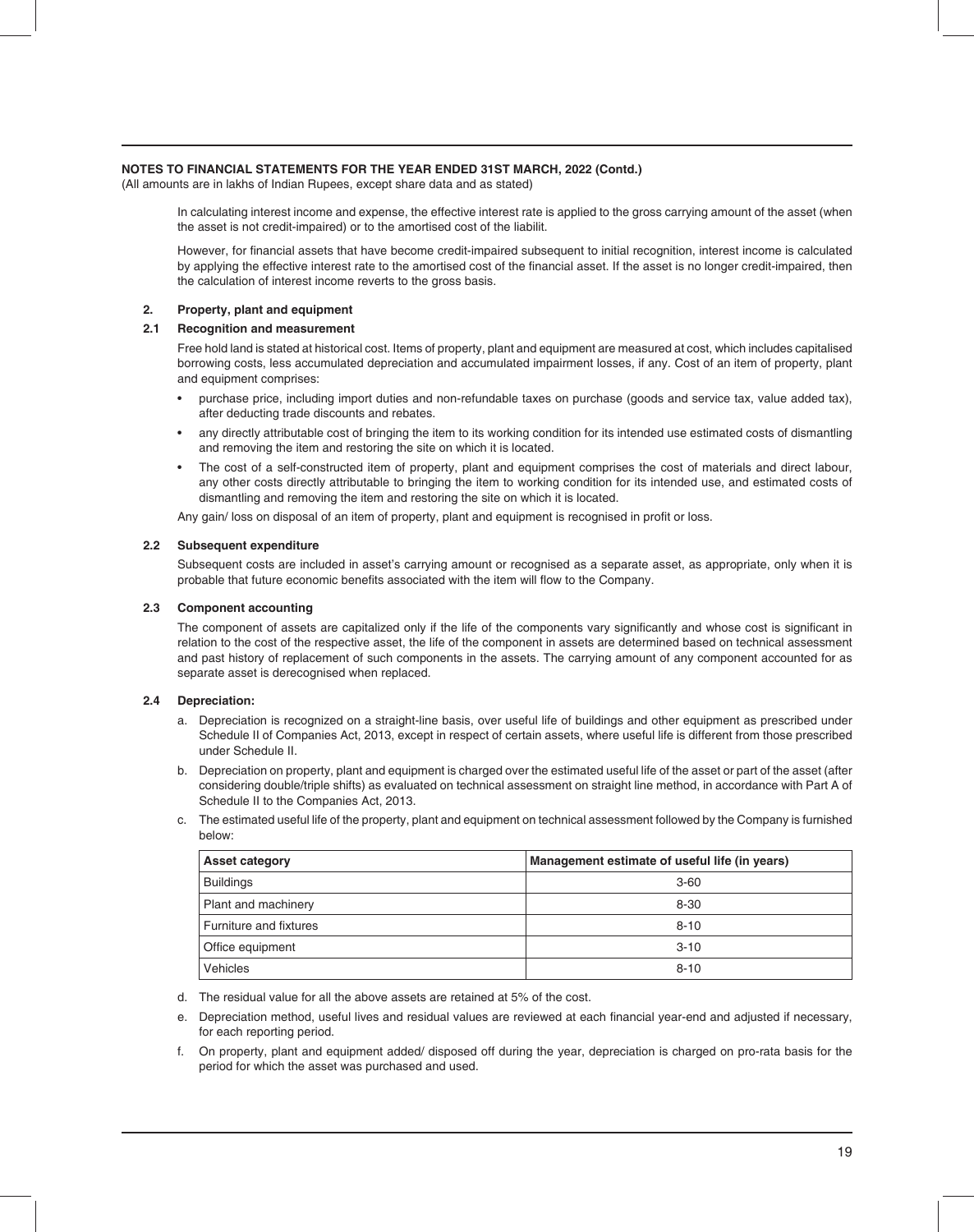**NOTES TO FINANCIAL STATEMENTS FOR THE YEAR ENDED 31ST MARCH, 2022 (Contd.)**
(All amounts are in lakhs of Indian Rupees, except share data and as stated)

In calculating interest income and expense, the effective interest rate is applied to the gross carrying amount of the asset (when the asset is not credit-impaired) or to the amortised cost of the liabilit.

However, for financial assets that have become credit-impaired subsequent to initial recognition, interest income is calculated by applying the effective interest rate to the amortised cost of the financial asset. If the asset is no longer credit-impaired, then the calculation of interest income reverts to the gross basis.

## 2. Property, plant and equipment

### 2.1 Recognition and measurement

Free hold land is stated at historical cost. Items of property, plant and equipment are measured at cost, which includes capitalised borrowing costs, less accumulated depreciation and accumulated impairment losses, if any. Cost of an item of property, plant and equipment comprises:

- purchase price, including import duties and non-refundable taxes on purchase (goods and service tax, value added tax), after deducting trade discounts and rebates.
- any directly attributable cost of bringing the item to its working condition for its intended use estimated costs of dismantling and removing the item and restoring the site on which it is located.
- The cost of a self-constructed item of property, plant and equipment comprises the cost of materials and direct labour, any other costs directly attributable to bringing the item to working condition for its intended use, and estimated costs of dismantling and removing the item and restoring the site on which it is located.

Any gain/ loss on disposal of an item of property, plant and equipment is recognised in profit or loss.

### 2.2 Subsequent expenditure

Subsequent costs are included in asset's carrying amount or recognised as a separate asset, as appropriate, only when it is probable that future economic benefits associated with the item will flow to the Company.

### 2.3 Component accounting

The component of assets are capitalized only if the life of the components vary significantly and whose cost is significant in relation to the cost of the respective asset, the life of the component in assets are determined based on technical assessment and past history of replacement of such components in the assets. The carrying amount of any component accounted for as separate asset is derecognised when replaced.

### 2.4 Depreciation:

a. Depreciation is recognized on a straight-line basis, over useful life of buildings and other equipment as prescribed under Schedule II of Companies Act, 2013, except in respect of certain assets, where useful life is different from those prescribed under Schedule II.

b. Depreciation on property, plant and equipment is charged over the estimated useful life of the asset or part of the asset (after considering double/triple shifts) as evaluated on technical assessment on straight line method, in accordance with Part A of Schedule II to the Companies Act, 2013.

c. The estimated useful life of the property, plant and equipment on technical assessment followed by the Company is furnished below:

| Asset category | Management estimate of useful life (in years) |
|---|---|
| Buildings | 3-60 |
| Plant and machinery | 8-30 |
| Furniture and fixtures | 8-10 |
| Office equipment | 3-10 |
| Vehicles | 8-10 |

d. The residual value for all the above assets are retained at 5% of the cost.

e. Depreciation method, useful lives and residual values are reviewed at each financial year-end and adjusted if necessary, for each reporting period.

f. On property, plant and equipment added/ disposed off during the year, depreciation is charged on pro-rata basis for the period for which the asset was purchased and used.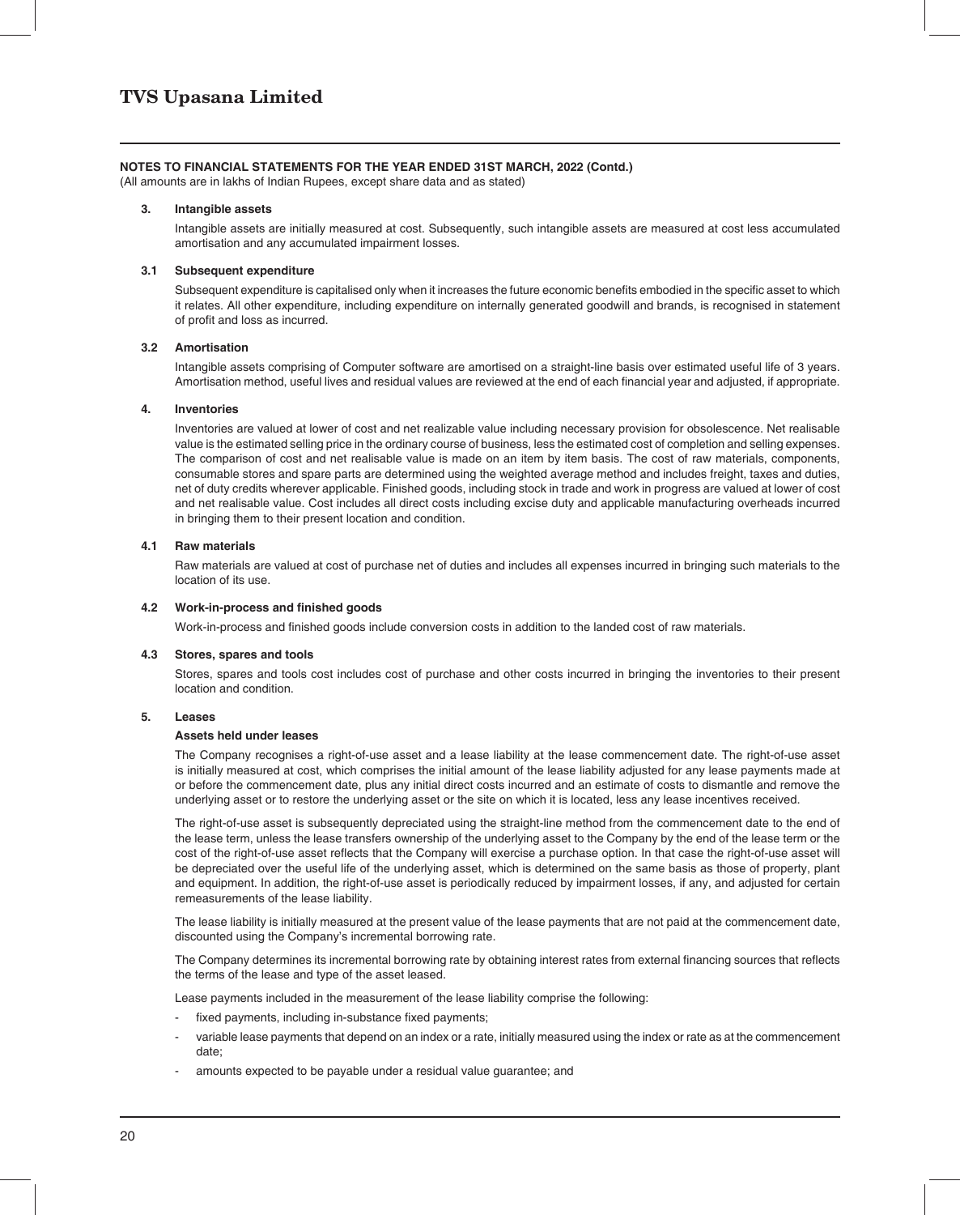**NOTES TO FINANCIAL STATEMENTS FOR THE YEAR ENDED 31ST MARCH, 2022 (Contd.)**

(All amounts are in lakhs of Indian Rupees, except share data and as stated)

**3. Intangible assets**

Intangible assets are initially measured at cost. Subsequently, such intangible assets are measured at cost less accumulated amortisation and any accumulated impairment losses.

**3.1 Subsequent expenditure**

Subsequent expenditure is capitalised only when it increases the future economic benefits embodied in the specific asset to which it relates. All other expenditure, including expenditure on internally generated goodwill and brands, is recognised in statement of profit and loss as incurred.

**3.2 Amortisation**

Intangible assets comprising of Computer software are amortised on a straight-line basis over estimated useful life of 3 years. Amortisation method, useful lives and residual values are reviewed at the end of each financial year and adjusted, if appropriate.

**4. Inventories**

Inventories are valued at lower of cost and net realizable value including necessary provision for obsolescence. Net realisable value is the estimated selling price in the ordinary course of business, less the estimated cost of completion and selling expenses. The comparison of cost and net realisable value is made on an item by item basis. The cost of raw materials, components, consumable stores and spare parts are determined using the weighted average method and includes freight, taxes and duties, net of duty credits wherever applicable. Finished goods, including stock in trade and work in progress are valued at lower of cost and net realisable value. Cost includes all direct costs including excise duty and applicable manufacturing overheads incurred in bringing them to their present location and condition.

**4.1 Raw materials**

Raw materials are valued at cost of purchase net of duties and includes all expenses incurred in bringing such materials to the location of its use.

**4.2 Work-in-process and finished goods**

Work-in-process and finished goods include conversion costs in addition to the landed cost of raw materials.

**4.3 Stores, spares and tools**

Stores, spares and tools cost includes cost of purchase and other costs incurred in bringing the inventories to their present location and condition.

**5. Leases**

**Assets held under leases**

The Company recognises a right-of-use asset and a lease liability at the lease commencement date. The right-of-use asset is initially measured at cost, which comprises the initial amount of the lease liability adjusted for any lease payments made at or before the commencement date, plus any initial direct costs incurred and an estimate of costs to dismantle and remove the underlying asset or to restore the underlying asset or the site on which it is located, less any lease incentives received.

The right-of-use asset is subsequently depreciated using the straight-line method from the commencement date to the end of the lease term, unless the lease transfers ownership of the underlying asset to the Company by the end of the lease term or the cost of the right-of-use asset reflects that the Company will exercise a purchase option. In that case the right-of-use asset will be depreciated over the useful life of the underlying asset, which is determined on the same basis as those of property, plant and equipment. In addition, the right-of-use asset is periodically reduced by impairment losses, if any, and adjusted for certain remeasurements of the lease liability.

The lease liability is initially measured at the present value of the lease payments that are not paid at the commencement date, discounted using the Company's incremental borrowing rate.

The Company determines its incremental borrowing rate by obtaining interest rates from external financing sources that reflects the terms of the lease and type of the asset leased.

Lease payments included in the measurement of the lease liability comprise the following:

- fixed payments, including in-substance fixed payments;
- variable lease payments that depend on an index or a rate, initially measured using the index or rate as at the commencement date;
- amounts expected to be payable under a residual value guarantee; and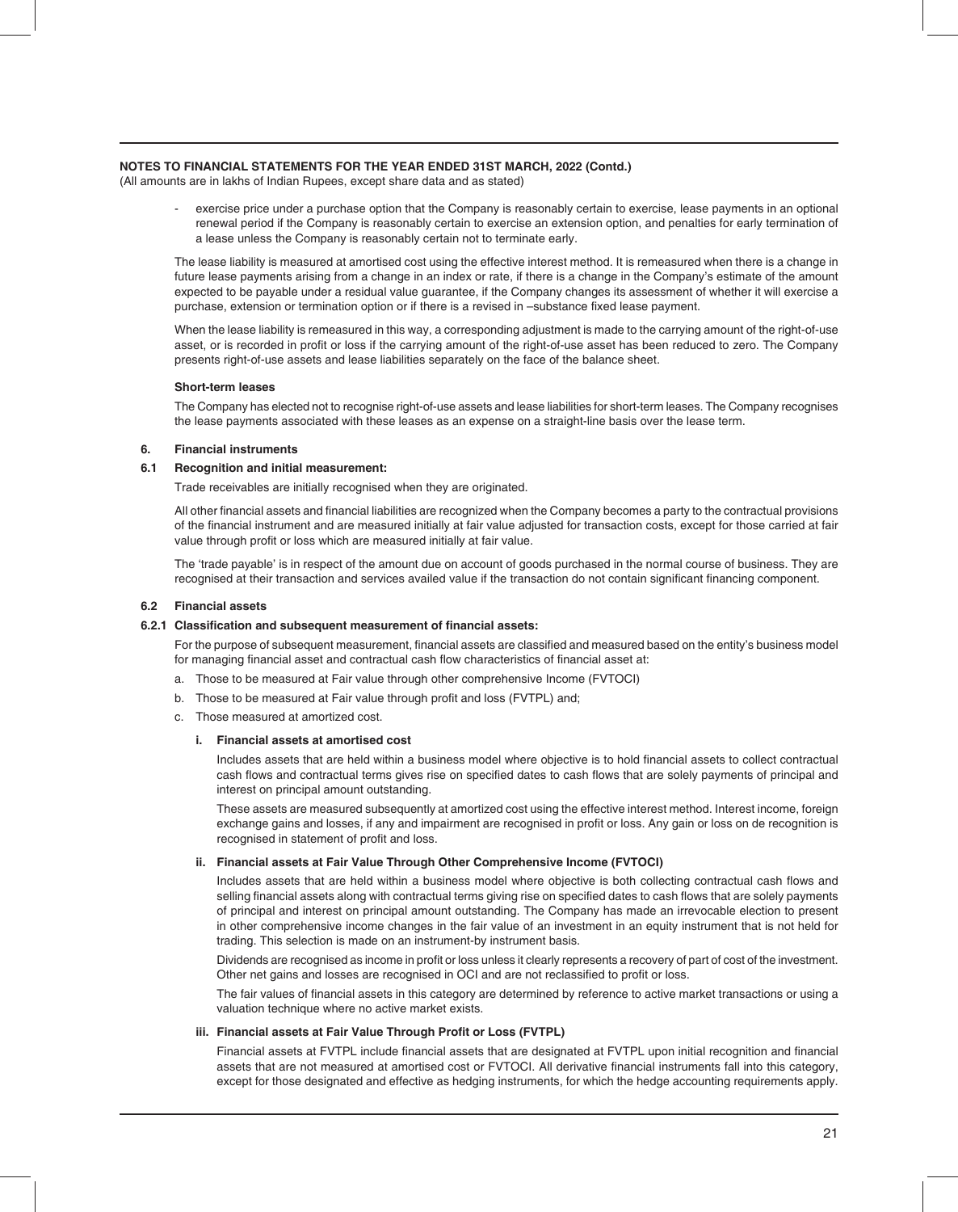**NOTES TO FINANCIAL STATEMENTS FOR THE YEAR ENDED 31ST MARCH, 2022 (Contd.)**
(All amounts are in lakhs of Indian Rupees, except share data and as stated)

- exercise price under a purchase option that the Company is reasonably certain to exercise, lease payments in an optional renewal period if the Company is reasonably certain to exercise an extension option, and penalties for early termination of a lease unless the Company is reasonably certain not to terminate early.

The lease liability is measured at amortised cost using the effective interest method. It is remeasured when there is a change in future lease payments arising from a change in an index or rate, if there is a change in the Company's estimate of the amount expected to be payable under a residual value guarantee, if the Company changes its assessment of whether it will exercise a purchase, extension or termination option or if there is a revised in –substance fixed lease payment.

When the lease liability is remeasured in this way, a corresponding adjustment is made to the carrying amount of the right-of-use asset, or is recorded in profit or loss if the carrying amount of the right-of-use asset has been reduced to zero. The Company presents right-of-use assets and lease liabilities separately on the face of the balance sheet.

**Short-term leases**

The Company has elected not to recognise right-of-use assets and lease liabilities for short-term leases. The Company recognises the lease payments associated with these leases as an expense on a straight-line basis over the lease term.

## 6. Financial instruments

### 6.1 Recognition and initial measurement:

Trade receivables are initially recognised when they are originated.

All other financial assets and financial liabilities are recognized when the Company becomes a party to the contractual provisions of the financial instrument and are measured initially at fair value adjusted for transaction costs, except for those carried at fair value through profit or loss which are measured initially at fair value.

The 'trade payable' is in respect of the amount due on account of goods purchased in the normal course of business. They are recognised at their transaction and services availed value if the transaction do not contain significant financing component.

### 6.2 Financial assets

#### 6.2.1 Classification and subsequent measurement of financial assets:

For the purpose of subsequent measurement, financial assets are classified and measured based on the entity's business model for managing financial asset and contractual cash flow characteristics of financial asset at:

a. Those to be measured at Fair value through other comprehensive Income (FVTOCI)

b. Those to be measured at Fair value through profit and loss (FVTPL) and;

c. Those measured at amortized cost.

**i. Financial assets at amortised cost**

Includes assets that are held within a business model where objective is to hold financial assets to collect contractual cash flows and contractual terms gives rise on specified dates to cash flows that are solely payments of principal and interest on principal amount outstanding.

These assets are measured subsequently at amortized cost using the effective interest method. Interest income, foreign exchange gains and losses, if any and impairment are recognised in profit or loss. Any gain or loss on de recognition is recognised in statement of profit and loss.

**ii. Financial assets at Fair Value Through Other Comprehensive Income (FVTOCI)**

Includes assets that are held within a business model where objective is both collecting contractual cash flows and selling financial assets along with contractual terms giving rise on specified dates to cash flows that are solely payments of principal and interest on principal amount outstanding. The Company has made an irrevocable election to present in other comprehensive income changes in the fair value of an investment in an equity instrument that is not held for trading. This selection is made on an instrument-by instrument basis.

Dividends are recognised as income in profit or loss unless it clearly represents a recovery of part of cost of the investment. Other net gains and losses are recognised in OCI and are not reclassified to profit or loss.

The fair values of financial assets in this category are determined by reference to active market transactions or using a valuation technique where no active market exists.

**iii. Financial assets at Fair Value Through Profit or Loss (FVTPL)**

Financial assets at FVTPL include financial assets that are designated at FVTPL upon initial recognition and financial assets that are not measured at amortised cost or FVTOCI. All derivative financial instruments fall into this category, except for those designated and effective as hedging instruments, for which the hedge accounting requirements apply.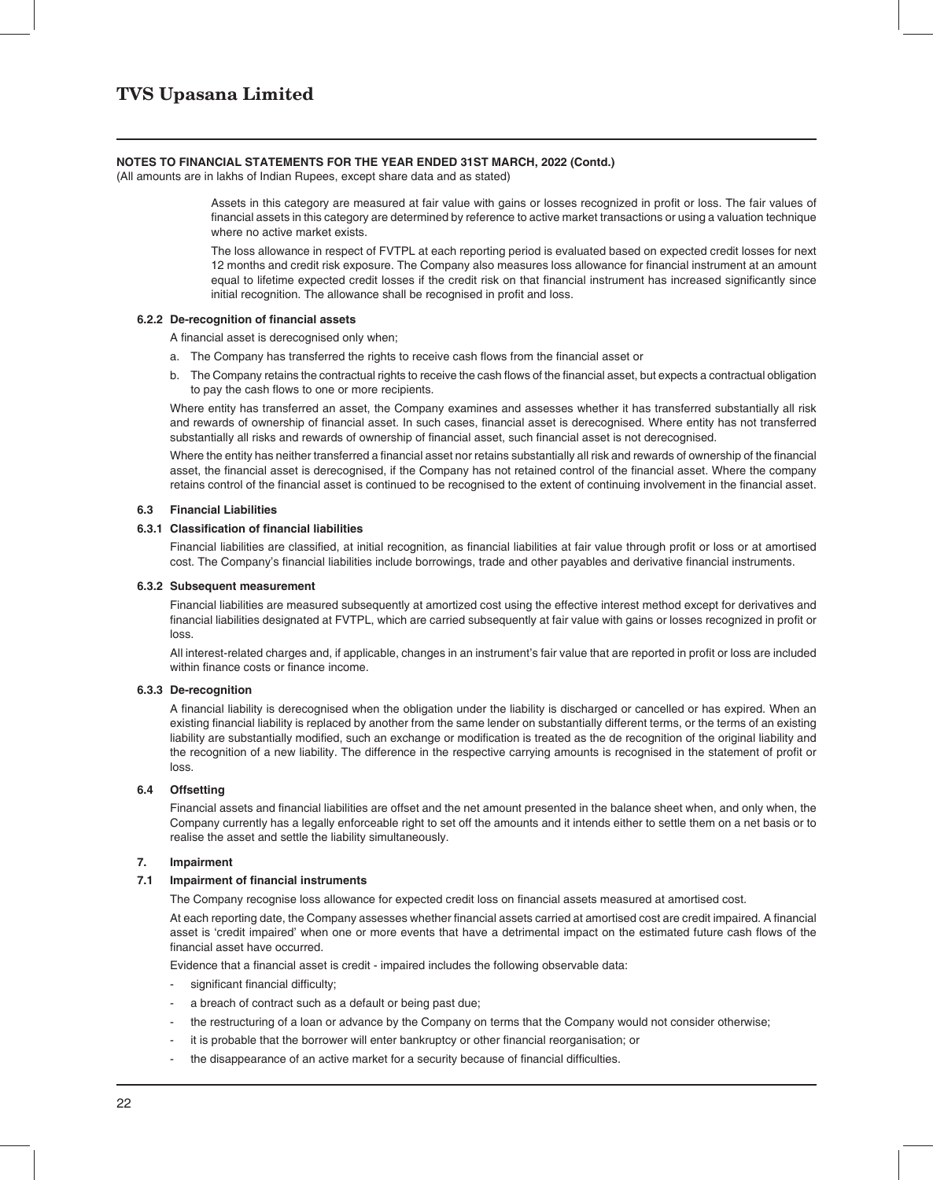**NOTES TO FINANCIAL STATEMENTS FOR THE YEAR ENDED 31ST MARCH, 2022 (Contd.)**
(All amounts are in lakhs of Indian Rupees, except share data and as stated)

Assets in this category are measured at fair value with gains or losses recognized in profit or loss. The fair values of financial assets in this category are determined by reference to active market transactions or using a valuation technique where no active market exists.

The loss allowance in respect of FVTPL at each reporting period is evaluated based on expected credit losses for next 12 months and credit risk exposure. The Company also measures loss allowance for financial instrument at an amount equal to lifetime expected credit losses if the credit risk on that financial instrument has increased significantly since initial recognition. The allowance shall be recognised in profit and loss.

#### 6.2.2 De-recognition of financial assets

A financial asset is derecognised only when;

a. The Company has transferred the rights to receive cash flows from the financial asset or

b. The Company retains the contractual rights to receive the cash flows of the financial asset, but expects a contractual obligation to pay the cash flows to one or more recipients.

Where entity has transferred an asset, the Company examines and assesses whether it has transferred substantially all risk and rewards of ownership of financial asset. In such cases, financial asset is derecognised. Where entity has not transferred substantially all risks and rewards of ownership of financial asset, such financial asset is not derecognised.

Where the entity has neither transferred a financial asset nor retains substantially all risk and rewards of ownership of the financial asset, the financial asset is derecognised, if the Company has not retained control of the financial asset. Where the company retains control of the financial asset is continued to be recognised to the extent of continuing involvement in the financial asset.

### 6.3 Financial Liabilities

#### 6.3.1 Classification of financial liabilities

Financial liabilities are classified, at initial recognition, as financial liabilities at fair value through profit or loss or at amortised cost. The Company's financial liabilities include borrowings, trade and other payables and derivative financial instruments.

#### 6.3.2 Subsequent measurement

Financial liabilities are measured subsequently at amortized cost using the effective interest method except for derivatives and financial liabilities designated at FVTPL, which are carried subsequently at fair value with gains or losses recognized in profit or loss.

All interest-related charges and, if applicable, changes in an instrument's fair value that are reported in profit or loss are included within finance costs or finance income.

#### 6.3.3 De-recognition

A financial liability is derecognised when the obligation under the liability is discharged or cancelled or has expired. When an existing financial liability is replaced by another from the same lender on substantially different terms, or the terms of an existing liability are substantially modified, such an exchange or modification is treated as the de recognition of the original liability and the recognition of a new liability. The difference in the respective carrying amounts is recognised in the statement of profit or loss.

### 6.4 Offsetting

Financial assets and financial liabilities are offset and the net amount presented in the balance sheet when, and only when, the Company currently has a legally enforceable right to set off the amounts and it intends either to settle them on a net basis or to realise the asset and settle the liability simultaneously.

## 7. Impairment

### 7.1 Impairment of financial instruments

The Company recognise loss allowance for expected credit loss on financial assets measured at amortised cost.

At each reporting date, the Company assesses whether financial assets carried at amortised cost are credit impaired. A financial asset is 'credit impaired' when one or more events that have a detrimental impact on the estimated future cash flows of the financial asset have occurred.

Evidence that a financial asset is credit - impaired includes the following observable data:

- significant financial difficulty;
- a breach of contract such as a default or being past due;
- the restructuring of a loan or advance by the Company on terms that the Company would not consider otherwise;
- it is probable that the borrower will enter bankruptcy or other financial reorganisation; or
- the disappearance of an active market for a security because of financial difficulties.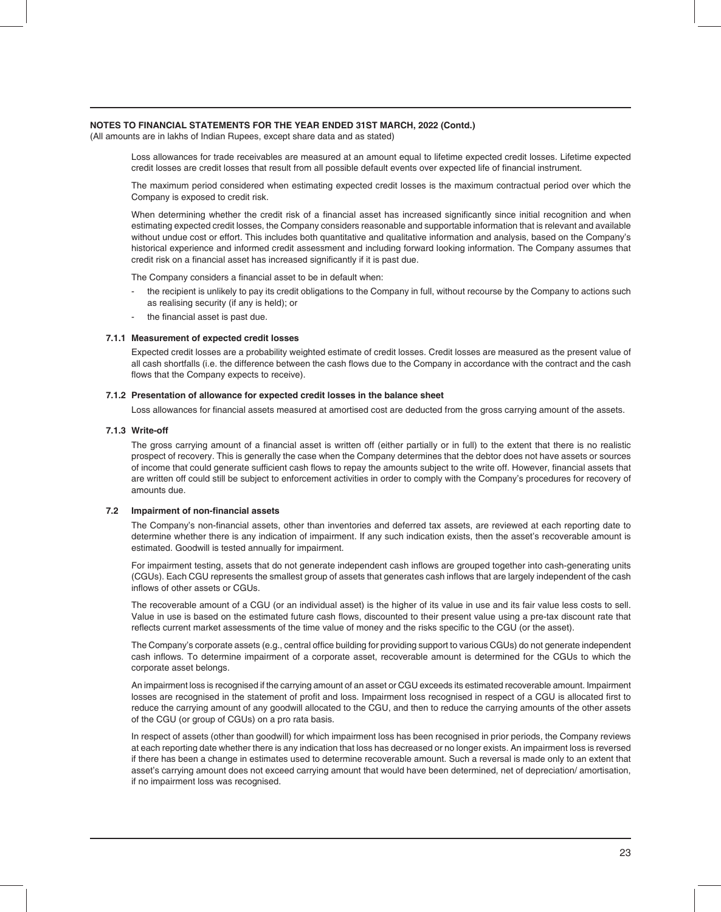**NOTES TO FINANCIAL STATEMENTS FOR THE YEAR ENDED 31ST MARCH, 2022 (Contd.)**
(All amounts are in lakhs of Indian Rupees, except share data and as stated)

Loss allowances for trade receivables are measured at an amount equal to lifetime expected credit losses. Lifetime expected credit losses are credit losses that result from all possible default events over expected life of financial instrument.

The maximum period considered when estimating expected credit losses is the maximum contractual period over which the Company is exposed to credit risk.

When determining whether the credit risk of a financial asset has increased significantly since initial recognition and when estimating expected credit losses, the Company considers reasonable and supportable information that is relevant and available without undue cost or effort. This includes both quantitative and qualitative information and analysis, based on the Company's historical experience and informed credit assessment and including forward looking information. The Company assumes that credit risk on a financial asset has increased significantly if it is past due.

The Company considers a financial asset to be in default when:

- the recipient is unlikely to pay its credit obligations to the Company in full, without recourse by the Company to actions such as realising security (if any is held); or
- the financial asset is past due.

#### 7.1.1 Measurement of expected credit losses

Expected credit losses are a probability weighted estimate of credit losses. Credit losses are measured as the present value of all cash shortfalls (i.e. the difference between the cash flows due to the Company in accordance with the contract and the cash flows that the Company expects to receive).

#### 7.1.2 Presentation of allowance for expected credit losses in the balance sheet

Loss allowances for financial assets measured at amortised cost are deducted from the gross carrying amount of the assets.

#### 7.1.3 Write-off

The gross carrying amount of a financial asset is written off (either partially or in full) to the extent that there is no realistic prospect of recovery. This is generally the case when the Company determines that the debtor does not have assets or sources of income that could generate sufficient cash flows to repay the amounts subject to the write off. However, financial assets that are written off could still be subject to enforcement activities in order to comply with the Company's procedures for recovery of amounts due.

### 7.2 Impairment of non-financial assets

The Company's non-financial assets, other than inventories and deferred tax assets, are reviewed at each reporting date to determine whether there is any indication of impairment. If any such indication exists, then the asset's recoverable amount is estimated. Goodwill is tested annually for impairment.

For impairment testing, assets that do not generate independent cash inflows are grouped together into cash-generating units (CGUs). Each CGU represents the smallest group of assets that generates cash inflows that are largely independent of the cash inflows of other assets or CGUs.

The recoverable amount of a CGU (or an individual asset) is the higher of its value in use and its fair value less costs to sell. Value in use is based on the estimated future cash flows, discounted to their present value using a pre-tax discount rate that reflects current market assessments of the time value of money and the risks specific to the CGU (or the asset).

The Company's corporate assets (e.g., central office building for providing support to various CGUs) do not generate independent cash inflows. To determine impairment of a corporate asset, recoverable amount is determined for the CGUs to which the corporate asset belongs.

An impairment loss is recognised if the carrying amount of an asset or CGU exceeds its estimated recoverable amount. Impairment losses are recognised in the statement of profit and loss. Impairment loss recognised in respect of a CGU is allocated first to reduce the carrying amount of any goodwill allocated to the CGU, and then to reduce the carrying amounts of the other assets of the CGU (or group of CGUs) on a pro rata basis.

In respect of assets (other than goodwill) for which impairment loss has been recognised in prior periods, the Company reviews at each reporting date whether there is any indication that loss has decreased or no longer exists. An impairment loss is reversed if there has been a change in estimates used to determine recoverable amount. Such a reversal is made only to an extent that asset's carrying amount does not exceed carrying amount that would have been determined, net of depreciation/ amortisation, if no impairment loss was recognised.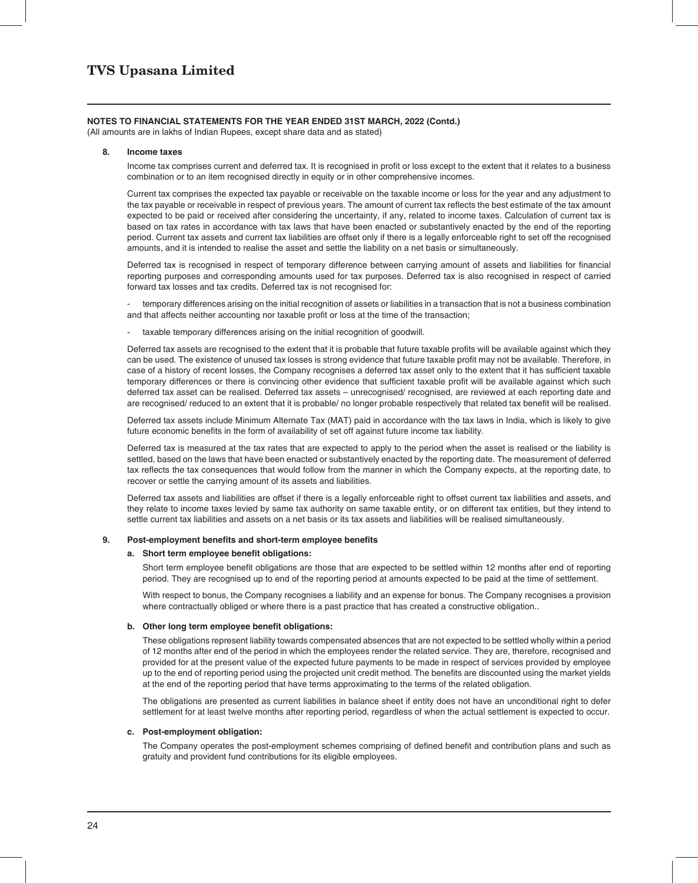**NOTES TO FINANCIAL STATEMENTS FOR THE YEAR ENDED 31ST MARCH, 2022 (Contd.)**
(All amounts are in lakhs of Indian Rupees, except share data and as stated)

**8. Income taxes**

Income tax comprises current and deferred tax. It is recognised in profit or loss except to the extent that it relates to a business combination or to an item recognised directly in equity or in other comprehensive incomes.

Current tax comprises the expected tax payable or receivable on the taxable income or loss for the year and any adjustment to the tax payable or receivable in respect of previous years. The amount of current tax reflects the best estimate of the tax amount expected to be paid or received after considering the uncertainty, if any, related to income taxes. Calculation of current tax is based on tax rates in accordance with tax laws that have been enacted or substantively enacted by the end of the reporting period. Current tax assets and current tax liabilities are offset only if there is a legally enforceable right to set off the recognised amounts, and it is intended to realise the asset and settle the liability on a net basis or simultaneously.

Deferred tax is recognised in respect of temporary difference between carrying amount of assets and liabilities for financial reporting purposes and corresponding amounts used for tax purposes. Deferred tax is also recognised in respect of carried forward tax losses and tax credits. Deferred tax is not recognised for:

- temporary differences arising on the initial recognition of assets or liabilities in a transaction that is not a business combination and that affects neither accounting nor taxable profit or loss at the time of the transaction;
- taxable temporary differences arising on the initial recognition of goodwill.

Deferred tax assets are recognised to the extent that it is probable that future taxable profits will be available against which they can be used. The existence of unused tax losses is strong evidence that future taxable profit may not be available. Therefore, in case of a history of recent losses, the Company recognises a deferred tax asset only to the extent that it has sufficient taxable temporary differences or there is convincing other evidence that sufficient taxable profit will be available against which such deferred tax asset can be realised. Deferred tax assets – unrecognised/ recognised, are reviewed at each reporting date and are recognised/ reduced to an extent that it is probable/ no longer probable respectively that related tax benefit will be realised.

Deferred tax assets include Minimum Alternate Tax (MAT) paid in accordance with the tax laws in India, which is likely to give future economic benefits in the form of availability of set off against future income tax liability.

Deferred tax is measured at the tax rates that are expected to apply to the period when the asset is realised or the liability is settled, based on the laws that have been enacted or substantively enacted by the reporting date. The measurement of deferred tax reflects the tax consequences that would follow from the manner in which the Company expects, at the reporting date, to recover or settle the carrying amount of its assets and liabilities.

Deferred tax assets and liabilities are offset if there is a legally enforceable right to offset current tax liabilities and assets, and they relate to income taxes levied by same tax authority on same taxable entity, or on different tax entities, but they intend to settle current tax liabilities and assets on a net basis or its tax assets and liabilities will be realised simultaneously.

**9. Post-employment benefits and short-term employee benefits**

**a. Short term employee benefit obligations:**

Short term employee benefit obligations are those that are expected to be settled within 12 months after end of reporting period. They are recognised up to end of the reporting period at amounts expected to be paid at the time of settlement.

With respect to bonus, the Company recognises a liability and an expense for bonus. The Company recognises a provision where contractually obliged or where there is a past practice that has created a constructive obligation..

**b. Other long term employee benefit obligations:**

These obligations represent liability towards compensated absences that are not expected to be settled wholly within a period of 12 months after end of the period in which the employees render the related service. They are, therefore, recognised and provided for at the present value of the expected future payments to be made in respect of services provided by employee up to the end of reporting period using the projected unit credit method. The benefits are discounted using the market yields at the end of the reporting period that have terms approximating to the terms of the related obligation.

The obligations are presented as current liabilities in balance sheet if entity does not have an unconditional right to defer settlement for at least twelve months after reporting period, regardless of when the actual settlement is expected to occur.

**c. Post-employment obligation:**

The Company operates the post-employment schemes comprising of defined benefit and contribution plans and such as gratuity and provident fund contributions for its eligible employees.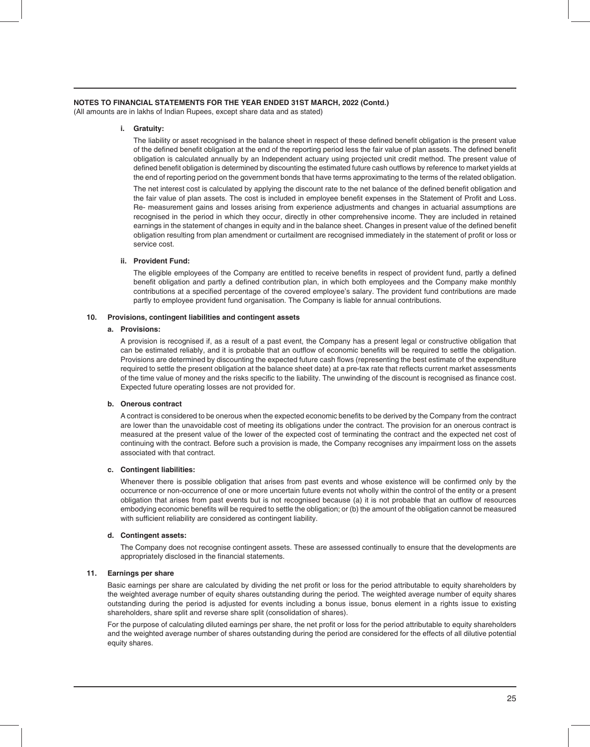**NOTES TO FINANCIAL STATEMENTS FOR THE YEAR ENDED 31ST MARCH, 2022 (Contd.)**
(All amounts are in lakhs of Indian Rupees, except share data and as stated)

**i. Gratuity:**

The liability or asset recognised in the balance sheet in respect of these defined benefit obligation is the present value of the defined benefit obligation at the end of the reporting period less the fair value of plan assets. The defined benefit obligation is calculated annually by an Independent actuary using projected unit credit method. The present value of defined benefit obligation is determined by discounting the estimated future cash outflows by reference to market yields at the end of reporting period on the government bonds that have terms approximating to the terms of the related obligation.

The net interest cost is calculated by applying the discount rate to the net balance of the defined benefit obligation and the fair value of plan assets. The cost is included in employee benefit expenses in the Statement of Profit and Loss. Re- measurement gains and losses arising from experience adjustments and changes in actuarial assumptions are recognised in the period in which they occur, directly in other comprehensive income. They are included in retained earnings in the statement of changes in equity and in the balance sheet. Changes in present value of the defined benefit obligation resulting from plan amendment or curtailment are recognised immediately in the statement of profit or loss or service cost.

**ii. Provident Fund:**

The eligible employees of the Company are entitled to receive benefits in respect of provident fund, partly a defined benefit obligation and partly a defined contribution plan, in which both employees and the Company make monthly contributions at a specified percentage of the covered employee's salary. The provident fund contributions are made partly to employee provident fund organisation. The Company is liable for annual contributions.

**10. Provisions, contingent liabilities and contingent assets**

**a. Provisions:**

A provision is recognised if, as a result of a past event, the Company has a present legal or constructive obligation that can be estimated reliably, and it is probable that an outflow of economic benefits will be required to settle the obligation. Provisions are determined by discounting the expected future cash flows (representing the best estimate of the expenditure required to settle the present obligation at the balance sheet date) at a pre-tax rate that reflects current market assessments of the time value of money and the risks specific to the liability. The unwinding of the discount is recognised as finance cost. Expected future operating losses are not provided for.

**b. Onerous contract**

A contract is considered to be onerous when the expected economic benefits to be derived by the Company from the contract are lower than the unavoidable cost of meeting its obligations under the contract. The provision for an onerous contract is measured at the present value of the lower of the expected cost of terminating the contract and the expected net cost of continuing with the contract. Before such a provision is made, the Company recognises any impairment loss on the assets associated with that contract.

**c. Contingent liabilities:**

Whenever there is possible obligation that arises from past events and whose existence will be confirmed only by the occurrence or non-occurrence of one or more uncertain future events not wholly within the control of the entity or a present obligation that arises from past events but is not recognised because (a) it is not probable that an outflow of resources embodying economic benefits will be required to settle the obligation; or (b) the amount of the obligation cannot be measured with sufficient reliability are considered as contingent liability.

**d. Contingent assets:**

The Company does not recognise contingent assets. These are assessed continually to ensure that the developments are appropriately disclosed in the financial statements.

**11. Earnings per share**

Basic earnings per share are calculated by dividing the net profit or loss for the period attributable to equity shareholders by the weighted average number of equity shares outstanding during the period. The weighted average number of equity shares outstanding during the period is adjusted for events including a bonus issue, bonus element in a rights issue to existing shareholders, share split and reverse share split (consolidation of shares).

For the purpose of calculating diluted earnings per share, the net profit or loss for the period attributable to equity shareholders and the weighted average number of shares outstanding during the period are considered for the effects of all dilutive potential equity shares.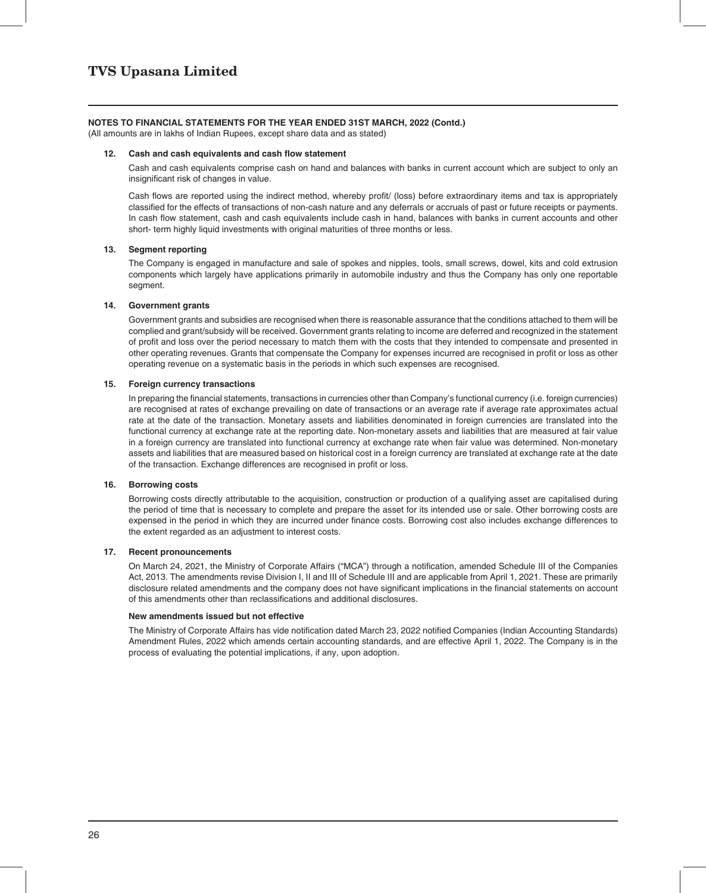**NOTES TO FINANCIAL STATEMENTS FOR THE YEAR ENDED 31ST MARCH, 2022 (Contd.)**
(All amounts are in lakhs of Indian Rupees, except share data and as stated)

**12. Cash and cash equivalents and cash flow statement**

Cash and cash equivalents comprise cash on hand and balances with banks in current account which are subject to only an insignificant risk of changes in value.

Cash flows are reported using the indirect method, whereby profit/ (loss) before extraordinary items and tax is appropriately classified for the effects of transactions of non-cash nature and any deferrals or accruals of past or future receipts or payments. In cash flow statement, cash and cash equivalents include cash in hand, balances with banks in current accounts and other short- term highly liquid investments with original maturities of three months or less.

**13. Segment reporting**

The Company is engaged in manufacture and sale of spokes and nipples, tools, small screws, dowel, kits and cold extrusion components which largely have applications primarily in automobile industry and thus the Company has only one reportable segment.

**14. Government grants**

Government grants and subsidies are recognised when there is reasonable assurance that the conditions attached to them will be complied and grant/subsidy will be received. Government grants relating to income are deferred and recognized in the statement of profit and loss over the period necessary to match them with the costs that they intended to compensate and presented in other operating revenues. Grants that compensate the Company for expenses incurred are recognised in profit or loss as other operating revenue on a systematic basis in the periods in which such expenses are recognised.

**15. Foreign currency transactions**

In preparing the financial statements, transactions in currencies other than Company's functional currency (i.e. foreign currencies) are recognised at rates of exchange prevailing on date of transactions or an average rate if average rate approximates actual rate at the date of the transaction. Monetary assets and liabilities denominated in foreign currencies are translated into the functional currency at exchange rate at the reporting date. Non-monetary assets and liabilities that are measured at fair value in a foreign currency are translated into functional currency at exchange rate when fair value was determined. Non-monetary assets and liabilities that are measured based on historical cost in a foreign currency are translated at exchange rate at the date of the transaction. Exchange differences are recognised in profit or loss.

**16. Borrowing costs**

Borrowing costs directly attributable to the acquisition, construction or production of a qualifying asset are capitalised during the period of time that is necessary to complete and prepare the asset for its intended use or sale. Other borrowing costs are expensed in the period in which they are incurred under finance costs. Borrowing cost also includes exchange differences to the extent regarded as an adjustment to interest costs.

**17. Recent pronouncements**

On March 24, 2021, the Ministry of Corporate Affairs ("MCA") through a notification, amended Schedule III of the Companies Act, 2013. The amendments revise Division I, II and III of Schedule III and are applicable from April 1, 2021. These are primarily disclosure related amendments and the company does not have significant implications in the financial statements on account of this amendments other than reclassifications and additional disclosures.

**New amendments issued but not effective**

The Ministry of Corporate Affairs has vide notification dated March 23, 2022 notified Companies (Indian Accounting Standards) Amendment Rules, 2022 which amends certain accounting standards, and are effective April 1, 2022. The Company is in the process of evaluating the potential implications, if any, upon adoption.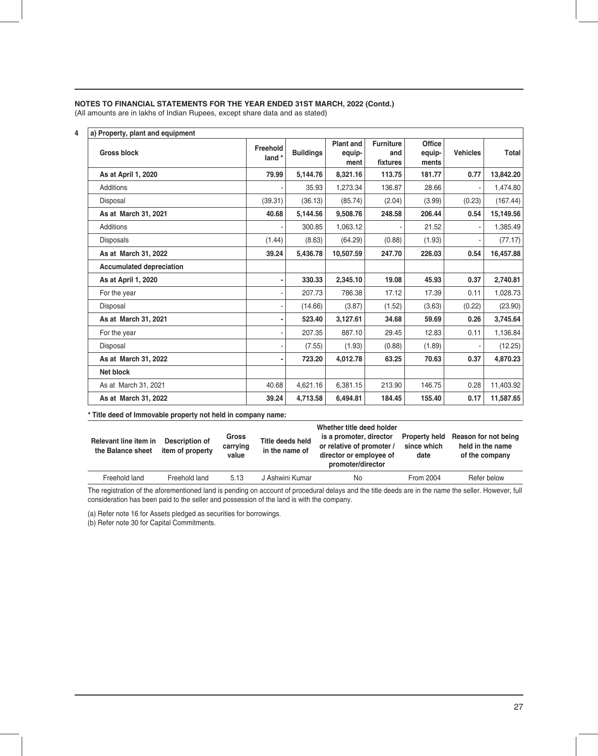**NOTES TO FINANCIAL STATEMENTS FOR THE YEAR ENDED 31ST MARCH, 2022 (Contd.)**

(All amounts are in lakhs of Indian Rupees, except share data and as stated)

**4 a) Property, plant and equipment**

| Gross block | Freehold land * | Buildings | Plant and equip-ment | Furniture and fixtures | Office equip-ments | Vehicles | Total |
|---|---|---|---|---|---|---|---|
| **As at April 1, 2020** | **79.99** | **5,144.76** | **8,321.16** | **113.75** | **181.77** | **0.77** | **13,842.20** |
| Additions | - | 35.93 | 1,273.34 | 136.87 | 28.66 | - | 1,474.80 |
| Disposal | (39.31) | (36.13) | (85.74) | (2.04) | (3.99) | (0.23) | (167.44) |
| **As at March 31, 2021** | **40.68** | **5,144.56** | **9,508.76** | **248.58** | **206.44** | **0.54** | **15,149.56** |
| Additions | - | 300.85 | 1,063.12 | - | 21.52 | - | 1,385.49 |
| Disposals | (1.44) | (8.63) | (64.29) | (0.88) | (1.93) | - | (77.17) |
| **As at March 31, 2022** | **39.24** | **5,436.78** | **10,507.59** | **247.70** | **226.03** | **0.54** | **16,457.88** |
| **Accumulated depreciation** | | | | | | | |
| **As at April 1, 2020** | **-** | **330.33** | **2,345.10** | **19.08** | **45.93** | **0.37** | **2,740.81** |
| For the year | - | 207.73 | 786.38 | 17.12 | 17.39 | 0.11 | 1,028.73 |
| Disposal | - | (14.66) | (3.87) | (1.52) | (3.63) | (0.22) | (23.90) |
| **As at March 31, 2021** | **-** | **523.40** | **3,127.61** | **34.68** | **59.69** | **0.26** | **3,745.64** |
| For the year | - | 207.35 | 887.10 | 29.45 | 12.83 | 0.11 | 1,136.84 |
| Disposal | - | (7.55) | (1.93) | (0.88) | (1.89) | - | (12.25) |
| **As at March 31, 2022** | **-** | **723.20** | **4,012.78** | **63.25** | **70.63** | **0.37** | **4,870.23** |
| **Net block** | | | | | | | |
| As at March 31, 2021 | 40.68 | 4,621.16 | 6,381.15 | 213.90 | 146.75 | 0.28 | 11,403.92 |
| **As at March 31, 2022** | **39.24** | **4,713.58** | **6,494.81** | **184.45** | **155.40** | **0.17** | **11,587.65** |

**\* Title deed of Immovable property not held in company name:**

| Relevant line item in the Balance sheet | Description of item of property | Gross carrying value | Title deeds held in the name of | Whether title deed holder is a promoter, director or relative of promoter / director or employee of promoter/director | Property held since which date | Reason for not being held in the name of the company |
|---|---|---|---|---|---|---|
| Freehold land | Freehold land | 5.13 | J Ashwini Kumar | No | From 2004 | Refer below |

The registration of the aforementioned land is pending on account of procedural delays and the title deeds are in the name the seller. However, full consideration has been paid to the seller and possession of the land is with the company.

(a) Refer note 16 for Assets pledged as securities for borrowings.

(b) Refer note 30 for Capital Commitments.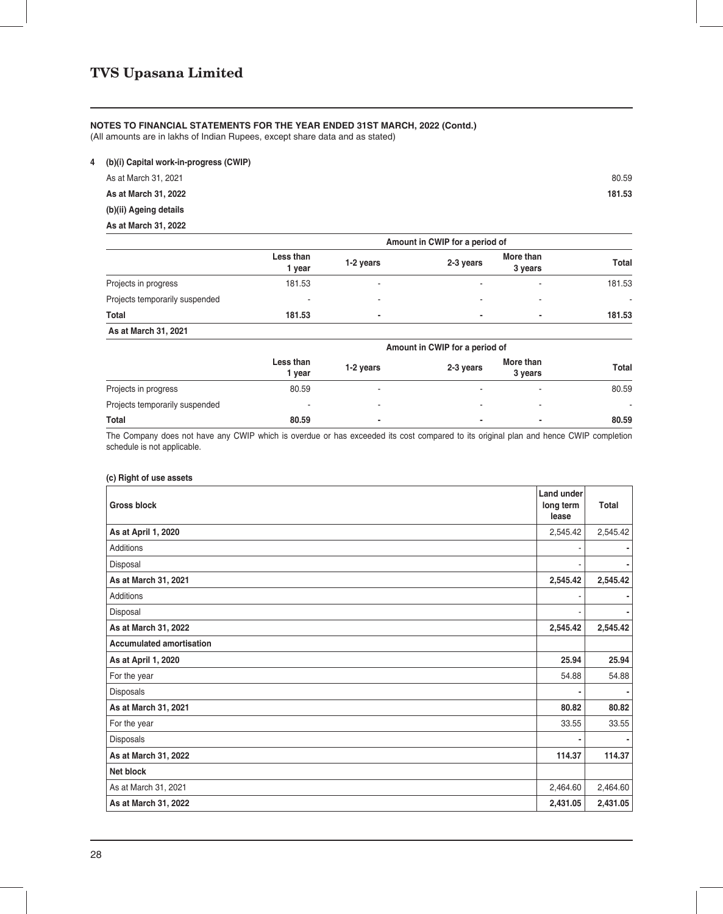**NOTES TO FINANCIAL STATEMENTS FOR THE YEAR ENDED 31ST MARCH, 2022 (Contd.)**
(All amounts are in lakhs of Indian Rupees, except share data and as stated)

**4 (b)(i) Capital work-in-progress (CWIP)**

| | |
|---|---|
| As at March 31, 2021 | 80.59 |
| **As at March 31, 2022** | **181.53** |

**(b)(ii) Ageing details**

**As at March 31, 2022**

| | Amount in CWIP for a period of | | | | |
|---|---|---|---|---|---|
| | Less than 1 year | 1-2 years | 2-3 years | More than 3 years | Total |
| Projects in progress | 181.53 | - | - | - | 181.53 |
| Projects temporarily suspended | - | - | - | - | - |
| **Total** | **181.53** | **-** | **-** | **-** | **181.53** |

**As at March 31, 2021**

| | Amount in CWIP for a period of | | | | |
|---|---|---|---|---|---|
| | Less than 1 year | 1-2 years | 2-3 years | More than 3 years | Total |
| Projects in progress | 80.59 | - | - | - | 80.59 |
| Projects temporarily suspended | - | - | - | - | - |
| **Total** | **80.59** | **-** | **-** | **-** | **80.59** |

The Company does not have any CWIP which is overdue or has exceeded its cost compared to its original plan and hence CWIP completion schedule is not applicable.

**(c) Right of use assets**

| **Gross block** | **Land under long term lease** | **Total** |
|---|---|---|
| **As at April 1, 2020** | 2,545.42 | 2,545.42 |
| Additions | - | - |
| Disposal | - | - |
| **As at March 31, 2021** | **2,545.42** | **2,545.42** |
| Additions | - | - |
| Disposal | - | - |
| **As at March 31, 2022** | **2,545.42** | **2,545.42** |
| **Accumulated amortisation** | | |
| **As at April 1, 2020** | **25.94** | **25.94** |
| For the year | 54.88 | 54.88 |
| Disposals | - | - |
| **As at March 31, 2021** | **80.82** | **80.82** |
| For the year | 33.55 | 33.55 |
| Disposals | - | - |
| **As at March 31, 2022** | **114.37** | **114.37** |
| **Net block** | | |
| As at March 31, 2021 | 2,464.60 | 2,464.60 |
| **As at March 31, 2022** | **2,431.05** | **2,431.05** |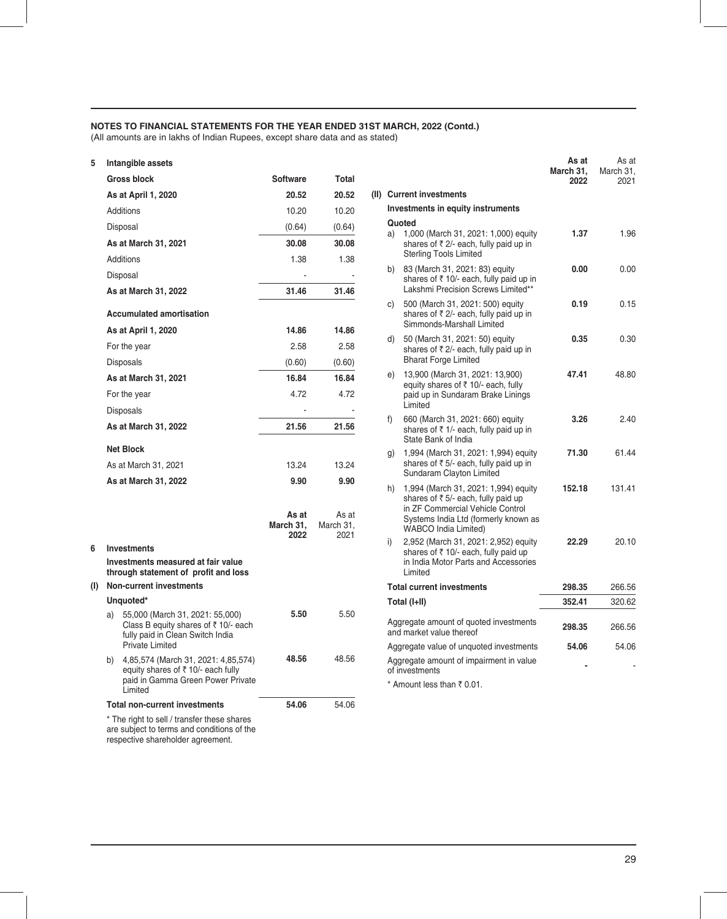## NOTES TO FINANCIAL STATEMENTS FOR THE YEAR ENDED 31ST MARCH, 2022 (Contd.)

(All amounts are in lakhs of Indian Rupees, except share data and as stated)

### 5 Intangible assets

| Gross block | Software | Total |
|---|---|---|
| **As at April 1, 2020** | **20.52** | **20.52** |
| Additions | 10.20 | 10.20 |
| Disposal | (0.64) | (0.64) |
| **As at March 31, 2021** | **30.08** | **30.08** |
| Additions | 1.38 | 1.38 |
| Disposal | - | - |
| **As at March 31, 2022** | **31.46** | **31.46** |
| **Accumulated amortisation** | | |
| **As at April 1, 2020** | **14.86** | **14.86** |
| For the year | 2.58 | 2.58 |
| Disposals | (0.60) | (0.60) |
| **As at March 31, 2021** | **16.84** | **16.84** |
| For the year | 4.72 | 4.72 |
| Disposals | - | - |
| **As at March 31, 2022** | **21.56** | **21.56** |
| **Net Block** | | |
| As at March 31, 2021 | 13.24 | 13.24 |
| **As at March 31, 2022** | **9.90** | **9.90** |

### 6 Investments

| | As at March 31, 2022 | As at March 31, 2021 |
|---|---|---|
| **Investments measured at fair value through statement of profit and loss** | | |
| **(I) Non-current investments** | | |
| **Unquoted*** | | |
| a) 55,000 (March 31, 2021: 55,000) Class B equity shares of ₹ 10/- each fully paid in Clean Switch India Private Limited | **5.50** | 5.50 |
| b) 4,85,574 (March 31, 2021: 4,85,574) equity shares of ₹ 10/- each fully paid in Gamma Green Power Private Limited | **48.56** | 48.56 |
| **Total non-current investments** | **54.06** | 54.06 |

\* The right to sell / transfer these shares are subject to terms and conditions of the respective shareholder agreement.

| | As at March 31, 2022 | As at March 31, 2021 |
|---|---|---|
| **(II) Current investments** | | |
| **Investments in equity instruments** | | |
| **Quoted** | | |
| a) 1,000 (March 31, 2021: 1,000) equity shares of ₹ 2/- each, fully paid up in Sterling Tools Limited | **1.37** | 1.96 |
| b) 83 (March 31, 2021: 83) equity shares of ₹ 10/- each, fully paid up in Lakshmi Precision Screws Limited** | **0.00** | 0.00 |
| c) 500 (March 31, 2021: 500) equity shares of ₹ 2/- each, fully paid up in Simmonds-Marshall Limited | **0.19** | 0.15 |
| d) 50 (March 31, 2021: 50) equity shares of ₹ 2/- each, fully paid up in Bharat Forge Limited | **0.35** | 0.30 |
| e) 13,900 (March 31, 2021: 13,900) equity shares of ₹ 10/- each, fully paid up in Sundaram Brake Linings Limited | **47.41** | 48.80 |
| f) 660 (March 31, 2021: 660) equity shares of ₹ 1/- each, fully paid up in State Bank of India | **3.26** | 2.40 |
| g) 1,994 (March 31, 2021: 1,994) equity shares of ₹ 5/- each, fully paid up in Sundaram Clayton Limited | **71.30** | 61.44 |
| h) 1,994 (March 31, 2021: 1,994) equity shares of ₹ 5/- each, fully paid up in ZF Commercial Vehicle Control Systems India Ltd (formerly known as WABCO India Limited) | **152.18** | 131.41 |
| i) 2,952 (March 31, 2021: 2,952) equity shares of ₹ 10/- each, fully paid up in India Motor Parts and Accessories Limited | **22.29** | 20.10 |
| **Total current investments** | **298.35** | 266.56 |
| **Total (I+II)** | **352.41** | 320.62 |
| Aggregate amount of quoted investments and market value thereof | **298.35** | 266.56 |
| Aggregate value of unquoted investments | **54.06** | 54.06 |
| Aggregate amount of impairment in value of investments | **-** | - |

\* Amount less than ₹ 0.01.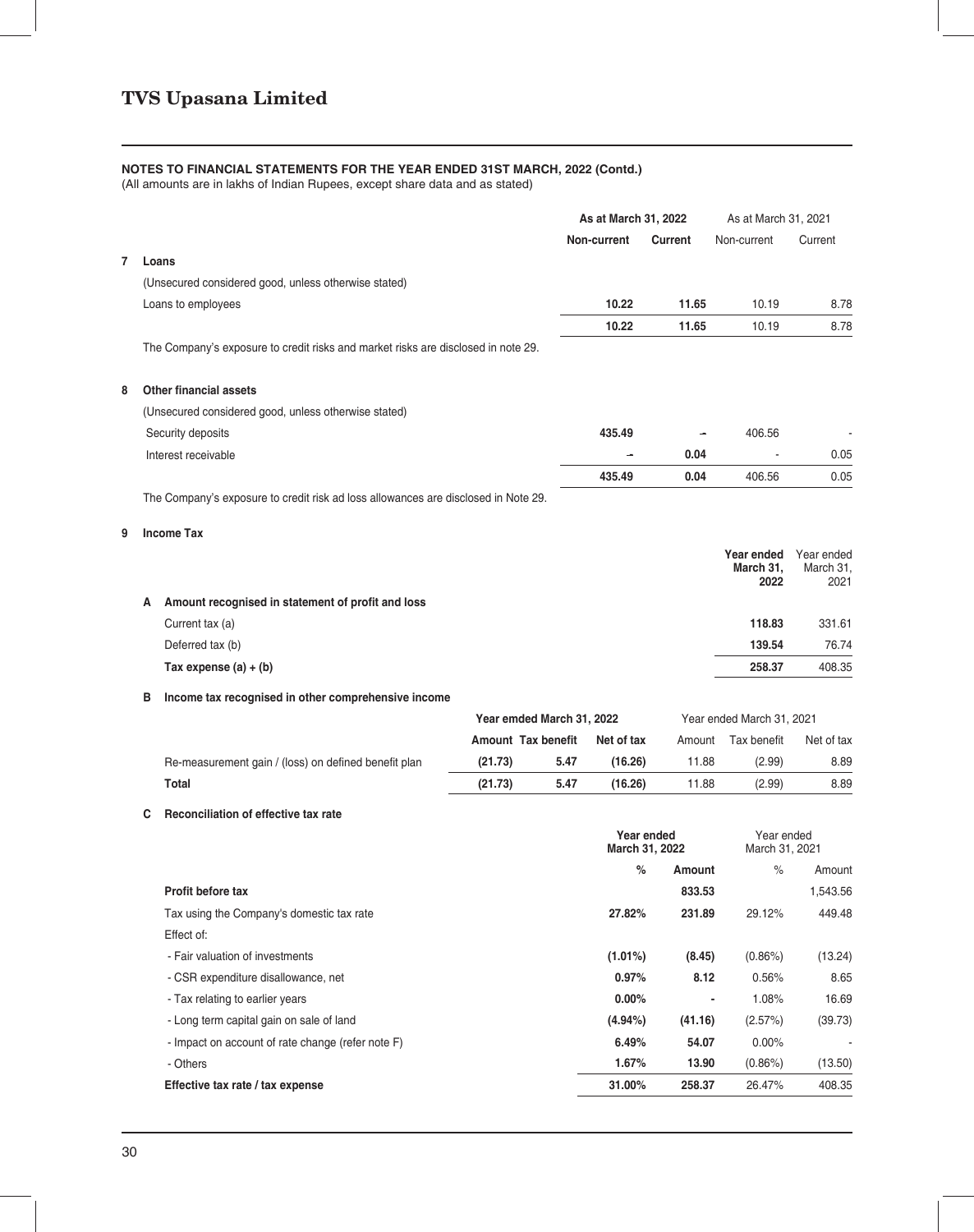# TVS Upasana Limited

**NOTES TO FINANCIAL STATEMENTS FOR THE YEAR ENDED 31ST MARCH, 2022 (Contd.)**

(All amounts are in lakhs of Indian Rupees, except share data and as stated)

| | | As at March 31, 2022 | | As at March 31, 2021 | |
|---|---|---|---|---|---|
| | | **Non-current** | **Current** | Non-current | Current |
| **7** | **Loans** | | | | |
| | (Unsecured considered good, unless otherwise stated) | | | | |
| | Loans to employees | **10.22** | **11.65** | 10.19 | 8.78 |
| | | **10.22** | **11.65** | 10.19 | 8.78 |

The Company's exposure to credit risks and market risks are disclosed in note 29.

| | | As at March 31, 2022 | | As at March 31, 2021 | |
|---|---|---|---|---|---|
| | | **Non-current** | **Current** | Non-current | Current |
| **8** | **Other financial assets** | | | | |
| | (Unsecured considered good, unless otherwise stated) | | | | |
| | Security deposits | **435.49** | **-** | 406.56 | - |
| | Interest receivable | **-** | **0.04** | - | 0.05 |
| | | **435.49** | **0.04** | 406.56 | 0.05 |

The Company's exposure to credit risk ad loss allowances are disclosed in Note 29.

**9 Income Tax**

| | | **Year ended March 31, 2022** | Year ended March 31, 2021 |
|---|---|---|---|
| **A** | **Amount recognised in statement of profit and loss** | | |
| | Current tax (a) | **118.83** | 331.61 |
| | Deferred tax (b) | **139.54** | 76.74 |
| | **Tax expense (a) + (b)** | **258.37** | 408.35 |

**B Income tax recognised in other comprehensive income**

| | **Year emded March 31, 2022** | | | Year ended March 31, 2021 | | |
|---|---|---|---|---|---|---|
| | **Amount** | **Tax benefit** | **Net of tax** | Amount | Tax benefit | Net of tax |
| Re-measurement gain / (loss) on defined benefit plan | **(21.73)** | **5.47** | **(16.26)** | 11.88 | (2.99) | 8.89 |
| **Total** | **(21.73)** | **5.47** | **(16.26)** | 11.88 | (2.99) | 8.89 |

**C Reconciliation of effective tax rate**

| | **Year ended March 31, 2022** | | Year ended March 31, 2021 | |
|---|---|---|---|---|
| | **%** | **Amount** | % | Amount |
| **Profit before tax** | | **833.53** | | 1,543.56 |
| Tax using the Company's domestic tax rate | **27.82%** | **231.89** | 29.12% | 449.48 |
| Effect of: | | | | |
| - Fair valuation of investments | **(1.01%)** | **(8.45)** | (0.86%) | (13.24) |
| - CSR expenditure disallowance, net | **0.97%** | **8.12** | 0.56% | 8.65 |
| - Tax relating to earlier years | **0.00%** | **-** | 1.08% | 16.69 |
| - Long term capital gain on sale of land | **(4.94%)** | **(41.16)** | (2.57%) | (39.73) |
| - Impact on account of rate change (refer note F) | **6.49%** | **54.07** | 0.00% | - |
| - Others | **1.67%** | **13.90** | (0.86%) | (13.50) |
| **Effective tax rate / tax expense** | **31.00%** | **258.37** | 26.47% | 408.35 |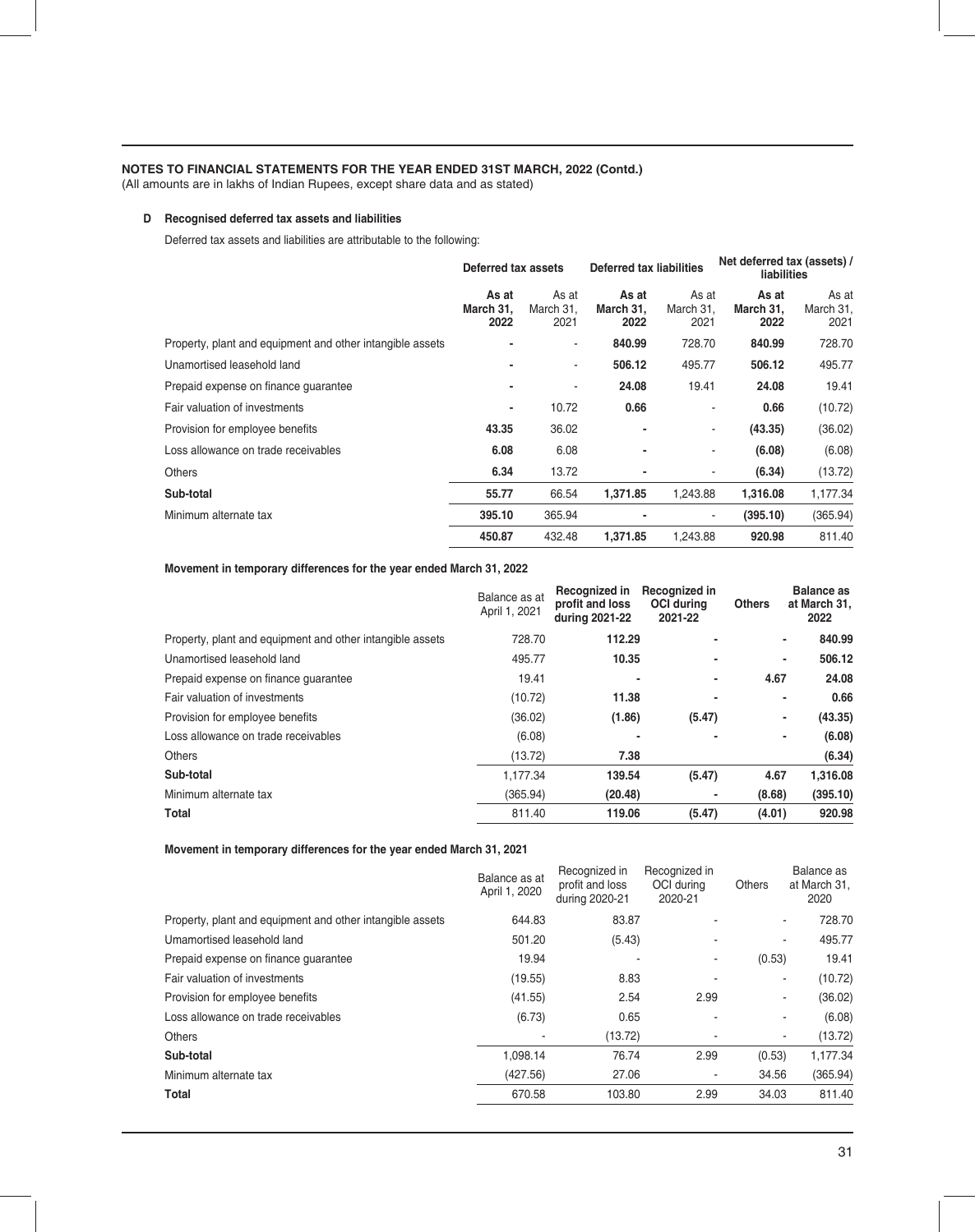**NOTES TO FINANCIAL STATEMENTS FOR THE YEAR ENDED 31ST MARCH, 2022 (Contd.)**

(All amounts are in lakhs of Indian Rupees, except share data and as stated)

**D Recognised deferred tax assets and liabilities**

Deferred tax assets and liabilities are attributable to the following:

| | Deferred tax assets | | Deferred tax liabilities | | Net deferred tax (assets) / liabilities | |
|---|---|---|---|---|---|---|
| | **As at March 31, 2022** | As at March 31, 2021 | **As at March 31, 2022** | As at March 31, 2021 | **As at March 31, 2022** | As at March 31, 2021 |
| Property, plant and equipment and other intangible assets | **-** | - | **840.99** | 728.70 | **840.99** | 728.70 |
| Unamortised leasehold land | **-** | - | **506.12** | 495.77 | **506.12** | 495.77 |
| Prepaid expense on finance guarantee | **-** | - | **24.08** | 19.41 | **24.08** | 19.41 |
| Fair valuation of investments | **-** | 10.72 | **0.66** | - | **0.66** | (10.72) |
| Provision for employee benefits | **43.35** | 36.02 | **-** | - | **(43.35)** | (36.02) |
| Loss allowance on trade receivables | **6.08** | 6.08 | **-** | - | **(6.08)** | (6.08) |
| Others | **6.34** | 13.72 | **-** | - | **(6.34)** | (13.72) |
| **Sub-total** | **55.77** | 66.54 | **1,371.85** | 1,243.88 | **1,316.08** | 1,177.34 |
| Minimum alternate tax | **395.10** | 365.94 | **-** | - | **(395.10)** | (365.94) |
| | **450.87** | 432.48 | **1,371.85** | 1,243.88 | **920.98** | 811.40 |

**Movement in temporary differences for the year ended March 31, 2022**

| | Balance as at April 1, 2021 | **Recognized in profit and loss during 2021-22** | **Recognized in OCI during 2021-22** | **Others** | **Balance as at March 31, 2022** |
|---|---|---|---|---|---|
| Property, plant and equipment and other intangible assets | 728.70 | **112.29** | **-** | **-** | **840.99** |
| Unamortised leasehold land | 495.77 | **10.35** | **-** | **-** | **506.12** |
| Prepaid expense on finance guarantee | 19.41 | **-** | **-** | **4.67** | **24.08** |
| Fair valuation of investments | (10.72) | **11.38** | **-** | **-** | **0.66** |
| Provision for employee benefits | (36.02) | **(1.86)** | **(5.47)** | **-** | **(43.35)** |
| Loss allowance on trade receivables | (6.08) | **-** | **-** | **-** | **(6.08)** |
| Others | (13.72) | **7.38** | | | **(6.34)** |
| **Sub-total** | 1,177.34 | **139.54** | **(5.47)** | **4.67** | **1,316.08** |
| Minimum alternate tax | (365.94) | **(20.48)** | **-** | **(8.68)** | **(395.10)** |
| **Total** | 811.40 | **119.06** | **(5.47)** | **(4.01)** | **920.98** |

**Movement in temporary differences for the year ended March 31, 2021**

| | Balance as at April 1, 2020 | Recognized in profit and loss during 2020-21 | Recognized in OCI during 2020-21 | Others | Balance as at March 31, 2020 |
|---|---|---|---|---|---|
| Property, plant and equipment and other intangible assets | 644.83 | 83.87 | - | - | 728.70 |
| Umamortised leasehold land | 501.20 | (5.43) | - | - | 495.77 |
| Prepaid expense on finance guarantee | 19.94 | - | - | (0.53) | 19.41 |
| Fair valuation of investments | (19.55) | 8.83 | - | - | (10.72) |
| Provision for employee benefits | (41.55) | 2.54 | 2.99 | - | (36.02) |
| Loss allowance on trade receivables | (6.73) | 0.65 | - | - | (6.08) |
| Others | - | (13.72) | - | - | (13.72) |
| **Sub-total** | 1,098.14 | 76.74 | 2.99 | (0.53) | 1,177.34 |
| Minimum alternate tax | (427.56) | 27.06 | - | 34.56 | (365.94) |
| **Total** | 670.58 | 103.80 | 2.99 | 34.03 | 811.40 |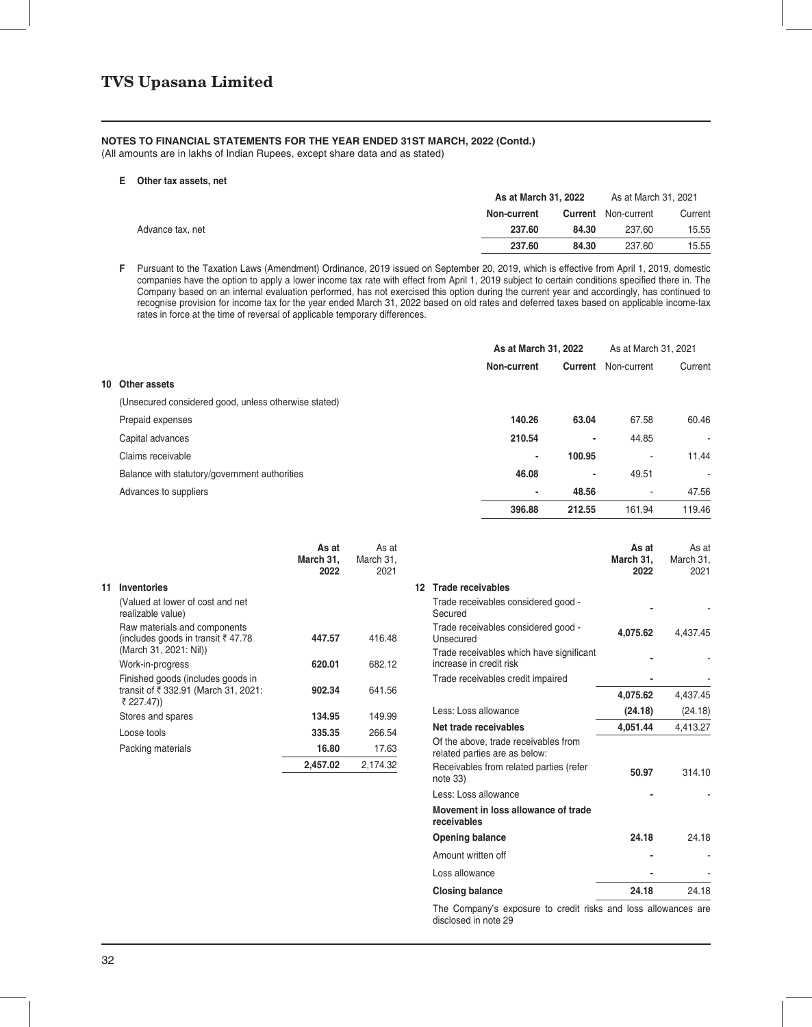## NOTES TO FINANCIAL STATEMENTS FOR THE YEAR ENDED 31ST MARCH, 2022 (Contd.)

(All amounts are in lakhs of Indian Rupees, except share data and as stated)

**E Other tax assets, net**

| | As at March 31, 2022 | | As at March 31, 2021 | |
|---|---|---|---|---|
| | **Non-current** | **Current** | Non-current | Current |
| Advance tax, net | **237.60** | **84.30** | 237.60 | 15.55 |
| | **237.60** | **84.30** | 237.60 | 15.55 |

**F** Pursuant to the Taxation Laws (Amendment) Ordinance, 2019 issued on September 20, 2019, which is effective from April 1, 2019, domestic companies have the option to apply a lower income tax rate with effect from April 1, 2019 subject to certain conditions specified there in. The Company based on an internal evaluation performed, has not exercised this option during the current year and accordingly, has continued to recognise provision for income tax for the year ended March 31, 2022 based on old rates and deferred taxes based on applicable income-tax rates in force at the time of reversal of applicable temporary differences.

| | As at March 31, 2022 | | As at March 31, 2021 | |
|---|---|---|---|---|
| | **Non-current** | **Current** | Non-current | Current |
| **10 Other assets** | | | | |
| (Unsecured considered good, unless otherwise stated) | | | | |
| Prepaid expenses | **140.26** | **63.04** | 67.58 | 60.46 |
| Capital advances | **210.54** | **-** | 44.85 | - |
| Claims receivable | **-** | **100.95** | - | 11.44 |
| Balance with statutory/government authorities | **46.08** | **-** | 49.51 | - |
| Advances to suppliers | **-** | **48.56** | - | 47.56 |
| | **396.88** | **212.55** | 161.94 | 119.46 |

| | **As at March 31, 2022** | As at March 31, 2021 |
|---|---|---|
| **11 Inventories** | | |
| (Valued at lower of cost and net realizable value) | | |
| Raw materials and components (includes goods in transit ₹ 47.78 (March 31, 2021: Nil)) | **447.57** | 416.48 |
| Work-in-progress | **620.01** | 682.12 |
| Finished goods (includes goods in transit of ₹ 332.91 (March 31, 2021: ₹ 227.47)) | **902.34** | 641.56 |
| Stores and spares | **134.95** | 149.99 |
| Loose tools | **335.35** | 266.54 |
| Packing materials | **16.80** | 17.63 |
| | **2,457.02** | 2,174.32 |

| | **As at March 31, 2022** | As at March 31, 2021 |
|---|---|---|
| **12 Trade receivables** | | |
| Trade receivables considered good - Secured | **-** | - |
| Trade receivables considered good - Unsecured | **4,075.62** | 4,437.45 |
| Trade receivables which have significant increase in credit risk | **-** | - |
| Trade receivables credit impaired | **-** | - |
| | **4,075.62** | 4,437.45 |
| Less: Loss allowance | **(24.18)** | (24.18) |
| **Net trade receivables** | **4,051.44** | 4,413.27 |
| Of the above, trade receivables from related parties are as below: | | |
| Receivables from related parties (refer note 33) | **50.97** | 314.10 |
| Less: Loss allowance | **-** | - |
| **Movement in loss allowance of trade receivables** | | |
| **Opening balance** | **24.18** | 24.18 |
| Amount written off | **-** | - |
| Loss allowance | **-** | - |
| **Closing balance** | **24.18** | 24.18 |

The Company's exposure to credit risks and loss allowances are disclosed in note 29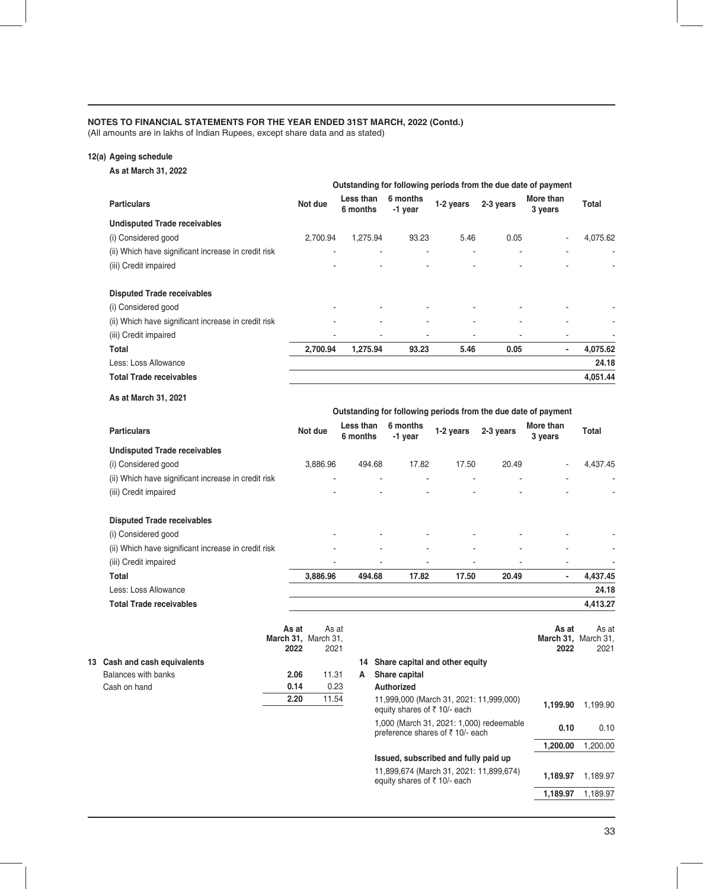**NOTES TO FINANCIAL STATEMENTS FOR THE YEAR ENDED 31ST MARCH, 2022 (Contd.)**
(All amounts are in lakhs of Indian Rupees, except share data and as stated)

**12(a) Ageing schedule**

**As at March 31, 2022**

| | | Outstanding for following periods from the due date of payment | | | | | |
|---|---|---|---|---|---|---|---|
| **Particulars** | **Not due** | **Less than 6 months** | **6 months -1 year** | **1-2 years** | **2-3 years** | **More than 3 years** | **Total** |
| **Undisputed Trade receivables** | | | | | | | |
| (i) Considered good | 2,700.94 | 1,275.94 | 93.23 | 5.46 | 0.05 | - | 4,075.62 |
| (ii) Which have significant increase in credit risk | - | - | - | - | - | - | - |
| (iii) Credit impaired | - | - | - | - | - | - | - |
| **Disputed Trade receivables** | | | | | | | |
| (i) Considered good | - | - | - | - | - | - | - |
| (ii) Which have significant increase in credit risk | - | - | - | - | - | - | - |
| (iii) Credit impaired | - | - | - | - | - | - | - |
| **Total** | **2,700.94** | **1,275.94** | **93.23** | **5.46** | **0.05** | **-** | **4,075.62** |
| Less: Loss Allowance | | | | | | | **24.18** |
| **Total Trade receivables** | | | | | | | **4,051.44** |

**As at March 31, 2021**

| | | Outstanding for following periods from the due date of payment | | | | | |
|---|---|---|---|---|---|---|---|
| **Particulars** | **Not due** | **Less than 6 months** | **6 months -1 year** | **1-2 years** | **2-3 years** | **More than 3 years** | **Total** |
| **Undisputed Trade receivables** | | | | | | | |
| (i) Considered good | 3,886.96 | 494.68 | 17.82 | 17.50 | 20.49 | - | 4,437.45 |
| (ii) Which have significant increase in credit risk | - | - | - | - | - | - | - |
| (iii) Credit impaired | - | - | - | - | - | - | - |
| **Disputed Trade receivables** | | | | | | | |
| (i) Considered good | - | - | - | - | - | - | - |
| (ii) Which have significant increase in credit risk | - | - | - | - | - | - | - |
| (iii) Credit impaired | - | - | - | - | - | - | - |
| **Total** | **3,886.96** | **494.68** | **17.82** | **17.50** | **20.49** | **-** | **4,437.45** |
| Less: Loss Allowance | | | | | | | **24.18** |
| **Total Trade receivables** | | | | | | | **4,413.27** |

**13 Cash and cash equivalents**

| | **As at March 31, 2022** | As at March 31, 2021 |
|---|---|---|
| Balances with banks | **2.06** | 11.31 |
| Cash on hand | **0.14** | 0.23 |
| | **2.20** | 11.54 |

**14 Share capital and other equity**

**A Share capital**

| | **As at March 31, 2022** | As at March 31, 2021 |
|---|---|---|
| **Authorized** | | |
| 11,999,000 (March 31, 2021: 11,999,000) equity shares of ₹ 10/- each | **1,199.90** | 1,199.90 |
| 1,000 (March 31, 2021: 1,000) redeemable preference shares of ₹ 10/- each | **0.10** | 0.10 |
| | **1,200.00** | 1,200.00 |
| **Issued, subscribed and fully paid up** | | |
| 11,899,674 (March 31, 2021: 11,899,674) equity shares of ₹ 10/- each | **1,189.97** | 1,189.97 |
| | **1,189.97** | 1,189.97 |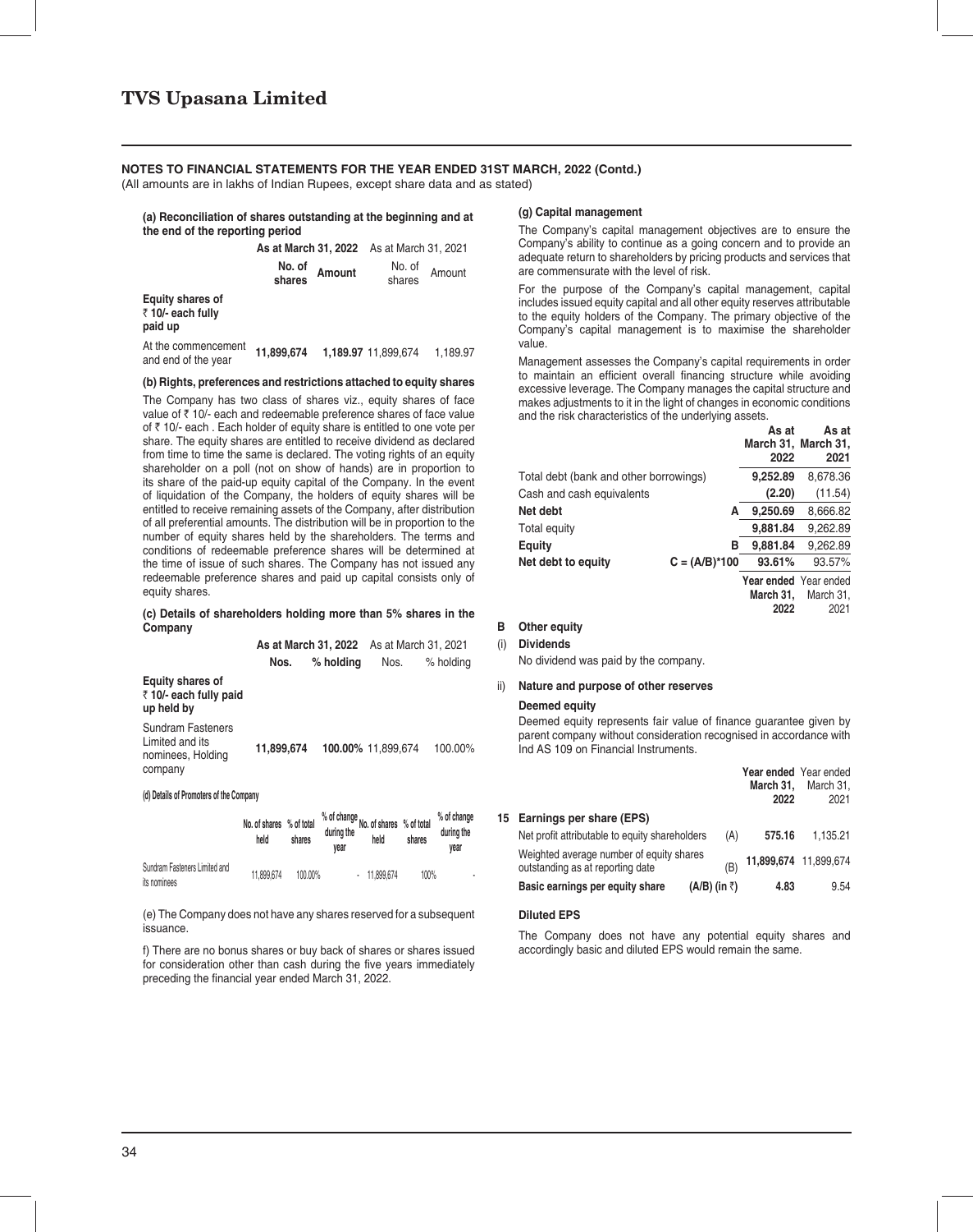## NOTES TO FINANCIAL STATEMENTS FOR THE YEAR ENDED 31ST MARCH, 2022 (Contd.)

(All amounts are in lakhs of Indian Rupees, except share data and as stated)

**(a) Reconciliation of shares outstanding at the beginning and at the end of the reporting period**

| | As at March 31, 2022 | | As at March 31, 2021 | |
|---|---|---|---|---|
| | **No. of shares** | **Amount** | No. of shares | Amount |
| **Equity shares of ₹ 10/- each fully paid up** | | | | |
| At the commencement and end of the year | **11,899,674** | **1,189.97** | 11,899,674 | 1,189.97 |

**(b) Rights, preferences and restrictions attached to equity shares**

The Company has two class of shares viz., equity shares of face value of ₹ 10/- each and redeemable preference shares of face value of ₹ 10/- each . Each holder of equity share is entitled to one vote per share. The equity shares are entitled to receive dividend as declared from time to time the same is declared. The voting rights of an equity shareholder on a poll (not on show of hands) are in proportion to its share of the paid-up equity capital of the Company. In the event of liquidation of the Company, the holders of equity shares will be entitled to receive remaining assets of the Company, after distribution of all preferential amounts. The distribution will be in proportion to the number of equity shares held by the shareholders. The terms and conditions of redeemable preference shares will be determined at the time of issue of such shares. The Company has not issued any redeemable preference shares and paid up capital consists only of equity shares.

**(c) Details of shareholders holding more than 5% shares in the Company**

| | As at March 31, 2022 | | As at March 31, 2021 | |
|---|---|---|---|---|
| | **Nos.** | **% holding** | Nos. | % holding |
| **Equity shares of ₹ 10/- each fully paid up held by** | | | | |
| Sundram Fasteners Limited and its nominees, Holding company | **11,899,674** | **100.00%** | 11,899,674 | 100.00% |

**(d) Details of Promoters of the Company**

| | No. of shares held | % of total shares | % of change during the year | No. of shares held | % of total shares | % of change during the year |
|---|---|---|---|---|---|---|
| Sundram Fasteners Limited and its nominees | 11,899,674 | 100.00% | - | 11,899,674 | 100% | - |

(e) The Company does not have any shares reserved for a subsequent issuance.

f) There are no bonus shares or buy back of shares or shares issued for consideration other than cash during the five years immediately preceding the financial year ended March 31, 2022.

**(g) Capital management**

The Company's capital management objectives are to ensure the Company's ability to continue as a going concern and to provide an adequate return to shareholders by pricing products and services that are commensurate with the level of risk.

For the purpose of the Company's capital management, capital includes issued equity capital and all other equity reserves attributable to the equity holders of the Company. The primary objective of the Company's capital management is to maximise the shareholder value.

Management assesses the Company's capital requirements in order to maintain an efficient overall financing structure while avoiding excessive leverage. The Company manages the capital structure and makes adjustments to it in the light of changes in economic conditions and the risk characteristics of the underlying assets.

| | | As at March 31, 2022 | As at March 31, 2021 |
|---|---|---|---|
| Total debt (bank and other borrowings) | | **9,252.89** | 8,678.36 |
| Cash and cash equivalents | | **(2.20)** | (11.54) |
| **Net debt** | **A** | **9,250.69** | 8,666.82 |
| Total equity | | **9,881.84** | 9,262.89 |
| **Equity** | **B** | **9,881.84** | 9,262.89 |
| **Net debt to equity** | **C = (A/B)*100** | **93.61%** | 93.57% |

| | Year ended March 31, 2022 | Year ended March 31, 2021 |
|---|---|---|

**B Other equity**

**(i) Dividends**

No dividend was paid by the company.

**ii) Nature and purpose of other reserves**

**Deemed equity**

Deemed equity represents fair value of finance guarantee given by parent company without consideration recognised in accordance with Ind AS 109 on Financial Instruments.

## 15 Earnings per share (EPS)

| | | Year ended March 31, 2022 | Year ended March 31, 2021 |
|---|---|---|---|
| Net profit attributable to equity shareholders | (A) | **575.16** | 1,135.21 |
| Weighted average number of equity shares outstanding as at reporting date | (B) | **11,899,674** | 11,899,674 |
| **Basic earnings per equity share** | **(A/B) (in ₹)** | **4.83** | 9.54 |

**Diluted EPS**

The Company does not have any potential equity shares and accordingly basic and diluted EPS would remain the same.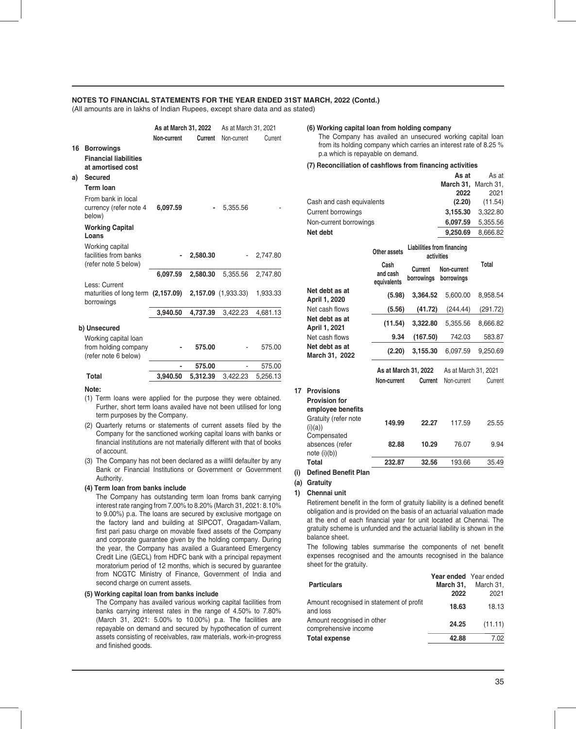## NOTES TO FINANCIAL STATEMENTS FOR THE YEAR ENDED 31ST MARCH, 2022 (Contd.)

(All amounts are in lakhs of Indian Rupees, except share data and as stated)

| | | As at March 31, 2022 | | As at March 31, 2021 | |
|---|---|---|---|---|---|
| | | Non-current | Current | Non-current | Current |
| **16** | **Borrowings** | | | | |
| | **Financial liabilities at amortised cost** | | | | |
| **a)** | **Secured** | | | | |
| | **Term loan** | | | | |
| | From bank in local currency (refer note 4 below) | **6,097.59** | **-** | 5,355.56 | - |
| | **Working Capital Loans** | | | | |
| | Working capital facilities from banks (refer note 5 below) | **-** | **2,580.30** | - | 2,747.80 |
| | | **6,097.59** | **2,580.30** | 5,355.56 | 2,747.80 |
| | Less: Current maturities of long term borrowings | **(2,157.09)** | **2,157.09** | (1,933.33) | 1,933.33 |
| | | **3,940.50** | **4,737.39** | 3,422.23 | 4,681.13 |
| | **b) Unsecured** | | | | |
| | Working capital loan from holding company (refer note 6 below) | **-** | **575.00** | - | 575.00 |
| | | **-** | **575.00** | - | 575.00 |
| | **Total** | **3,940.50** | **5,312.39** | 3,422.23 | 5,256.13 |

**Note:**

(1) Term loans were applied for the purpose they were obtained. Further, short term loans availed have not been utilised for long term purposes by the Company.

(2) Quarterly returns or statements of current assets filed by the Company for the sanctioned working capital loans with banks or financial institutions are not materially different with that of books of account.

(3) The Company has not been declared as a willfil defaulter by any Bank or Financial Institutions or Government or Government Authority.

**(4) Term loan from banks include**

The Company has outstanding term loan froms bank carrying interest rate ranging from 7.00% to 8.20% (March 31, 2021: 8.10% to 9.00%) p.a. The loans are secured by exclusive mortgage on the factory land and building at SIPCOT, Oragadam-Vallam, first pari pasu charge on movable fixed assets of the Company and corporate guarantee given by the holding company. During the year, the Company has availed a Guaranteed Emergency Credit Line (GECL) from HDFC bank with a principal repayment moratorium period of 12 months, which is secured by guarantee from NCGTC Ministry of Finance, Government of India and second charge on current assets.

**(5) Working capital loan from banks include**

The Company has availed various working capital facilities from banks carrying interest rates in the range of 4.50% to 7.80% (March 31, 2021: 5.00% to 10.00%) p.a. The facilities are repayable on demand and secured by hypothecation of current assets consisting of receivables, raw materials, work-in-progress and finished goods.

**(6) Working capital loan from holding company**

The Company has availed an unsecured working capital loan from its holding company which carries an interest rate of 8.25 % p.a which is repayable on demand.

**(7) Reconciliation of cashflows from financing activities**

| | As at March 31, 2022 | As at March 31, 2021 |
|---|---|---|
| Cash and cash equivalents | **(2.20)** | (11.54) |
| Current borrowings | **3,155.30** | 3,322.80 |
| Non-current borrowings | **6,097.59** | 5,355.56 |
| **Net debt** | **9,250.69** | 8,666.82 |

| | Other assets | Liabilities from financing activities | | Total |
|---|---|---|---|---|
| | Cash and cash equivalents | Current borrowings | Non-current borrowings | |
| **Net debt as at April 1, 2020** | **(5.98)** | **3,364.52** | 5,600.00 | 8,958.54 |
| Net cash flows | **(5.56)** | **(41.72)** | (244.44) | (291.72) |
| **Net debt as at April 1, 2021** | **(11.54)** | **3,322.80** | 5,355.56 | 8,666.82 |
| Net cash flows | **9.34** | **(167.50)** | 742.03 | 583.87 |
| **Net debt as at March 31, 2022** | **(2.20)** | **3,155.30** | 6,097.59 | 9,250.69 |

| | | As at March 31, 2022 | | As at March 31, 2021 | |
|---|---|---|---|---|---|
| | | Non-current | Current | Non-current | Current |
| **17** | **Provisions** | | | | |
| | **Provision for employee benefits** | | | | |
| | Gratuity (refer note (i)(a)) | **149.99** | **22.27** | 117.59 | 25.55 |
| | Compensated absences (refer note (i)(b)) | **82.88** | **10.29** | 76.07 | 9.94 |
| | **Total** | **232.87** | **32.56** | 193.66 | 35.49 |

**(i) Defined Benefit Plan**

**(a) Gratuity**

**1) Chennai unit**

Retirement benefit in the form of gratuity liability is a defined benefit obligation and is provided on the basis of an actuarial valuation made at the end of each financial year for unit located at Chennai. The gratuity scheme is unfunded and the actuarial liability is shown in the balance sheet.

The following tables summarise the components of net benefit expenses recognised and the amounts recognised in the balance sheet for the gratuity.

| Particulars | Year ended March 31, 2022 | Year ended March 31, 2021 |
|---|---|---|
| Amount recognised in statement of profit and loss | **18.63** | 18.13 |
| Amount recognised in other comprehensive income | **24.25** | (11.11) |
| **Total expense** | **42.88** | 7.02 |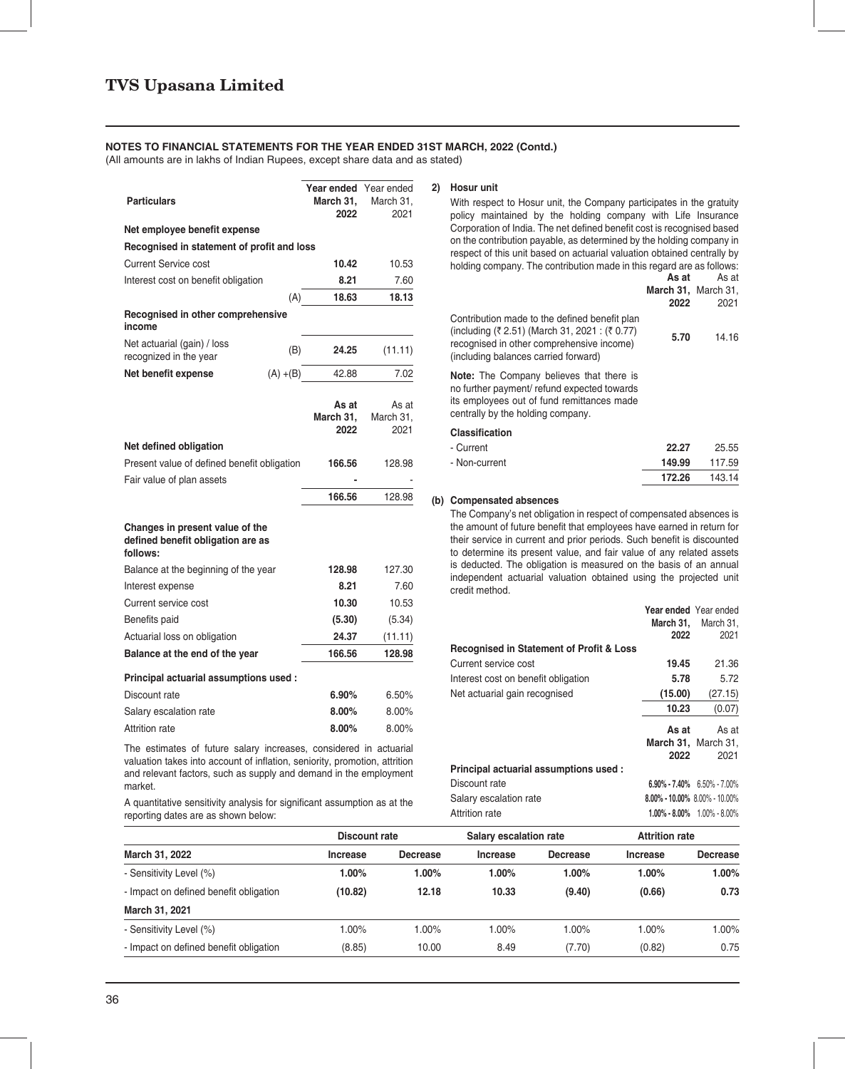**NOTES TO FINANCIAL STATEMENTS FOR THE YEAR ENDED 31ST MARCH, 2022 (Contd.)**
(All amounts are in lakhs of Indian Rupees, except share data and as stated)

| Particulars | | Year ended March 31, 2022 | Year ended March 31, 2021 |
|---|---|---|---|
| **Net employee benefit expense** | | | |
| **Recognised in statement of profit and loss** | | | |
| Current Service cost | | **10.42** | 10.53 |
| Interest cost on benefit obligation | | **8.21** | 7.60 |
| | (A) | **18.63** | **18.13** |
| **Recognised in other comprehensive income** | | | |
| Net actuarial (gain) / loss recognized in the year | (B) | **24.25** | (11.11) |
| **Net benefit expense** | (A) +(B) | 42.88 | 7.02 |

| | As at March 31, 2022 | As at March 31, 2021 |
|---|---|---|
| **Net defined obligation** | | |
| Present value of defined benefit obligation | **166.56** | 128.98 |
| Fair value of plan assets | **-** | - |
| | **166.56** | 128.98 |

| **Changes in present value of the defined benefit obligation are as follows:** | | |
|---|---|---|
| Balance at the beginning of the year | **128.98** | 127.30 |
| Interest expense | **8.21** | 7.60 |
| Current service cost | **10.30** | 10.53 |
| Benefits paid | **(5.30)** | (5.34) |
| Actuarial loss on obligation | **24.37** | (11.11) |
| **Balance at the end of the year** | **166.56** | **128.98** |

| **Principal actuarial assumptions used :** | | |
|---|---|---|
| Discount rate | **6.90%** | 6.50% |
| Salary escalation rate | **8.00%** | 8.00% |
| Attrition rate | **8.00%** | 8.00% |

The estimates of future salary increases, considered in actuarial valuation takes into account of inflation, seniority, promotion, attrition and relevant factors, such as supply and demand in the employment market.

A quantitative sensitivity analysis for significant assumption as at the reporting dates are as shown below:

| | Discount rate | | Salary escalation rate | | Attrition rate | |
|---|---|---|---|---|---|---|
| **March 31, 2022** | **Increase** | **Decrease** | **Increase** | **Decrease** | **Increase** | **Decrease** |
| - Sensitivity Level (%) | **1.00%** | **1.00%** | **1.00%** | **1.00%** | **1.00%** | **1.00%** |
| - Impact on defined benefit obligation | **(10.82)** | **12.18** | **10.33** | **(9.40)** | **(0.66)** | **0.73** |
| **March 31, 2021** | | | | | | |
| - Sensitivity Level (%) | 1.00% | 1.00% | 1.00% | 1.00% | 1.00% | 1.00% |
| - Impact on defined benefit obligation | (8.85) | 10.00 | 8.49 | (7.70) | (0.82) | 0.75 |

**2) Hosur unit**

With respect to Hosur unit, the Company participates in the gratuity policy maintained by the holding company with Life Insurance Corporation of India. The net defined benefit cost is recognised based on the contribution payable, as determined by the holding company in respect of this unit based on actuarial valuation obtained centrally by holding company. The contribution made in this regard are as follows:

| | As at March 31, 2022 | As at March 31, 2021 |
|---|---|---|
| Contribution made to the defined benefit plan (including (₹ 2.51) (March 31, 2021 : (₹ 0.77) recognised in other comprehensive income) (including balances carried forward) | **5.70** | 14.16 |

**Note:** The Company believes that there is no further payment/ refund expected towards its employees out of fund remittances made centrally by the holding company.

| **Classification** | | |
|---|---|---|
| - Current | **22.27** | 25.55 |
| - Non-current | **149.99** | 117.59 |
| | **172.26** | 143.14 |

**(b) Compensated absences**

The Company's net obligation in respect of compensated absences is the amount of future benefit that employees have earned in return for their service in current and prior periods. Such benefit is discounted to determine its present value, and fair value of any related assets is deducted. The obligation is measured on the basis of an annual independent actuarial valuation obtained using the projected unit credit method.

| | Year ended March 31, 2022 | Year ended March 31, 2021 |
|---|---|---|
| **Recognised in Statement of Profit & Loss** | | |
| Current service cost | **19.45** | 21.36 |
| Interest cost on benefit obligation | **5.78** | 5.72 |
| Net actuarial gain recognised | **(15.00)** | (27.15) |
| | **10.23** | (0.07) |

| | As at March 31, 2022 | As at March 31, 2021 |
|---|---|---|
| **Principal actuarial assumptions used :** | | |
| Discount rate | **6.90% - 7.40%** | 6.50% - 7.00% |
| Salary escalation rate | **8.00% - 10.00%** | 8.00% - 10.00% |
| Attrition rate | **1.00% - 8.00%** | 1.00% - 8.00% |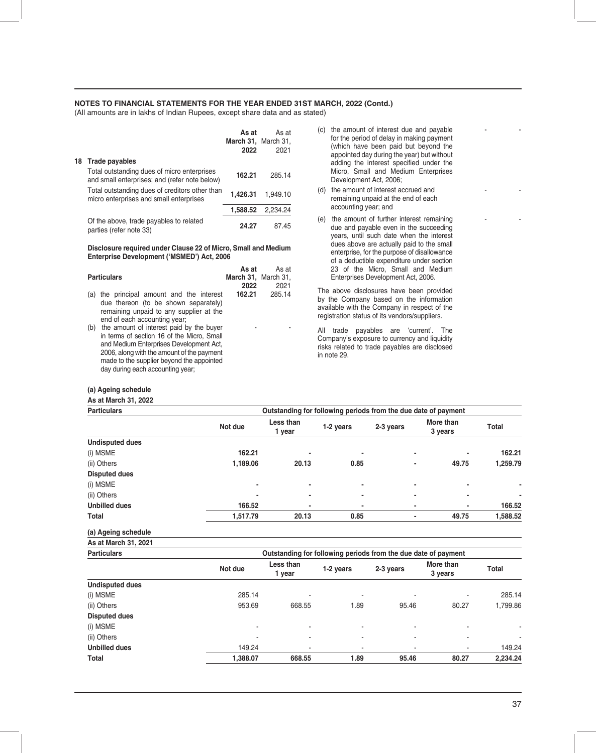## NOTES TO FINANCIAL STATEMENTS FOR THE YEAR ENDED 31ST MARCH, 2022 (Contd.)

(All amounts are in lakhs of Indian Rupees, except share data and as stated)

| | As at March 31, 2022 | As at March 31, 2021 |
|---|---|---|
| **18 Trade payables** | | |
| Total outstanding dues of micro enterprises and small enterprises; and (refer note below) | **162.21** | 285.14 |
| Total outstanding dues of creditors other than micro enterprises and small enterprises | **1,426.31** | 1,949.10 |
| | **1,588.52** | 2,234.24 |
| Of the above, trade payables to related parties (refer note 33) | **24.27** | 87.45 |

**Disclosure required under Clause 22 of Micro, Small and Medium Enterprise Development ('MSMED') Act, 2006**

| Particulars | As at March 31, 2022 | As at March 31, 2021 |
|---|---|---|
| (a) the principal amount and the interest due thereon (to be shown separately) remaining unpaid to any supplier at the end of each accounting year; | **162.21** | 285.14 |
| (b) the amount of interest paid by the buyer in terms of section 16 of the Micro, Small and Medium Enterprises Development Act, 2006, along with the amount of the payment made to the supplier beyond the appointed day during each accounting year; | - | - |
| (c) the amount of interest due and payable for the period of delay in making payment (which have been paid but beyond the appointed day during the year) but without adding the interest specified under the Micro, Small and Medium Enterprises Development Act, 2006; | - | - |
| (d) the amount of interest accrued and remaining unpaid at the end of each accounting year; and | - | - |
| (e) the amount of further interest remaining due and payable even in the succeeding years, until such date when the interest dues above are actually paid to the small enterprise, for the purpose of disallowance of a deductible expenditure under section 23 of the Micro, Small and Medium Enterprises Development Act, 2006. | - | - |

The above disclosures have been provided by the Company based on the information available with the Company in respect of the registration status of its vendors/suppliers.

All trade payables are 'current'. The Company's exposure to currency and liquidity risks related to trade payables are disclosed in note 29.

**(a) Ageing schedule**

**As at March 31, 2022**

| Particulars | Outstanding for following periods from the due date of payment | | | | | |
|---|---|---|---|---|---|---|
| | Not due | Less than 1 year | 1-2 years | 2-3 years | More than 3 years | Total |
| **Undisputed dues** | | | | | | |
| (i) MSME | **162.21** | - | - | - | - | **162.21** |
| (ii) Others | **1,189.06** | **20.13** | **0.85** | - | **49.75** | **1,259.79** |
| **Disputed dues** | | | | | | |
| (i) MSME | - | - | - | - | - | - |
| (ii) Others | - | - | - | - | - | - |
| **Unbilled dues** | **166.52** | - | - | - | - | **166.52** |
| **Total** | **1,517.79** | **20.13** | **0.85** | - | **49.75** | **1,588.52** |

**(a) Ageing schedule**

**As at March 31, 2021**

| Particulars | Outstanding for following periods from the due date of payment | | | | | |
|---|---|---|---|---|---|---|
| | Not due | Less than 1 year | 1-2 years | 2-3 years | More than 3 years | Total |
| **Undisputed dues** | | | | | | |
| (i) MSME | 285.14 | - | - | - | - | 285.14 |
| (ii) Others | 953.69 | 668.55 | 1.89 | 95.46 | 80.27 | 1,799.86 |
| **Disputed dues** | | | | | | |
| (i) MSME | - | - | - | - | - | - |
| (ii) Others | - | - | - | - | - | - |
| **Unbilled dues** | 149.24 | - | - | - | - | 149.24 |
| **Total** | **1,388.07** | **668.55** | **1.89** | **95.46** | **80.27** | **2,234.24** |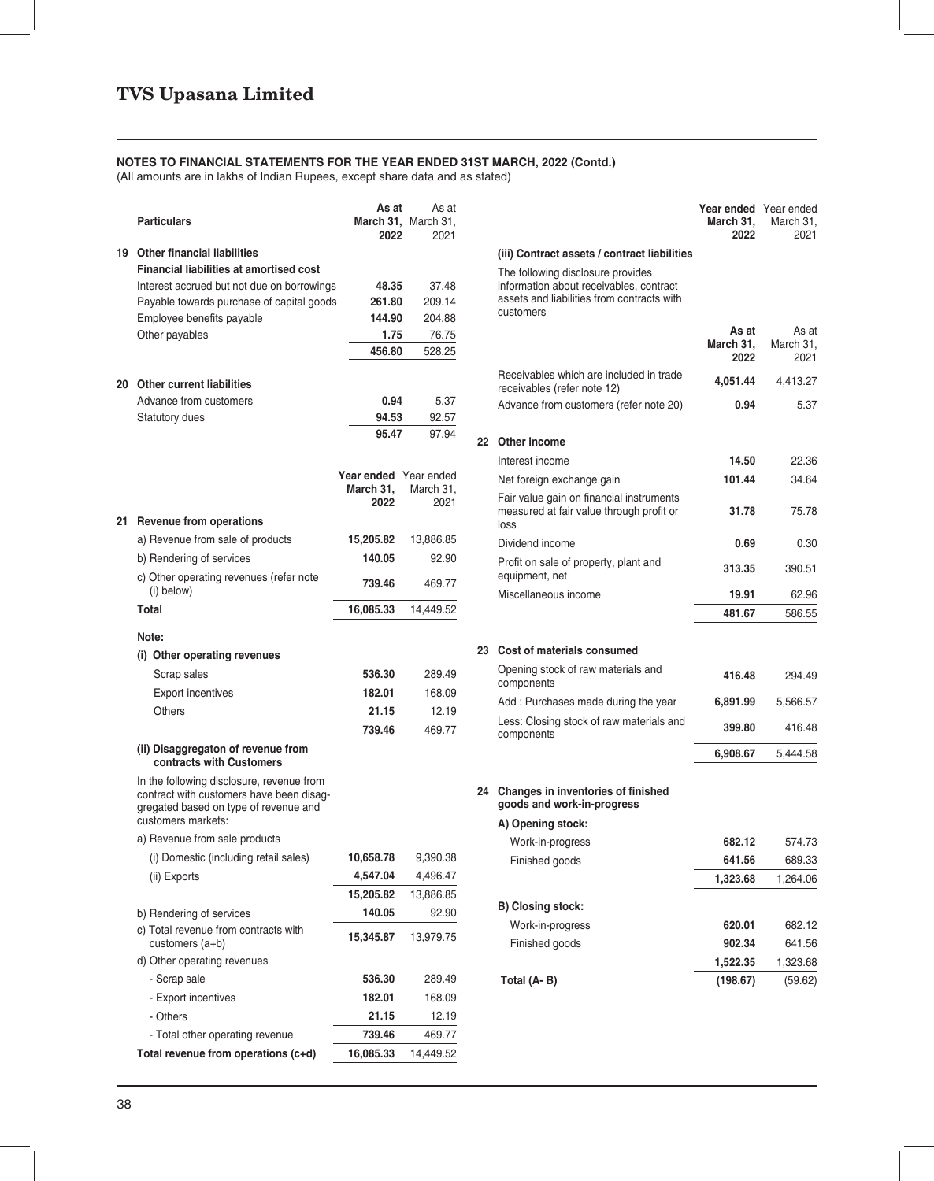# TVS Upasana Limited

**NOTES TO FINANCIAL STATEMENTS FOR THE YEAR ENDED 31ST MARCH, 2022 (Contd.)**

(All amounts are in lakhs of Indian Rupees, except share data and as stated)

| | Particulars | As at March 31, 2022 | As at March 31, 2021 |
|---|---|---|---|
| **19** | **Other financial liabilities** | | |
| | **Financial liabilities at amortised cost** | | |
| | Interest accrued but not due on borrowings | **48.35** | 37.48 |
| | Payable towards purchase of capital goods | **261.80** | 209.14 |
| | Employee benefits payable | **144.90** | 204.88 |
| | Other payables | **1.75** | 76.75 |
| | | **456.80** | 528.25 |
| **20** | **Other current liabilities** | | |
| | Advance from customers | **0.94** | 5.37 |
| | Statutory dues | **94.53** | 92.57 |
| | | **95.47** | 97.94 |

| | Particulars | Year ended March 31, 2022 | Year ended March 31, 2021 |
|---|---|---|---|
| **21** | **Revenue from operations** | | |
| | a) Revenue from sale of products | **15,205.82** | 13,886.85 |
| | b) Rendering of services | **140.05** | 92.90 |
| | c) Other operating revenues (refer note (i) below) | **739.46** | 469.77 |
| | **Total** | **16,085.33** | 14,449.52 |
| | **Note:** | | |
| | **(i) Other operating revenues** | | |
| | Scrap sales | **536.30** | 289.49 |
| | Export incentives | **182.01** | 168.09 |
| | Others | **21.15** | 12.19 |
| | | **739.46** | 469.77 |
| | **(ii) Disaggregaton of revenue from contracts with Customers** | | |
| | In the following disclosure, revenue from contract with customers have been disaggregated based on type of revenue and customers markets: | | |
| | a) Revenue from sale products | | |
| | (i) Domestic (including retail sales) | **10,658.78** | 9,390.38 |
| | (ii) Exports | **4,547.04** | 4,496.47 |
| | | **15,205.82** | 13,886.85 |
| | b) Rendering of services | **140.05** | 92.90 |
| | c) Total revenue from contracts with customers (a+b) | **15,345.87** | 13,979.75 |
| | d) Other operating revenues | | |
| | - Scrap sale | **536.30** | 289.49 |
| | - Export incentives | **182.01** | 168.09 |
| | - Others | **21.15** | 12.19 |
| | - Total other operating revenue | **739.46** | 469.77 |
| | **Total revenue from operations (c+d)** | **16,085.33** | 14,449.52 |

**(iii) Contract assets / contract liabilities**

The following disclosure provides information about receivables, contract assets and liabilities from contracts with customers

| Particulars | As at March 31, 2022 | As at March 31, 2021 |
|---|---|---|
| Receivables which are included in trade receivables (refer note 12) | **4,051.44** | 4,413.27 |
| Advance from customers (refer note 20) | **0.94** | 5.37 |

| | Particulars | Year ended March 31, 2022 | Year ended March 31, 2021 |
|---|---|---|---|
| **22** | **Other income** | | |
| | Interest income | **14.50** | 22.36 |
| | Net foreign exchange gain | **101.44** | 34.64 |
| | Fair value gain on financial instruments measured at fair value through profit or loss | **31.78** | 75.78 |
| | Dividend income | **0.69** | 0.30 |
| | Profit on sale of property, plant and equipment, net | **313.35** | 390.51 |
| | Miscellaneous income | **19.91** | 62.96 |
| | | **481.67** | 586.55 |
| **23** | **Cost of materials consumed** | | |
| | Opening stock of raw materials and components | **416.48** | 294.49 |
| | Add : Purchases made during the year | **6,891.99** | 5,566.57 |
| | Less: Closing stock of raw materials and components | **399.80** | 416.48 |
| | | **6,908.67** | 5,444.58 |
| **24** | **Changes in inventories of finished goods and work-in-progress** | | |
| | **A) Opening stock:** | | |
| | Work-in-progress | **682.12** | 574.73 |
| | Finished goods | **641.56** | 689.33 |
| | | **1,323.68** | 1,264.06 |
| | **B) Closing stock:** | | |
| | Work-in-progress | **620.01** | 682.12 |
| | Finished goods | **902.34** | 641.56 |
| | | **1,522.35** | 1,323.68 |
| | **Total (A- B)** | **(198.67)** | (59.62) |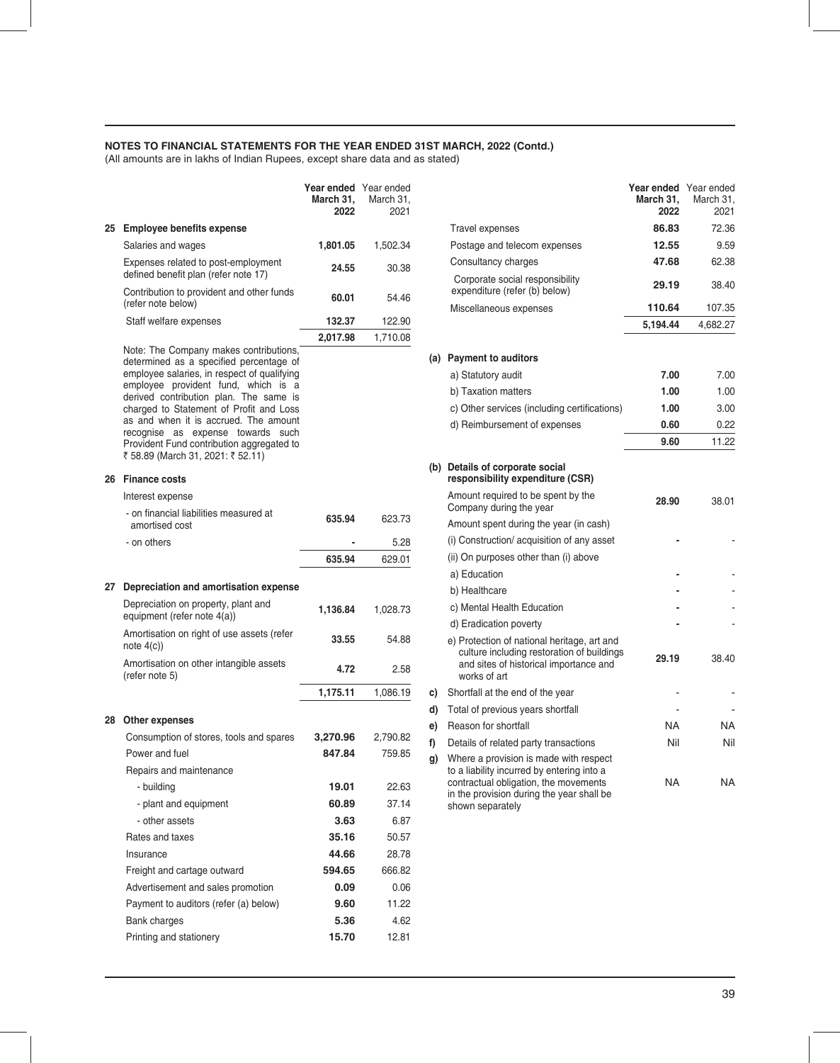## NOTES TO FINANCIAL STATEMENTS FOR THE YEAR ENDED 31ST MARCH, 2022 (Contd.)

(All amounts are in lakhs of Indian Rupees, except share data and as stated)

| | | Year ended March 31, 2022 | Year ended March 31, 2021 |
|---|---|---|---|
| **25** | **Employee benefits expense** | | |
| | Salaries and wages | **1,801.05** | 1,502.34 |
| | Expenses related to post-employment defined benefit plan (refer note 17) | **24.55** | 30.38 |
| | Contribution to provident and other funds (refer note below) | **60.01** | 54.46 |
| | Staff welfare expenses | **132.37** | 122.90 |
| | | **2,017.98** | 1,710.08 |

Note: The Company makes contributions, determined as a specified percentage of employee salaries, in respect of qualifying employee provident fund, which is a derived contribution plan. The same is charged to Statement of Profit and Loss as and when it is accrued. The amount recognise as expense towards such Provident Fund contribution aggregated to ₹ 58.89 (March 31, 2021: ₹ 52.11)

| | | Year ended March 31, 2022 | Year ended March 31, 2021 |
|---|---|---|---|
| **26** | **Finance costs** | | |
| | Interest expense | | |
| | - on financial liabilities measured at amortised cost | **635.94** | 623.73 |
| | - on others | **-** | 5.28 |
| | | **635.94** | 629.01 |
| **27** | **Depreciation and amortisation expense** | | |
| | Depreciation on property, plant and equipment (refer note 4(a)) | **1,136.84** | 1,028.73 |
| | Amortisation on right of use assets (refer note 4(c)) | **33.55** | 54.88 |
| | Amortisation on other intangible assets (refer note 5) | **4.72** | 2.58 |
| | | **1,175.11** | 1,086.19 |
| **28** | **Other expenses** | | |
| | Consumption of stores, tools and spares | **3,270.96** | 2,790.82 |
| | Power and fuel | **847.84** | 759.85 |
| | Repairs and maintenance | | |
| | - building | **19.01** | 22.63 |
| | - plant and equipment | **60.89** | 37.14 |
| | - other assets | **3.63** | 6.87 |
| | Rates and taxes | **35.16** | 50.57 |
| | Insurance | **44.66** | 28.78 |
| | Freight and cartage outward | **594.65** | 666.82 |
| | Advertisement and sales promotion | **0.09** | 0.06 |
| | Payment to auditors (refer (a) below) | **9.60** | 11.22 |
| | Bank charges | **5.36** | 4.62 |
| | Printing and stationery | **15.70** | 12.81 |
| | Travel expenses | **86.83** | 72.36 |
| | Postage and telecom expenses | **12.55** | 9.59 |
| | Consultancy charges | **47.68** | 62.38 |
| | Corporate social responsibility expenditure (refer (b) below) | **29.19** | 38.40 |
| | Miscellaneous expenses | **110.64** | 107.35 |
| | | **5,194.44** | 4,682.27 |

| | | Year ended March 31, 2022 | Year ended March 31, 2021 |
|---|---|---|---|
| **(a)** | **Payment to auditors** | | |
| | a) Statutory audit | **7.00** | 7.00 |
| | b) Taxation matters | **1.00** | 1.00 |
| | c) Other services (including certifications) | **1.00** | 3.00 |
| | d) Reimbursement of expenses | **0.60** | 0.22 |
| | | **9.60** | 11.22 |
| **(b)** | **Details of corporate social responsibility expenditure (CSR)** | | |
| | Amount required to be spent by the Company during the year | **28.90** | 38.01 |
| | Amount spent during the year (in cash) | | |
| | (i) Construction/ acquisition of any asset | **-** | - |
| | (ii) On purposes other than (i) above | | |
| | a) Education | **-** | - |
| | b) Healthcare | **-** | - |
| | c) Mental Health Education | **-** | - |
| | d) Eradication poverty | **-** | - |
| | e) Protection of national heritage, art and culture including restoration of buildings and sites of historical importance and works of art | **29.19** | 38.40 |
| c) | Shortfall at the end of the year | - | - |
| d) | Total of previous years shortfall | - | - |
| e) | Reason for shortfall | NA | NA |
| f) | Details of related party transactions | Nil | Nil |
| g) | Where a provision is made with respect to a liability incurred by entering into a contractual obligation, the movements in the provision during the year shall be shown separately | NA | NA |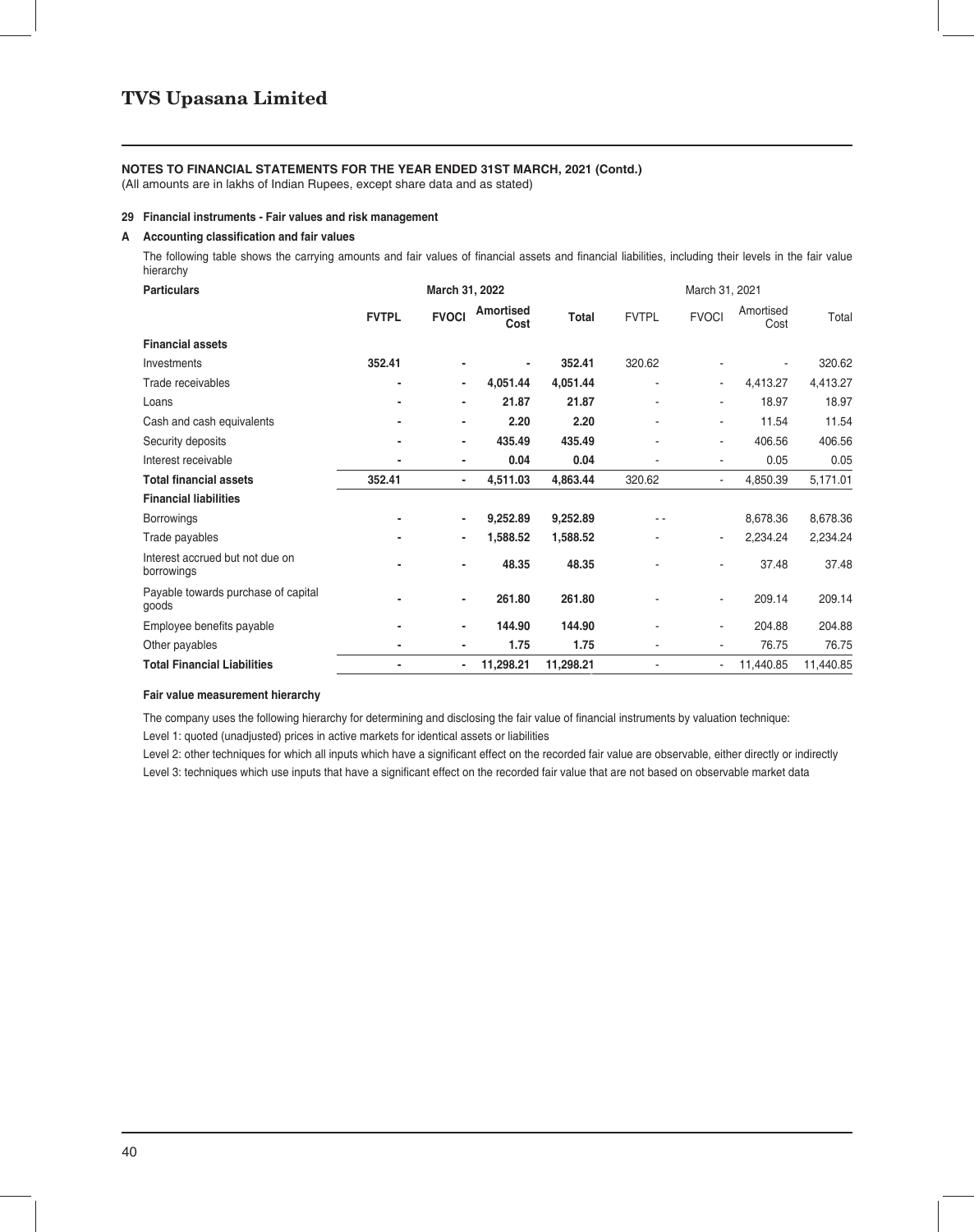## NOTES TO FINANCIAL STATEMENTS FOR THE YEAR ENDED 31ST MARCH, 2021 (Contd.)

(All amounts are in lakhs of Indian Rupees, except share data and as stated)

### 29 Financial instruments - Fair values and risk management

#### A Accounting classification and fair values

The following table shows the carrying amounts and fair values of financial assets and financial liabilities, including their levels in the fair value hierarchy

| Particulars | March 31, 2022 | | | | March 31, 2021 | | | |
|---|---|---|---|---|---|---|---|---|
| | **FVTPL** | **FVOCI** | **Amortised Cost** | **Total** | FVTPL | FVOCI | Amortised Cost | Total |
| **Financial assets** | | | | | | | | |
| Investments | **352.41** | **-** | **-** | **352.41** | 320.62 | - | - | 320.62 |
| Trade receivables | **-** | **-** | **4,051.44** | **4,051.44** | - | - | 4,413.27 | 4,413.27 |
| Loans | **-** | **-** | **21.87** | **21.87** | - | - | 18.97 | 18.97 |
| Cash and cash equivalents | **-** | **-** | **2.20** | **2.20** | - | - | 11.54 | 11.54 |
| Security deposits | **-** | **-** | **435.49** | **435.49** | - | - | 406.56 | 406.56 |
| Interest receivable | **-** | **-** | **0.04** | **0.04** | - | - | 0.05 | 0.05 |
| **Total financial assets** | **352.41** | **-** | **4,511.03** | **4,863.44** | 320.62 | - | 4,850.39 | 5,171.01 |
| **Financial liabilities** | | | | | | | | |
| Borrowings | **-** | **-** | **9,252.89** | **9,252.89** | - - | | 8,678.36 | 8,678.36 |
| Trade payables | **-** | **-** | **1,588.52** | **1,588.52** | - | - | 2,234.24 | 2,234.24 |
| Interest accrued but not due on borrowings | **-** | **-** | **48.35** | **48.35** | - | - | 37.48 | 37.48 |
| Payable towards purchase of capital goods | **-** | **-** | **261.80** | **261.80** | - | - | 209.14 | 209.14 |
| Employee benefits payable | **-** | **-** | **144.90** | **144.90** | - | - | 204.88 | 204.88 |
| Other payables | **-** | **-** | **1.75** | **1.75** | - | - | 76.75 | 76.75 |
| **Total Financial Liabilities** | **-** | **-** | **11,298.21** | **11,298.21** | - | - | 11,440.85 | 11,440.85 |

**Fair value measurement hierarchy**

The company uses the following hierarchy for determining and disclosing the fair value of financial instruments by valuation technique:

Level 1: quoted (unadjusted) prices in active markets for identical assets or liabilities

Level 2: other techniques for which all inputs which have a significant effect on the recorded fair value are observable, either directly or indirectly

Level 3: techniques which use inputs that have a significant effect on the recorded fair value that are not based on observable market data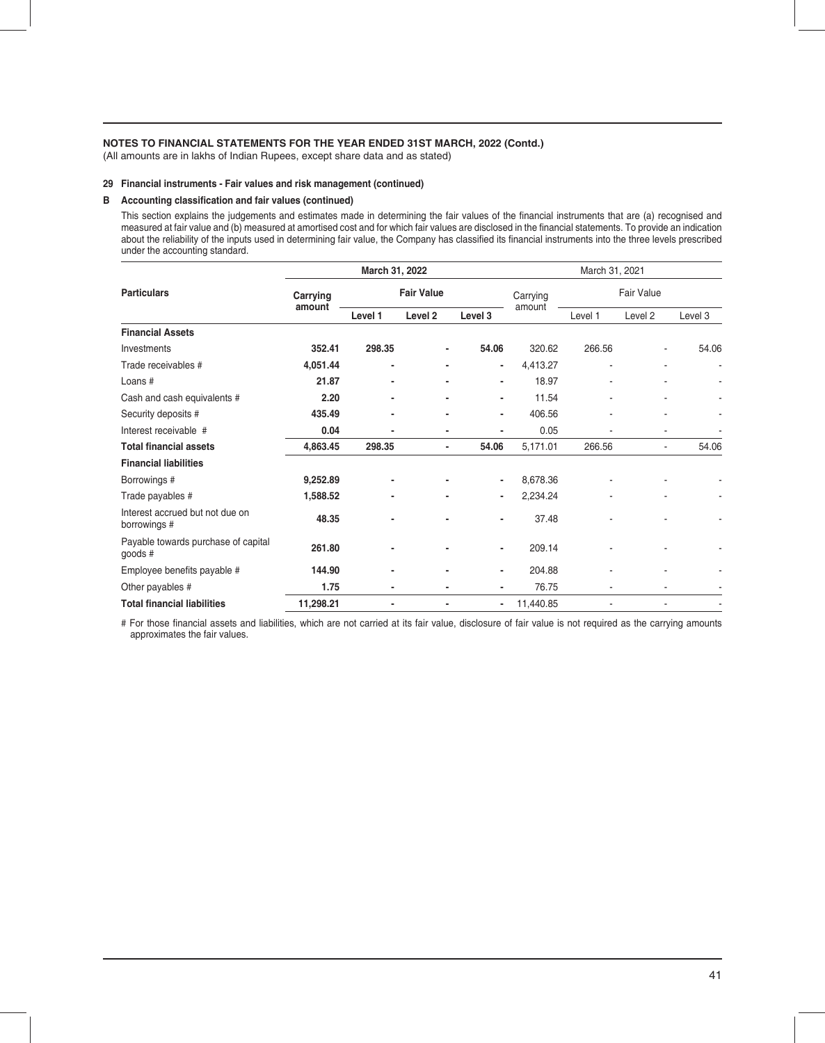**NOTES TO FINANCIAL STATEMENTS FOR THE YEAR ENDED 31ST MARCH, 2022 (Contd.)**

(All amounts are in lakhs of Indian Rupees, except share data and as stated)

**29 Financial instruments - Fair values and risk management (continued)**

**B Accounting classification and fair values (continued)**

This section explains the judgements and estimates made in determining the fair values of the financial instruments that are (a) recognised and measured at fair value and (b) measured at amortised cost and for which fair values are disclosed in the financial statements. To provide an indication about the reliability of the inputs used in determining fair value, the Company has classified its financial instruments into the three levels prescribed under the accounting standard.

| Particulars | March 31, 2022 | | | | March 31, 2021 | | | |
|---|---|---|---|---|---|---|---|---|
| | Carrying amount | Fair Value | | | Carrying amount | Fair Value | | |
| | | Level 1 | Level 2 | Level 3 | | Level 1 | Level 2 | Level 3 |
| **Financial Assets** | | | | | | | | |
| Investments | **352.41** | **298.35** | **-** | **54.06** | 320.62 | 266.56 | - | 54.06 |
| Trade receivables # | **4,051.44** | **-** | **-** | **-** | 4,413.27 | - | - | - |
| Loans # | **21.87** | **-** | **-** | **-** | 18.97 | - | - | - |
| Cash and cash equivalents # | **2.20** | **-** | **-** | **-** | 11.54 | - | - | - |
| Security deposits # | **435.49** | **-** | **-** | **-** | 406.56 | - | - | - |
| Interest receivable # | **0.04** | **-** | **-** | **-** | 0.05 | - | - | - |
| **Total financial assets** | **4,863.45** | **298.35** | **-** | **54.06** | 5,171.01 | 266.56 | - | 54.06 |
| **Financial liabilities** | | | | | | | | |
| Borrowings # | **9,252.89** | **-** | **-** | **-** | 8,678.36 | - | - | - |
| Trade payables # | **1,588.52** | **-** | **-** | **-** | 2,234.24 | - | - | - |
| Interest accrued but not due on borrowings # | **48.35** | **-** | **-** | **-** | 37.48 | - | - | - |
| Payable towards purchase of capital goods # | **261.80** | **-** | **-** | **-** | 209.14 | - | - | - |
| Employee benefits payable # | **144.90** | **-** | **-** | **-** | 204.88 | - | - | - |
| Other payables # | **1.75** | **-** | **-** | **-** | 76.75 | - | - | - |
| **Total financial liabilities** | **11,298.21** | **-** | **-** | **-** | 11,440.85 | - | - | - |

# For those financial assets and liabilities, which are not carried at its fair value, disclosure of fair value is not required as the carrying amounts approximates the fair values.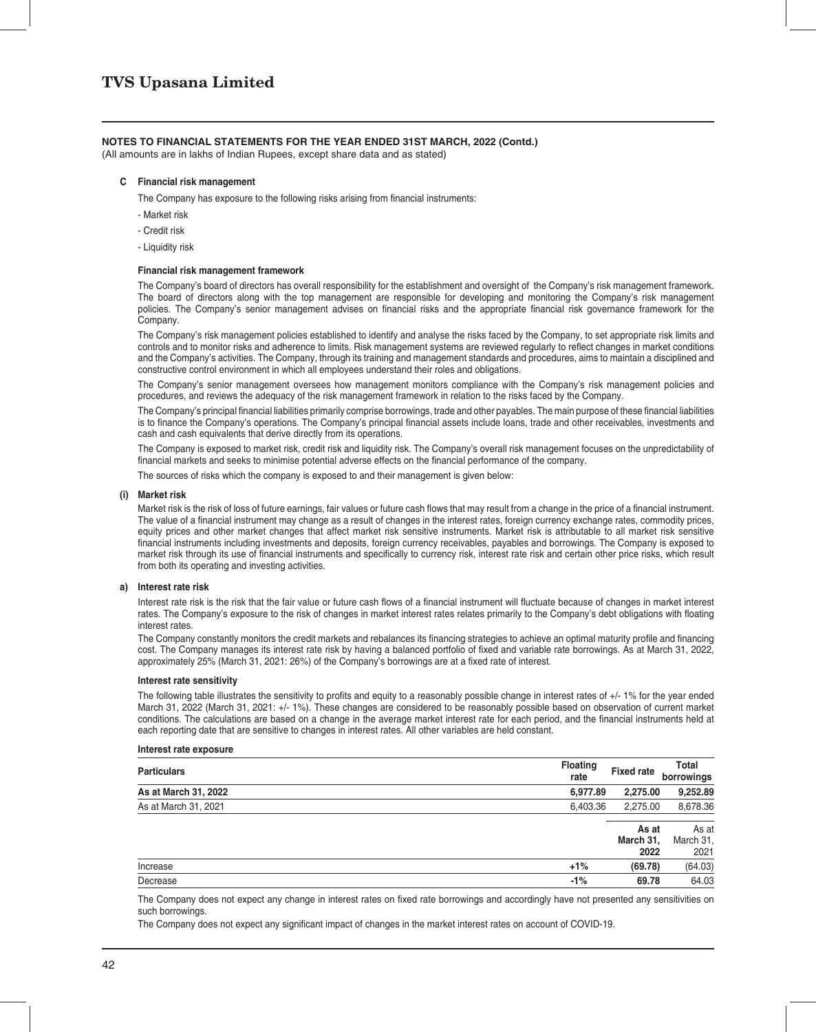**NOTES TO FINANCIAL STATEMENTS FOR THE YEAR ENDED 31ST MARCH, 2022 (Contd.)**

(All amounts are in lakhs of Indian Rupees, except share data and as stated)

**C Financial risk management**

The Company has exposure to the following risks arising from financial instruments:

- Market risk
- Credit risk
- Liquidity risk

**Financial risk management framework**

The Company's board of directors has overall responsibility for the establishment and oversight of the Company's risk management framework. The board of directors along with the top management are responsible for developing and monitoring the Company's risk management policies. The Company's senior management advises on financial risks and the appropriate financial risk governance framework for the Company.

The Company's risk management policies established to identify and analyse the risks faced by the Company, to set appropriate risk limits and controls and to monitor risks and adherence to limits. Risk management systems are reviewed regularly to reflect changes in market conditions and the Company's activities. The Company, through its training and management standards and procedures, aims to maintain a disciplined and constructive control environment in which all employees understand their roles and obligations.

The Company's senior management oversees how management monitors compliance with the Company's risk management policies and procedures, and reviews the adequacy of the risk management framework in relation to the risks faced by the Company.

The Company's principal financial liabilities primarily comprise borrowings, trade and other payables. The main purpose of these financial liabilities is to finance the Company's operations. The Company's principal financial assets include loans, trade and other receivables, investments and cash and cash equivalents that derive directly from its operations.

The Company is exposed to market risk, credit risk and liquidity risk. The Company's overall risk management focuses on the unpredictability of financial markets and seeks to minimise potential adverse effects on the financial performance of the company.

The sources of risks which the company is exposed to and their management is given below:

**(i) Market risk**

Market risk is the risk of loss of future earnings, fair values or future cash flows that may result from a change in the price of a financial instrument. The value of a financial instrument may change as a result of changes in the interest rates, foreign currency exchange rates, commodity prices, equity prices and other market changes that affect market risk sensitive instruments. Market risk is attributable to all market risk sensitive financial instruments including investments and deposits, foreign currency receivables, payables and borrowings. The Company is exposed to market risk through its use of financial instruments and specifically to currency risk, interest rate risk and certain other price risks, which result from both its operating and investing activities.

**a) Interest rate risk**

Interest rate risk is the risk that the fair value or future cash flows of a financial instrument will fluctuate because of changes in market interest rates. The Company's exposure to the risk of changes in market interest rates relates primarily to the Company's debt obligations with floating interest rates.

The Company constantly monitors the credit markets and rebalances its financing strategies to achieve an optimal maturity profile and financing cost. The Company manages its interest rate risk by having a balanced portfolio of fixed and variable rate borrowings. As at March 31, 2022, approximately 25% (March 31, 2021: 26%) of the Company's borrowings are at a fixed rate of interest.

**Interest rate sensitivity**

The following table illustrates the sensitivity to profits and equity to a reasonably possible change in interest rates of +/- 1% for the year ended March 31, 2022 (March 31, 2021: +/- 1%). These changes are considered to be reasonably possible based on observation of current market conditions. The calculations are based on a change in the average market interest rate for each period, and the financial instruments held at each reporting date that are sensitive to changes in interest rates. All other variables are held constant.

**Interest rate exposure**

| Particulars | Floating rate | Fixed rate | Total borrowings |
|---|---|---|---|
| **As at March 31, 2022** | **6,977.89** | **2,275.00** | **9,252.89** |
| As at March 31, 2021 | 6,403.36 | 2,275.00 | 8,678.36 |

| | | As at March 31, 2022 | As at March 31, 2021 |
|---|---|---|---|
| Increase | +1% | **(69.78)** | (64.03) |
| Decrease | -1% | **69.78** | 64.03 |

The Company does not expect any change in interest rates on fixed rate borrowings and accordingly have not presented any sensitivities on such borrowings.

The Company does not expect any significant impact of changes in the market interest rates on account of COVID-19.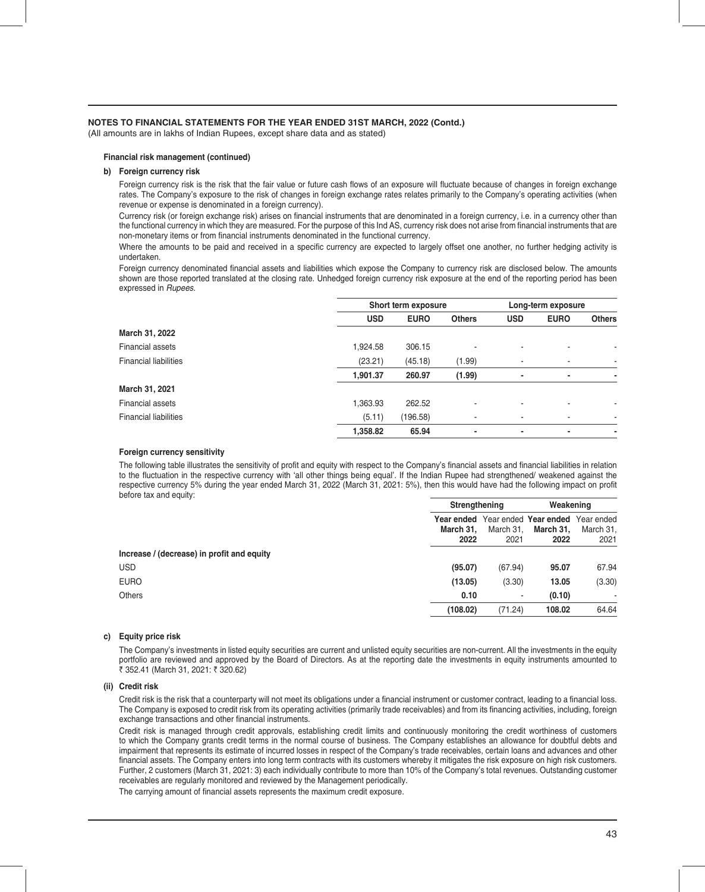**NOTES TO FINANCIAL STATEMENTS FOR THE YEAR ENDED 31ST MARCH, 2022 (Contd.)**
(All amounts are in lakhs of Indian Rupees, except share data and as stated)

**Financial risk management (continued)**

**b) Foreign currency risk**

Foreign currency risk is the risk that the fair value or future cash flows of an exposure will fluctuate because of changes in foreign exchange rates. The Company's exposure to the risk of changes in foreign exchange rates relates primarily to the Company's operating activities (when revenue or expense is denominated in a foreign currency).

Currency risk (or foreign exchange risk) arises on financial instruments that are denominated in a foreign currency, i.e. in a currency other than the functional currency in which they are measured. For the purpose of this Ind AS, currency risk does not arise from financial instruments that are non-monetary items or from financial instruments denominated in the functional currency.

Where the amounts to be paid and received in a specific currency are expected to largely offset one another, no further hedging activity is undertaken.

Foreign currency denominated financial assets and liabilities which expose the Company to currency risk are disclosed below. The amounts shown are those reported translated at the closing rate. Unhedged foreign currency risk exposure at the end of the reporting period has been expressed in *Rupees*.

| | Short term exposure | | | Long-term exposure | | |
|---|---|---|---|---|---|---|
| | **USD** | **EURO** | **Others** | **USD** | **EURO** | **Others** |
| **March 31, 2022** | | | | | | |
| Financial assets | 1,924.58 | 306.15 | - | - | - | - |
| Financial liabilities | (23.21) | (45.18) | (1.99) | - | - | - |
| | **1,901.37** | **260.97** | **(1.99)** | **-** | **-** | **-** |
| **March 31, 2021** | | | | | | |
| Financial assets | 1,363.93 | 262.52 | - | - | - | - |
| Financial liabilities | (5.11) | (196.58) | - | - | - | - |
| | **1,358.82** | **65.94** | **-** | **-** | **-** | **-** |

**Foreign currency sensitivity**

The following table illustrates the sensitivity of profit and equity with respect to the Company's financial assets and financial liabilities in relation to the fluctuation in the respective currency with 'all other things being equal'. If the Indian Rupee had strengthened/ weakened against the respective currency 5% during the year ended March 31, 2022 (March 31, 2021: 5%), then this would have had the following impact on profit before tax and equity:

| | Strengthening | | Weakening | |
|---|---|---|---|---|
| | **Year ended March 31, 2022** | Year ended March 31, 2021 | **Year ended March 31, 2022** | Year ended March 31, 2021 |
| **Increase / (decrease) in profit and equity** | | | | |
| USD | **(95.07)** | (67.94) | **95.07** | 67.94 |
| EURO | **(13.05)** | (3.30) | **13.05** | (3.30) |
| Others | **0.10** | - | **(0.10)** | - |
| | **(108.02)** | (71.24) | **108.02** | 64.64 |

**c) Equity price risk**

The Company's investments in listed equity securities are current and unlisted equity securities are non-current. All the investments in the equity portfolio are reviewed and approved by the Board of Directors. As at the reporting date the investments in equity instruments amounted to ₹ 352.41 (March 31, 2021: ₹ 320.62)

**(ii) Credit risk**

Credit risk is the risk that a counterparty will not meet its obligations under a financial instrument or customer contract, leading to a financial loss. The Company is exposed to credit risk from its operating activities (primarily trade receivables) and from its financing activities, including, foreign exchange transactions and other financial instruments.

Credit risk is managed through credit approvals, establishing credit limits and continuously monitoring the credit worthiness of customers to which the Company grants credit terms in the normal course of business. The Company establishes an allowance for doubtful debts and impairment that represents its estimate of incurred losses in respect of the Company's trade receivables, certain loans and advances and other financial assets. The Company enters into long term contracts with its customers whereby it mitigates the risk exposure on high risk customers. Further, 2 customers (March 31, 2021: 3) each individually contribute to more than 10% of the Company's total revenues. Outstanding customer receivables are regularly monitored and reviewed by the Management periodically.

The carrying amount of financial assets represents the maximum credit exposure.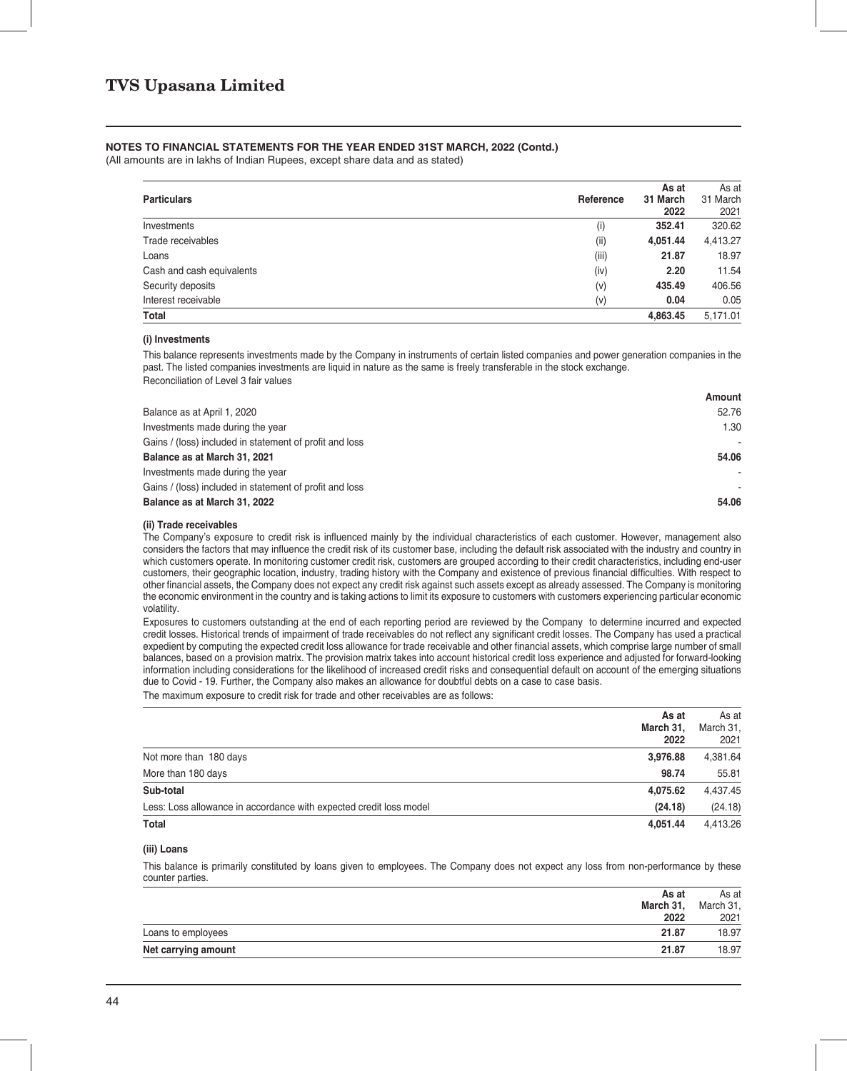# TVS Upasana Limited

**NOTES TO FINANCIAL STATEMENTS FOR THE YEAR ENDED 31ST MARCH, 2022 (Contd.)**

(All amounts are in lakhs of Indian Rupees, except share data and as stated)

| Particulars | Reference | As at 31 March 2022 | As at 31 March 2021 |
|---|---|---|---|
| Investments | (i) | **352.41** | 320.62 |
| Trade receivables | (ii) | **4,051.44** | 4,413.27 |
| Loans | (iii) | **21.87** | 18.97 |
| Cash and cash equivalents | (iv) | **2.20** | 11.54 |
| Security deposits | (v) | **435.49** | 406.56 |
| Interest receivable | (v) | **0.04** | 0.05 |
| **Total** | | **4,863.45** | 5,171.01 |

**(i) Investments**

This balance represents investments made by the Company in instruments of certain listed companies and power generation companies in the past. The listed companies investments are liquid in nature as the same is freely transferable in the stock exchange.

Reconciliation of Level 3 fair values

| | Amount |
|---|---|
| Balance as at April 1, 2020 | 52.76 |
| Investments made during the year | 1.30 |
| Gains / (loss) included in statement of profit and loss | - |
| **Balance as at March 31, 2021** | **54.06** |
| Investments made during the year | - |
| Gains / (loss) included in statement of profit and loss | - |
| **Balance as at March 31, 2022** | **54.06** |

**(ii) Trade receivables**

The Company's exposure to credit risk is influenced mainly by the individual characteristics of each customer. However, management also considers the factors that may influence the credit risk of its customer base, including the default risk associated with the industry and country in which customers operate. In monitoring customer credit risk, customers are grouped according to their credit characteristics, including end-user customers, their geographic location, industry, trading history with the Company and existence of previous financial difficulties. With respect to other financial assets, the Company does not expect any credit risk against such assets except as already assessed. The Company is monitoring the economic environment in the country and is taking actions to limit its exposure to customers with customers experiencing particular economic volatility.

Exposures to customers outstanding at the end of each reporting period are reviewed by the Company to determine incurred and expected credit losses. Historical trends of impairment of trade receivables do not reflect any significant credit losses. The Company has used a practical expedient by computing the expected credit loss allowance for trade receivable and other financial assets, which comprise large number of small balances, based on a provision matrix. The provision matrix takes into account historical credit loss experience and adjusted for forward-looking information including considerations for the likelihood of increased credit risks and consequential default on account of the emerging situations due to Covid - 19. Further, the Company also makes an allowance for doubtful debts on a case to case basis.

The maximum exposure to credit risk for trade and other receivables are as follows:

| | As at March 31, 2022 | As at March 31, 2021 |
|---|---|---|
| Not more than 180 days | **3,976.88** | 4,381.64 |
| More than 180 days | **98.74** | 55.81 |
| **Sub-total** | **4,075.62** | 4,437.45 |
| Less: Loss allowance in accordance with expected credit loss model | **(24.18)** | (24.18) |
| **Total** | **4,051.44** | 4,413.26 |

**(iii) Loans**

This balance is primarily constituted by loans given to employees. The Company does not expect any loss from non-performance by these counter parties.

| | As at March 31, 2022 | As at March 31, 2021 |
|---|---|---|
| Loans to employees | **21.87** | 18.97 |
| **Net carrying amount** | **21.87** | 18.97 |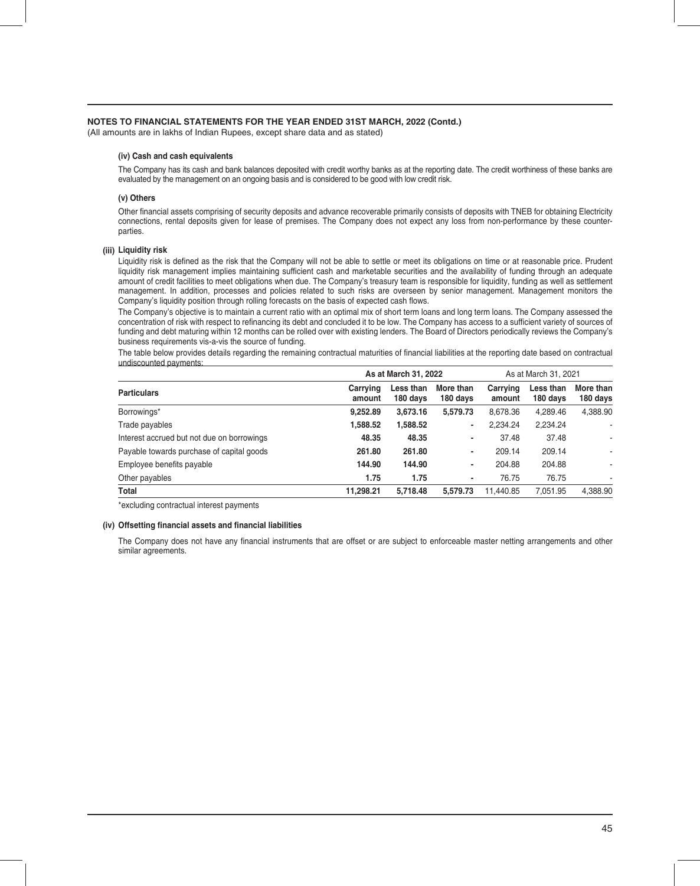**NOTES TO FINANCIAL STATEMENTS FOR THE YEAR ENDED 31ST MARCH, 2022 (Contd.)**

(All amounts are in lakhs of Indian Rupees, except share data and as stated)

**(iv) Cash and cash equivalents**

The Company has its cash and bank balances deposited with credit worthy banks as at the reporting date. The credit worthiness of these banks are evaluated by the management on an ongoing basis and is considered to be good with low credit risk.

**(v) Others**

Other financial assets comprising of security deposits and advance recoverable primarily consists of deposits with TNEB for obtaining Electricity connections, rental deposits given for lease of premises. The Company does not expect any loss from non-performance by these counter-parties.

**(iii) Liquidity risk**

Liquidity risk is defined as the risk that the Company will not be able to settle or meet its obligations on time or at reasonable price. Prudent liquidity risk management implies maintaining sufficient cash and marketable securities and the availability of funding through an adequate amount of credit facilities to meet obligations when due. The Company's treasury team is responsible for liquidity, funding as well as settlement management. In addition, processes and policies related to such risks are overseen by senior management. Management monitors the Company's liquidity position through rolling forecasts on the basis of expected cash flows.

The Company's objective is to maintain a current ratio with an optimal mix of short term loans and long term loans. The Company assessed the concentration of risk with respect to refinancing its debt and concluded it to be low. The Company has access to a sufficient variety of sources of funding and debt maturing within 12 months can be rolled over with existing lenders. The Board of Directors periodically reviews the Company's business requirements vis-a-vis the source of funding.

The table below provides details regarding the remaining contractual maturities of financial liabilities at the reporting date based on contractual undiscounted payments:

| Particulars | As at March 31, 2022 | | | As at March 31, 2021 | | |
|---|---|---|---|---|---|---|
| | **Carrying amount** | **Less than 180 days** | **More than 180 days** | **Carrying amount** | **Less than 180 days** | **More than 180 days** |
| Borrowings* | **9,252.89** | **3,673.16** | **5,579.73** | 8,678.36 | 4,289.46 | 4,388.90 |
| Trade payables | **1,588.52** | **1,588.52** | **-** | 2,234.24 | 2,234.24 | - |
| Interest accrued but not due on borrowings | **48.35** | **48.35** | **-** | 37.48 | 37.48 | - |
| Payable towards purchase of capital goods | **261.80** | **261.80** | **-** | 209.14 | 209.14 | - |
| Employee benefits payable | **144.90** | **144.90** | **-** | 204.88 | 204.88 | - |
| Other payables | **1.75** | **1.75** | **-** | 76.75 | 76.75 | - |
| **Total** | **11,298.21** | **5,718.48** | **5,579.73** | 11,440.85 | 7,051.95 | 4,388.90 |

*excluding contractual interest payments

**(iv) Offsetting financial assets and financial liabilities**

The Company does not have any financial instruments that are offset or are subject to enforceable master netting arrangements and other similar agreements.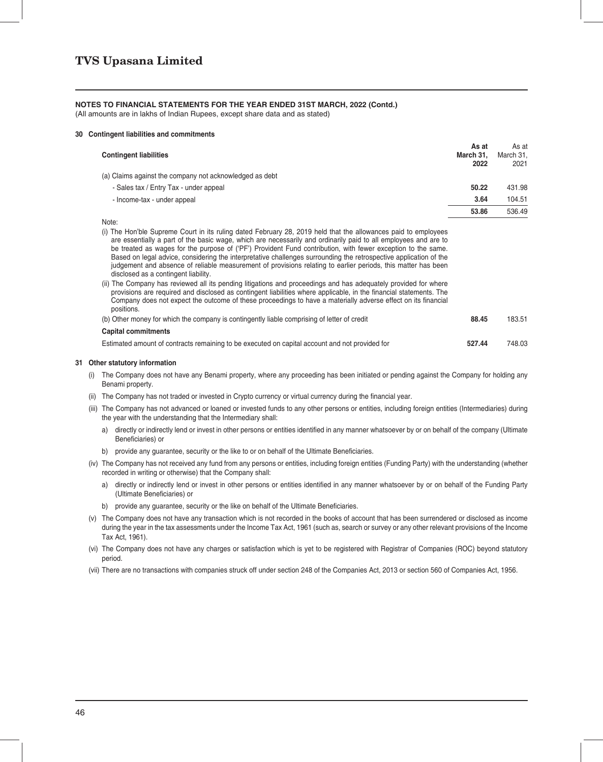# TVS Upasana Limited

**NOTES TO FINANCIAL STATEMENTS FOR THE YEAR ENDED 31ST MARCH, 2022 (Contd.)**

(All amounts are in lakhs of Indian Rupees, except share data and as stated)

**30 Contingent liabilities and commitments**

| **Contingent liabilities** | **As at March 31, 2022** | As at March 31, 2021 |
|---|---|---|
| (a) Claims against the company not acknowledged as debt | | |
| - Sales tax / Entry Tax - under appeal | **50.22** | 431.98 |
| - Income-tax - under appeal | **3.64** | 104.51 |
| | **53.86** | 536.49 |

Note:

(i) The Hon'ble Supreme Court in its ruling dated February 28, 2019 held that the allowances paid to employees are essentially a part of the basic wage, which are necessarily and ordinarily paid to all employees and are to be treated as wages for the purpose of ('PF') Provident Fund contribution, with fewer exception to the same. Based on legal advice, considering the interpretative challenges surrounding the retrospective application of the judgement and absence of reliable measurement of provisions relating to earlier periods, this matter has been disclosed as a contingent liability.

(ii) The Company has reviewed all its pending litigations and proceedings and has adequately provided for where provisions are required and disclosed as contingent liabilities where applicable, in the financial statements. The Company does not expect the outcome of these proceedings to have a materially adverse effect on its financial positions.

| | | |
|---|---|---|
| (b) Other money for which the company is contingently liable comprising of letter of credit | **88.45** | 183.51 |
| **Capital commitments** | | |
| Estimated amount of contracts remaining to be executed on capital account and not provided for | **527.44** | 748.03 |

**31 Other statutory information**

(i) The Company does not have any Benami property, where any proceeding has been initiated or pending against the Company for holding any Benami property.

(ii) The Company has not traded or invested in Crypto currency or virtual currency during the financial year.

(iii) The Company has not advanced or loaned or invested funds to any other persons or entities, including foreign entities (Intermediaries) during the year with the understanding that the Intermediary shall:

  a) directly or indirectly lend or invest in other persons or entities identified in any manner whatsoever by or on behalf of the company (Ultimate Beneficiaries) or

  b) provide any guarantee, security or the like to or on behalf of the Ultimate Beneficiaries.

(iv) The Company has not received any fund from any persons or entities, including foreign entities (Funding Party) with the understanding (whether recorded in writing or otherwise) that the Company shall:

  a) directly or indirectly lend or invest in other persons or entities identified in any manner whatsoever by or on behalf of the Funding Party (Ultimate Beneficiaries) or

  b) provide any guarantee, security or the like on behalf of the Ultimate Beneficiaries.

(v) The Company does not have any transaction which is not recorded in the books of account that has been surrendered or disclosed as income during the year in the tax assessments under the Income Tax Act, 1961 (such as, search or survey or any other relevant provisions of the Income Tax Act, 1961).

(vi) The Company does not have any charges or satisfaction which is yet to be registered with Registrar of Companies (ROC) beyond statutory period.

(vii) There are no transactions with companies struck off under section 248 of the Companies Act, 2013 or section 560 of Companies Act, 1956.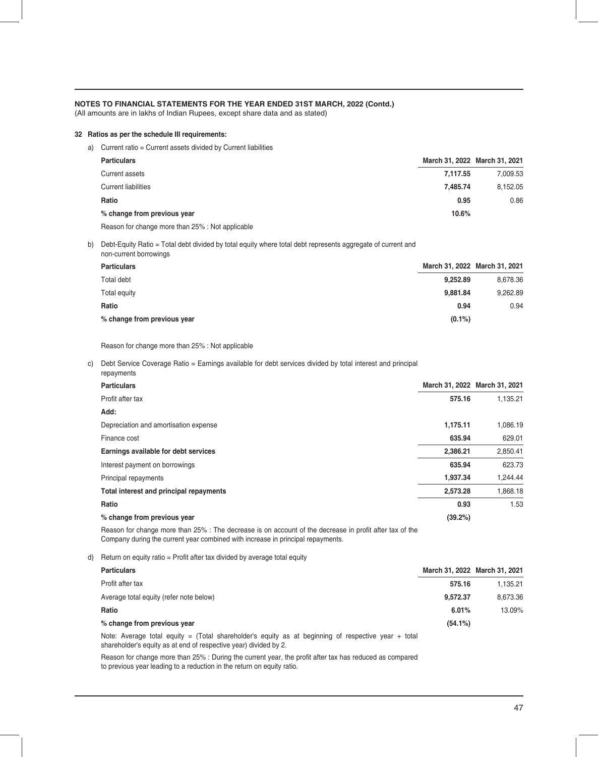**NOTES TO FINANCIAL STATEMENTS FOR THE YEAR ENDED 31ST MARCH, 2022 (Contd.)**

(All amounts are in lakhs of Indian Rupees, except share data and as stated)

**32 Ratios as per the schedule III requirements:**

a) Current ratio = Current assets divided by Current liabilities

| **Particulars** | **March 31, 2022** | **March 31, 2021** |
|---|---|---|
| Current assets | **7,117.55** | 7,009.53 |
| Current liabilities | **7,485.74** | 8,152.05 |
| **Ratio** | **0.95** | 0.86 |
| **% change from previous year** | **10.6%** | |

Reason for change more than 25% : Not applicable

b) Debt-Equity Ratio = Total debt divided by total equity where total debt represents aggregate of current and non-current borrowings

| **Particulars** | **March 31, 2022** | **March 31, 2021** |
|---|---|---|
| Total debt | **9,252.89** | 8,678.36 |
| Total equity | **9,881.84** | 9,262.89 |
| **Ratio** | **0.94** | 0.94 |
| **% change from previous year** | **(0.1%)** | |

Reason for change more than 25% : Not applicable

c) Debt Service Coverage Ratio = Earnings available for debt services divided by total interest and principal repayments

| **Particulars** | **March 31, 2022** | **March 31, 2021** |
|---|---|---|
| Profit after tax | **575.16** | 1,135.21 |
| **Add:** | | |
| Depreciation and amortisation expense | **1,175.11** | 1,086.19 |
| Finance cost | **635.94** | 629.01 |
| **Earnings available for debt services** | **2,386.21** | **2,850.41** |
| Interest payment on borrowings | **635.94** | 623.73 |
| Principal repayments | **1,937.34** | 1,244.44 |
| **Total interest and principal repayments** | **2,573.28** | **1,868.18** |
| **Ratio** | **0.93** | 1.53 |
| **% change from previous year** | **(39.2%)** | |

Reason for change more than 25% : The decrease is on account of the decrease in profit after tax of the Company during the current year combined with increase in principal repayments.

d) Return on equity ratio = Profit after tax divided by average total equity

| **Particulars** | **March 31, 2022** | **March 31, 2021** |
|---|---|---|
| Profit after tax | **575.16** | 1,135.21 |
| Average total equity (refer note below) | **9,572.37** | 8,673.36 |
| **Ratio** | **6.01%** | 13.09% |
| **% change from previous year** | **(54.1%)** | |

Note: Average total equity = (Total shareholder's equity as at beginning of respective year + total shareholder's equity as at end of respective year) divided by 2.

Reason for change more than 25% : During the current year, the profit after tax has reduced as compared to previous year leading to a reduction in the return on equity ratio.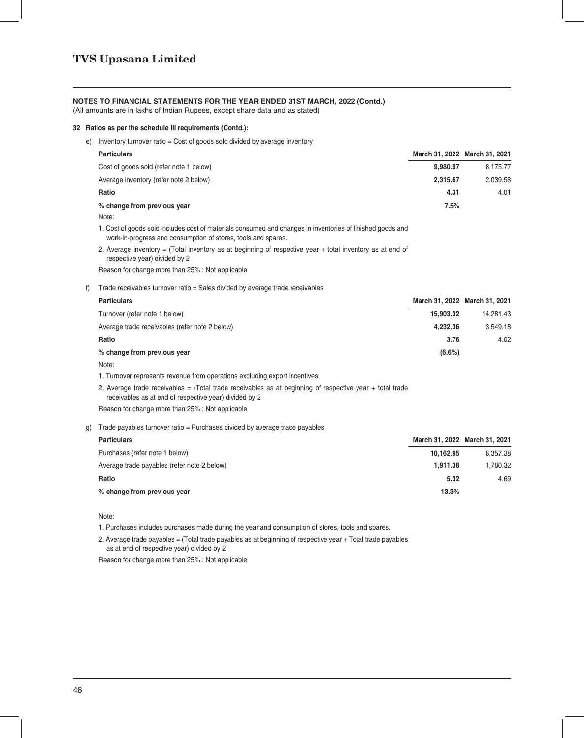## NOTES TO FINANCIAL STATEMENTS FOR THE YEAR ENDED 31ST MARCH, 2022 (Contd.)

(All amounts are in lakhs of Indian Rupees, except share data and as stated)

**32 Ratios as per the schedule III requirements (Contd.):**

e) Inventory turnover ratio = Cost of goods sold divided by average inventory

| Particulars | March 31, 2022 | March 31, 2021 |
|---|---|---|
| Cost of goods sold (refer note 1 below) | **9,980.97** | 8,175.77 |
| Average inventory (refer note 2 below) | **2,315.67** | 2,039.58 |
| **Ratio** | **4.31** | 4.01 |
| **% change from previous year** | **7.5%** | |

Note:

1. Cost of goods sold includes cost of materials consumed and changes in inventories of finished goods and work-in-progress and consumption of stores, tools and spares.
2. Average inventory = (Total inventory as at beginning of respective year + total inventory as at end of respective year) divided by 2

Reason for change more than 25% : Not applicable

f) Trade receivables turnover ratio = Sales divided by average trade receivables

| Particulars | March 31, 2022 | March 31, 2021 |
|---|---|---|
| Turnover (refer note 1 below) | **15,903.32** | 14,281.43 |
| Average trade receivables (refer note 2 below) | **4,232.36** | 3,549.18 |
| **Ratio** | **3.76** | 4.02 |
| **% change from previous year** | **(6.6%)** | |

Note:

1. Turnover represents revenue from operations excluding export incentives
2. Average trade receivables = (Total trade receivables as at beginning of respective year + total trade receivables as at end of respective year) divided by 2

Reason for change more than 25% : Not applicable

g) Trade payables turnover ratio = Purchases divided by average trade payables

| Particulars | March 31, 2022 | March 31, 2021 |
|---|---|---|
| Purchases (refer note 1 below) | **10,162.95** | 8,357.38 |
| Average trade payables (refer note 2 below) | **1,911.38** | 1,780.32 |
| **Ratio** | **5.32** | 4.69 |
| **% change from previous year** | **13.3%** | |

Note:

1. Purchases includes purchases made during the year and consumption of stores, tools and spares.
2. Average trade payables = (Total trade payables as at beginning of respective year + Total trade payables as at end of respective year) divided by 2

Reason for change more than 25% : Not applicable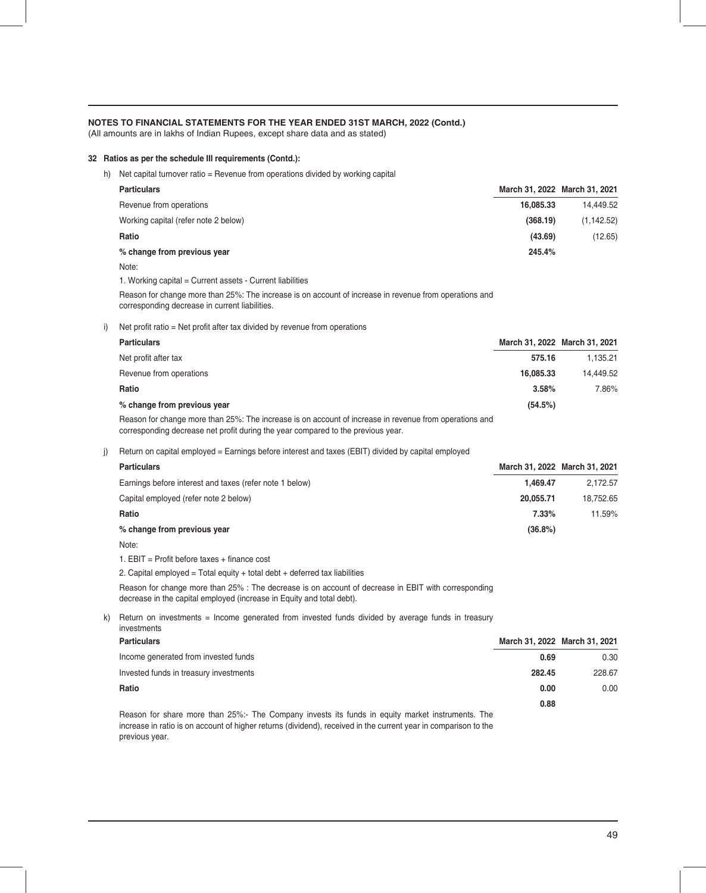**NOTES TO FINANCIAL STATEMENTS FOR THE YEAR ENDED 31ST MARCH, 2022 (Contd.)**
(All amounts are in lakhs of Indian Rupees, except share data and as stated)

**32 Ratios as per the schedule III requirements (Contd.):**

h) Net capital turnover ratio = Revenue from operations divided by working capital

| Particulars | March 31, 2022 | March 31, 2021 |
|---|---|---|
| Revenue from operations | **16,085.33** | 14,449.52 |
| Working capital (refer note 2 below) | **(368.19)** | (1,142.52) |
| **Ratio** | **(43.69)** | (12.65) |
| **% change from previous year** | **245.4%** | |

Note:

1. Working capital = Current assets - Current liabilities

Reason for change more than 25%: The increase is on account of increase in revenue from operations and corresponding decrease in current liabilities.

i) Net profit ratio = Net profit after tax divided by revenue from operations

| Particulars | March 31, 2022 | March 31, 2021 |
|---|---|---|
| Net profit after tax | **575.16** | 1,135.21 |
| Revenue from operations | **16,085.33** | 14,449.52 |
| **Ratio** | **3.58%** | 7.86% |
| **% change from previous year** | **(54.5%)** | |

Reason for change more than 25%: The increase is on account of increase in revenue from operations and corresponding decrease net profit during the year compared to the previous year.

j) Return on capital employed = Earnings before interest and taxes (EBIT) divided by capital employed

| Particulars | March 31, 2022 | March 31, 2021 |
|---|---|---|
| Earnings before interest and taxes (refer note 1 below) | **1,469.47** | 2,172.57 |
| Capital employed (refer note 2 below) | **20,055.71** | 18,752.65 |
| **Ratio** | **7.33%** | 11.59% |
| **% change from previous year** | **(36.8%)** | |

Note:

1. EBIT = Profit before taxes + finance cost

2. Capital employed = Total equity + total debt + deferred tax liabilities

Reason for change more than 25% : The decrease is on account of decrease in EBIT with corresponding decrease in the capital employed (increase in Equity and total debt).

k) Return on investments = Income generated from invested funds divided by average funds in treasury investments

| Particulars | March 31, 2022 | March 31, 2021 |
|---|---|---|
| Income generated from invested funds | **0.69** | 0.30 |
| Invested funds in treasury investments | **282.45** | 228.67 |
| **Ratio** | **0.00** | 0.00 |
| | **0.88** | |

Reason for share more than 25%:- The Company invests its funds in equity market instruments. The increase in ratio is on account of higher returns (dividend), received in the current year in comparison to the previous year.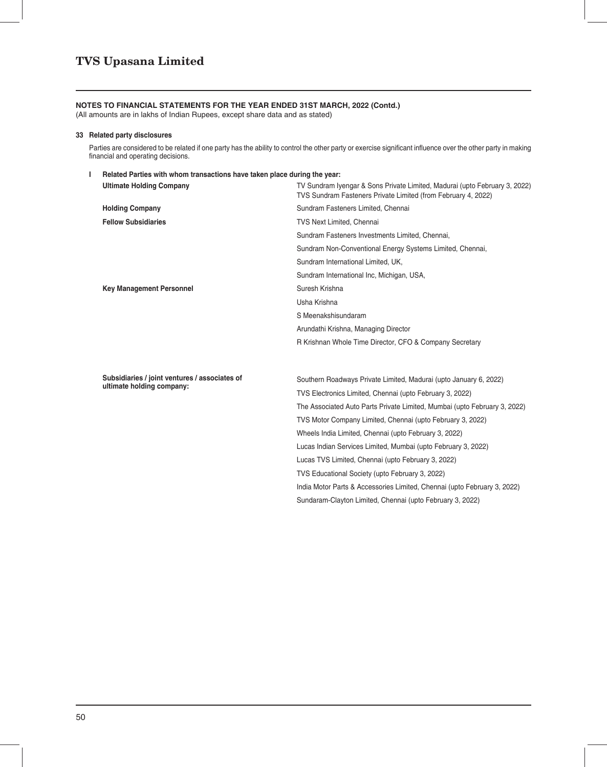**NOTES TO FINANCIAL STATEMENTS FOR THE YEAR ENDED 31ST MARCH, 2022 (Contd.)**
(All amounts are in lakhs of Indian Rupees, except share data and as stated)

**33 Related party disclosures**

Parties are considered to be related if one party has the ability to control the other party or exercise significant influence over the other party in making financial and operating decisions.

**I Related Parties with whom transactions have taken place during the year:**

| | |
|---|---|
| **Ultimate Holding Company** | TV Sundram Iyengar & Sons Private Limited, Madurai (upto February 3, 2022)<br>TVS Sundram Fasteners Private Limited (from February 4, 2022) |
| **Holding Company** | Sundram Fasteners Limited, Chennai |
| **Fellow Subsidiaries** | TVS Next Limited, Chennai |
| | Sundram Fasteners Investments Limited, Chennai, |
| | Sundram Non-Conventional Energy Systems Limited, Chennai, |
| | Sundram International Limited, UK, |
| | Sundram International Inc, Michigan, USA, |
| **Key Management Personnel** | Suresh Krishna |
| | Usha Krishna |
| | S Meenakshisundaram |
| | Arundathi Krishna, Managing Director |
| | R Krishnan Whole Time Director, CFO & Company Secretary |
| **Subsidiaries / joint ventures / associates of ultimate holding company:** | Southern Roadways Private Limited, Madurai (upto January 6, 2022) |
| | TVS Electronics Limited, Chennai (upto February 3, 2022) |
| | The Associated Auto Parts Private Limited, Mumbai (upto February 3, 2022) |
| | TVS Motor Company Limited, Chennai (upto February 3, 2022) |
| | Wheels India Limited, Chennai (upto February 3, 2022) |
| | Lucas Indian Services Limited, Mumbai (upto February 3, 2022) |
| | Lucas TVS Limited, Chennai (upto February 3, 2022) |
| | TVS Educational Society (upto February 3, 2022) |
| | India Motor Parts & Accessories Limited, Chennai (upto February 3, 2022) |
| | Sundaram-Clayton Limited, Chennai (upto February 3, 2022) |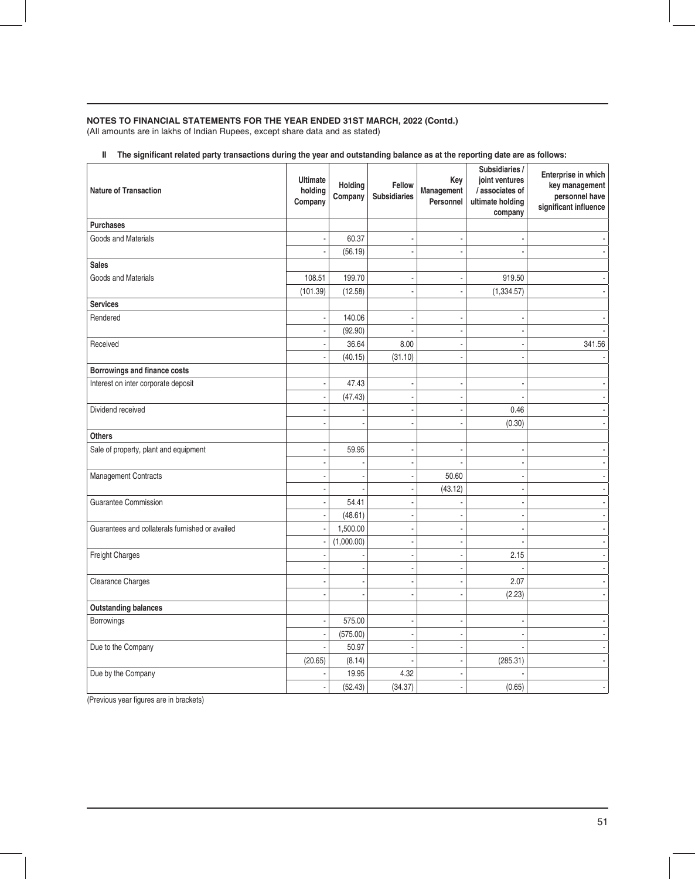**NOTES TO FINANCIAL STATEMENTS FOR THE YEAR ENDED 31ST MARCH, 2022 (Contd.)**
(All amounts are in lakhs of Indian Rupees, except share data and as stated)

**II The significant related party transactions during the year and outstanding balance as at the reporting date are as follows:**

| Nature of Transaction | Ultimate holding Company | Holding Company | Fellow Subsidiaries | Key Management Personnel | Subsidiaries / joint ventures / associates of ultimate holding company | Enterprise in which key management personnel have significant influence |
|---|---|---|---|---|---|---|
| **Purchases** | | | | | | |
| Goods and Materials | - | 60.37 | - | - | - | - |
| | - | (56.19) | - | - | - | - |
| **Sales** | | | | | | |
| Goods and Materials | 108.51 | 199.70 | - | - | 919.50 | - |
| | (101.39) | (12.58) | - | - | (1,334.57) | - |
| **Services** | | | | | | |
| Rendered | - | 140.06 | - | - | - | - |
| | - | (92.90) | - | - | - | - |
| Received | - | 36.64 | 8.00 | - | - | 341.56 |
| | - | (40.15) | (31.10) | - | - | - |
| **Borrowings and finance costs** | | | | | | |
| Interest on inter corporate deposit | - | 47.43 | - | - | - | - |
| | - | (47.43) | - | - | - | - |
| Dividend received | - | - | - | - | 0.46 | - |
| | - | - | - | - | (0.30) | - |
| **Others** | | | | | | |
| Sale of property, plant and equipment | - | 59.95 | - | - | - | - |
| | - | - | - | - | - | - |
| Management Contracts | - | - | - | 50.60 | - | - |
| | - | - | - | (43.12) | - | - |
| Guarantee Commission | - | 54.41 | - | - | - | - |
| | - | (48.61) | - | - | - | - |
| Guarantees and collaterals furnished or availed | - | 1,500.00 | - | - | - | - |
| | - | (1,000.00) | - | - | - | - |
| Freight Charges | - | - | - | - | 2.15 | - |
| | - | - | - | - | - | - |
| Clearance Charges | - | - | - | - | 2.07 | - |
| | - | - | - | - | (2.23) | - |
| **Outstanding balances** | | | | | | |
| Borrowings | - | 575.00 | - | - | - | - |
| | - | (575.00) | - | - | - | - |
| Due to the Company | - | 50.97 | - | - | - | - |
| | (20.65) | (8.14) | - | - | (285.31) | - |
| Due by the Company | - | 19.95 | 4.32 | - | - | |
| | - | (52.43) | (34.37) | - | (0.65) | - |

(Previous year figures are in brackets)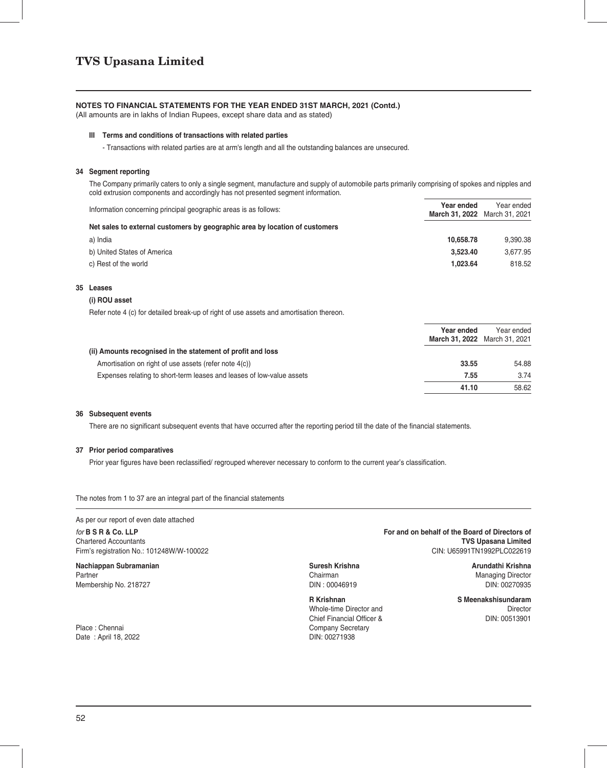# TVS Upasana Limited

**NOTES TO FINANCIAL STATEMENTS FOR THE YEAR ENDED 31ST MARCH, 2021 (Contd.)**

(All amounts are in lakhs of Indian Rupees, except share data and as stated)

**III Terms and conditions of transactions with related parties**

- Transactions with related parties are at arm's length and all the outstanding balances are unsecured.

## 34 Segment reporting

The Company primarily caters to only a single segment, manufacture and supply of automobile parts primarily comprising of spokes and nipples and cold extrusion components and accordingly has not presented segment information.

| Information concerning principal geographic areas is as follows: | **Year ended March 31, 2022** | Year ended March 31, 2021 |
|---|---|---|
| **Net sales to external customers by geographic area by location of customers** | | |
| a) India | **10,658.78** | 9,390.38 |
| b) United States of America | **3,523.40** | 3,677.95 |
| c) Rest of the world | **1,023.64** | 818.52 |

## 35 Leases

**(i) ROU asset**

Refer note 4 (c) for detailed break-up of right of use assets and amortisation thereon.

| | **Year ended March 31, 2022** | Year ended March 31, 2021 |
|---|---|---|
| **(ii) Amounts recognised in the statement of profit and loss** | | |
| Amortisation on right of use assets (refer note 4(c)) | **33.55** | 54.88 |
| Expenses relating to short-term leases and leases of low-value assets | **7.55** | 3.74 |
| | **41.10** | 58.62 |

## 36 Subsequent events

There are no significant subsequent events that have occurred after the reporting period till the date of the financial statements.

## 37 Prior period comparatives

Prior year figures have been reclassified/ regrouped wherever necessary to conform to the current year's classification.

The notes from 1 to 37 are an integral part of the financial statements

As per our report of even date attached

*for* **B S R & Co. LLP**
Chartered Accountants
Firm's registration No.: 101248W/W-100022

**Nachiappan Subramanian**
Partner
Membership No. 218727

Place : Chennai
Date : April 18, 2022

**For and on behalf of the Board of Directors of**
**TVS Upasana Limited**
CIN: U65991TN1992PLC022619

**Suresh Krishna**
Chairman
DIN : 00046919

**Arundathi Krishna**
Managing Director
DIN: 00270935

**R Krishnan**
Whole-time Director and
Chief Financial Officer &
Company Secretary
DIN: 00271938

**S Meenakshisundaram**
Director
DIN: 00513901